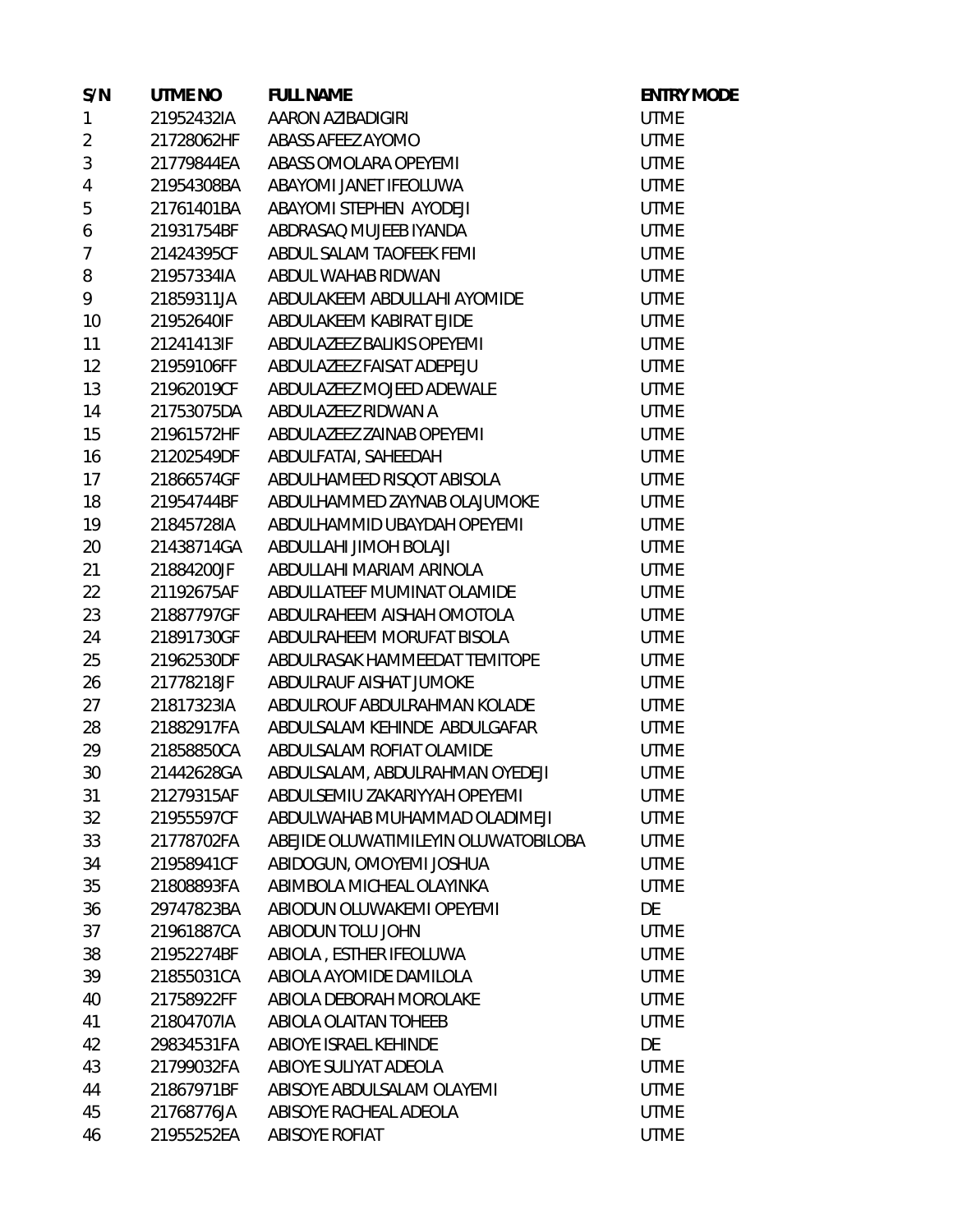| S/N | UTME NO | FULL NAME | ENTRY MODE |
|---|---|---|---|
| 1 | 21952432IA | AARON AZIBADIGIRI | UTME |
| 2 | 21728062HF | ABASS AFEEZ AYOMO | UTME |
| 3 | 21779844EA | ABASS OMOLARA OPEYEMI | UTME |
| 4 | 21954308BA | ABAYOMI JANET IFEOLUWA | UTME |
| 5 | 21761401BA | ABAYOMI STEPHEN AYODEJI | UTME |
| 6 | 21931754BF | ABDRASAQ MUJEEB IYANDA | UTME |
| 7 | 21424395CF | ABDUL SALAM TAOFEEK FEMI | UTME |
| 8 | 21957334IA | ABDUL WAHAB RIDWAN | UTME |
| 9 | 21859311JA | ABDULAKEEM ABDULLAHI AYOMIDE | UTME |
| 10 | 21952640IF | ABDULAKEEM KABIRAT EJIDE | UTME |
| 11 | 21241413IF | ABDULAZEEZ BALIKIS OPEYEMI | UTME |
| 12 | 21959106FF | ABDULAZEEZ FAISAT ADEPEJU | UTME |
| 13 | 21962019CF | ABDULAZEEZ MOJEED ADEWALE | UTME |
| 14 | 21753075DA | ABDULAZEEZ RIDWAN A | UTME |
| 15 | 21961572HF | ABDULAZEEZ ZAINAB OPEYEMI | UTME |
| 16 | 21202549DF | ABDULFATAI, SAHEEDAH | UTME |
| 17 | 21866574GF | ABDULHAMEED RISQOT ABISOLA | UTME |
| 18 | 21954744BF | ABDULHAMMED ZAYNAB OLAJUMOKE | UTME |
| 19 | 21845728IA | ABDULHAMMID UBAYDAH OPEYEMI | UTME |
| 20 | 21438714GA | ABDULLAHI JIMOH BOLAJI | UTME |
| 21 | 21884200JF | ABDULLAHI MARIAM ARINOLA | UTME |
| 22 | 21192675AF | ABDULLATEEF MUMINAT OLAMIDE | UTME |
| 23 | 21887797GF | ABDULRAHEEM AISHAH OMOTOLA | UTME |
| 24 | 21891730GF | ABDULRAHEEM MORUFAT BISOLA | UTME |
| 25 | 21962530DF | ABDULRASAK HAMMEEDAT TEMITOPE | UTME |
| 26 | 21778218JF | ABDULRAUF AISHAT JUMOKE | UTME |
| 27 | 21817323IA | ABDULROUF ABDULRAHMAN KOLADE | UTME |
| 28 | 21882917FA | ABDULSALAM KEHINDE ABDULGAFAR | UTME |
| 29 | 21858850CA | ABDULSALAM ROFIAT OLAMIDE | UTME |
| 30 | 21442628GA | ABDULSALAM, ABDULRAHMAN OYEDEJI | UTME |
| 31 | 21279315AF | ABDULSEMIU ZAKARIYYAH OPEYEMI | UTME |
| 32 | 21955597CF | ABDULWAHAB MUHAMMAD OLADIMEJI | UTME |
| 33 | 21778702FA | ABEJIDE OLUWATIMILEYIN OLUWATOBILOBA | UTME |
| 34 | 21958941CF | ABIDOGUN, OMOYEMI JOSHUA | UTME |
| 35 | 21808893FA | ABIMBOLA MICHEAL OLAYINKA | UTME |
| 36 | 29747823BA | ABIODUN OLUWAKEMI OPEYEMI | DE |
| 37 | 21961887CA | ABIODUN TOLU JOHN | UTME |
| 38 | 21952274BF | ABIOLA , ESTHER IFEOLUWA | UTME |
| 39 | 21855031CA | ABIOLA AYOMIDE DAMILOLA | UTME |
| 40 | 21758922FF | ABIOLA DEBORAH MOROLAKE | UTME |
| 41 | 21804707IA | ABIOLA OLAITAN TOHEEB | UTME |
| 42 | 29834531FA | ABIOYE ISRAEL KEHINDE | DE |
| 43 | 21799032FA | ABIOYE SULIYAT ADEOLA | UTME |
| 44 | 21867971BF | ABISOYE ABDULSALAM OLAYEMI | UTME |
| 45 | 21768776JA | ABISOYE RACHEAL ADEOLA | UTME |
| 46 | 21955252EA | ABISOYE ROFIAT | UTME |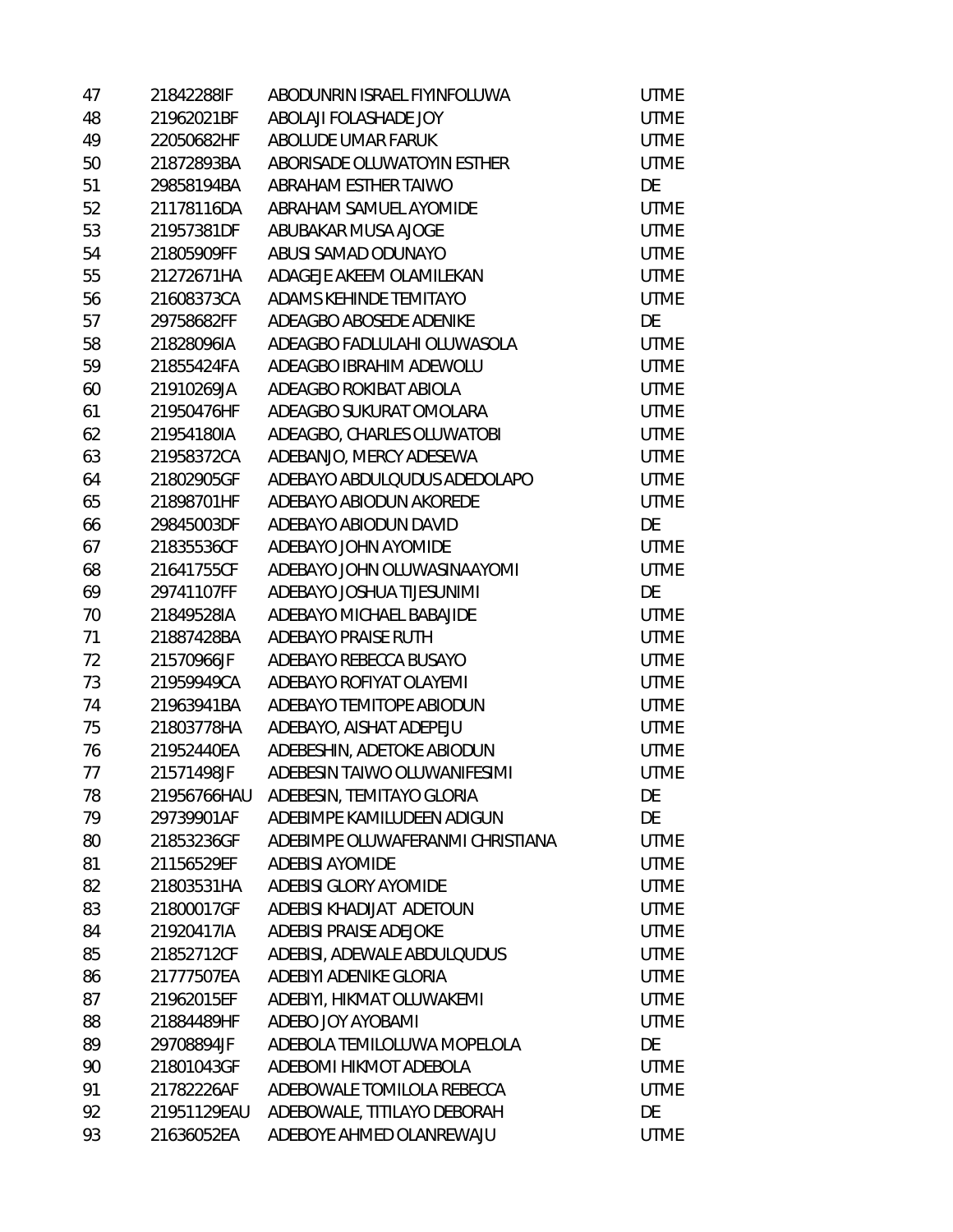| | | | |
|---|---|---|---|
| 47 | 21842288IF | ABODUNRIN ISRAEL FIYINFOLUWA | UTME |
| 48 | 21962021BF | ABOLAJI FOLASHADE JOY | UTME |
| 49 | 22050682HF | ABOLUDE UMAR FARUK | UTME |
| 50 | 21872893BA | ABORISADE OLUWATOYIN ESTHER | UTME |
| 51 | 29858194BA | ABRAHAM ESTHER TAIWO | DE |
| 52 | 21178116DA | ABRAHAM SAMUEL AYOMIDE | UTME |
| 53 | 21957381DF | ABUBAKAR MUSA AJOGE | UTME |
| 54 | 21805909FF | ABUSI SAMAD ODUNAYO | UTME |
| 55 | 21272671HA | ADAGEJE AKEEM OLAMILEKAN | UTME |
| 56 | 21608373CA | ADAMS KEHINDE TEMITAYO | UTME |
| 57 | 29758682FF | ADEAGBO ABOSEDE ADENIKE | DE |
| 58 | 21828096IA | ADEAGBO FADLULAHI OLUWASOLA | UTME |
| 59 | 21855424FA | ADEAGBO IBRAHIM ADEWOLU | UTME |
| 60 | 21910269JA | ADEAGBO ROKIBAT ABIOLA | UTME |
| 61 | 21950476HF | ADEAGBO SUKURAT OMOLARA | UTME |
| 62 | 21954180IA | ADEAGBO, CHARLES OLUWATOBI | UTME |
| 63 | 21958372CA | ADEBANJO, MERCY ADESEWA | UTME |
| 64 | 21802905GF | ADEBAYO ABDULQUDUS ADEDOLAPO | UTME |
| 65 | 21898701HF | ADEBAYO ABIODUN AKOREDE | UTME |
| 66 | 29845003DF | ADEBAYO ABIODUN DAVID | DE |
| 67 | 21835536CF | ADEBAYO JOHN AYOMIDE | UTME |
| 68 | 21641755CF | ADEBAYO JOHN OLUWASINAAYOMI | UTME |
| 69 | 29741107FF | ADEBAYO JOSHUA TIJESUNIMI | DE |
| 70 | 21849528IA | ADEBAYO MICHAEL BABAJIDE | UTME |
| 71 | 21887428BA | ADEBAYO PRAISE RUTH | UTME |
| 72 | 21570966JF | ADEBAYO REBECCA BUSAYO | UTME |
| 73 | 21959949CA | ADEBAYO ROFIYAT OLAYEMI | UTME |
| 74 | 21963941BA | ADEBAYO TEMITOPE ABIODUN | UTME |
| 75 | 21803778HA | ADEBAYO, AISHAT ADEPEJU | UTME |
| 76 | 21952440EA | ADEBESHIN, ADETOKE ABIODUN | UTME |
| 77 | 21571498JF | ADEBESIN TAIWO OLUWANIFESIMI | UTME |
| 78 | 21956766HAU | ADEBESIN, TEMITAYO GLORIA | DE |
| 79 | 29739901AF | ADEBIMPE KAMILUDEEN ADIGUN | DE |
| 80 | 21853236GF | ADEBIMPE OLUWAFERANMI CHRISTIANA | UTME |
| 81 | 21156529EF | ADEBISI AYOMIDE | UTME |
| 82 | 21803531HA | ADEBISI GLORY AYOMIDE | UTME |
| 83 | 21800017GF | ADEBISI KHADIJAT ADETOUN | UTME |
| 84 | 21920417IA | ADEBISI PRAISE ADEJOKE | UTME |
| 85 | 21852712CF | ADEBISI, ADEWALE ABDULQUDUS | UTME |
| 86 | 21777507EA | ADEBIYI ADENIKE GLORIA | UTME |
| 87 | 21962015EF | ADEBIYI, HIKMAT OLUWAKEMI | UTME |
| 88 | 21884489HF | ADEBO JOY AYOBAMI | UTME |
| 89 | 29708894JF | ADEBOLA TEMILOLUWA MOPELOLA | DE |
| 90 | 21801043GF | ADEBOMI HIKMOT ADEBOLA | UTME |
| 91 | 21782226AF | ADEBOWALE TOMILOLA REBECCA | UTME |
| 92 | 21951129EAU | ADEBOWALE, TITILAYO DEBORAH | DE |
| 93 | 21636052EA | ADEBOYE AHMED OLANREWAJU | UTME |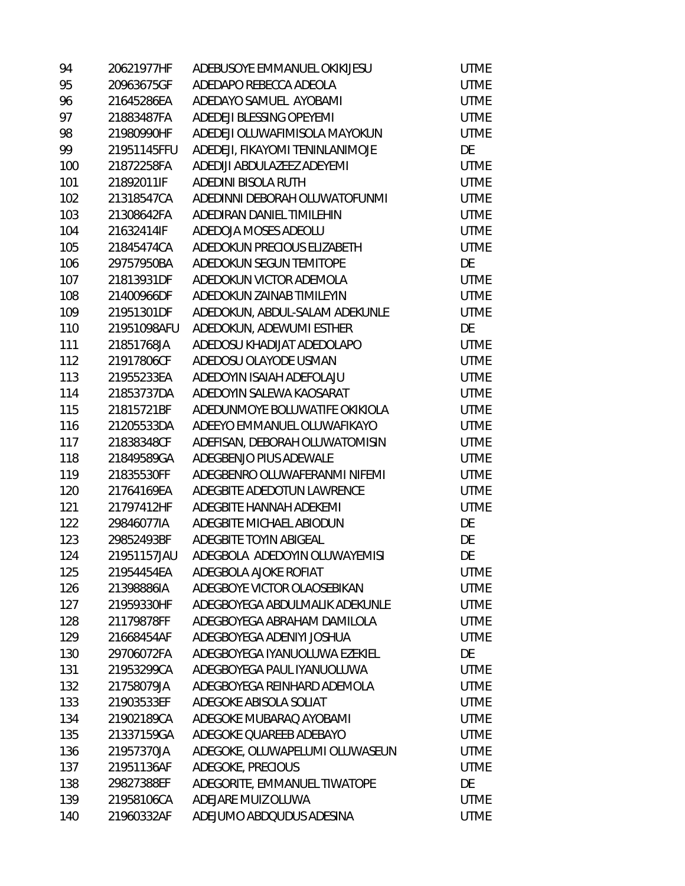| | | | |
|---|---|---|---|
| 94 | 20621977HF | ADEBUSOYE EMMANUEL OKIKIJESU | UTME |
| 95 | 20963675GF | ADEDAPO REBECCA ADEOLA | UTME |
| 96 | 21645286EA | ADEDAYO SAMUEL AYOBAMI | UTME |
| 97 | 21883487FA | ADEDEJI BLESSING OPEYEMI | UTME |
| 98 | 21980990HF | ADEDEJI OLUWAFIMISOLA MAYOKUN | UTME |
| 99 | 21951145FFU | ADEDEJI, FIKAYOMI TENINLANIMOJE | DE |
| 100 | 21872258FA | ADEDIJI ABDULAZEEZ ADEYEMI | UTME |
| 101 | 21892011IF | ADEDINI BISOLA RUTH | UTME |
| 102 | 21318547CA | ADEDINNI DEBORAH OLUWATOFUNMI | UTME |
| 103 | 21308642FA | ADEDIRAN DANIEL TIMILEHIN | UTME |
| 104 | 21632414IF | ADEDOJA MOSES ADEOLU | UTME |
| 105 | 21845474CA | ADEDOKUN PRECIOUS ELIZABETH | UTME |
| 106 | 29757950BA | ADEDOKUN SEGUN TEMITOPE | DE |
| 107 | 21813931DF | ADEDOKUN VICTOR ADEMOLA | UTME |
| 108 | 21400966DF | ADEDOKUN ZAINAB TIMILEYIN | UTME |
| 109 | 21951301DF | ADEDOKUN, ABDUL-SALAM ADEKUNLE | UTME |
| 110 | 21951098AFU | ADEDOKUN, ADEWUMI ESTHER | DE |
| 111 | 21851768JA | ADEDOSU KHADIJAT ADEDOLAPO | UTME |
| 112 | 21917806CF | ADEDOSU OLAYODE USMAN | UTME |
| 113 | 21955233EA | ADEDOYIN ISAIAH ADEFOLAJU | UTME |
| 114 | 21853737DA | ADEDOYIN SALEWA KAOSARAT | UTME |
| 115 | 21815721BF | ADEDUNMOYE BOLUWATIFE OKIKIOLA | UTME |
| 116 | 21205533DA | ADEEYO EMMANUEL OLUWAFIKAYO | UTME |
| 117 | 21838348CF | ADEFISAN, DEBORAH OLUWATOMISIN | UTME |
| 118 | 21849589GA | ADEGBENJO PIUS ADEWALE | UTME |
| 119 | 21835530FF | ADEGBENRO OLUWAFERANMI NIFEMI | UTME |
| 120 | 21764169EA | ADEGBITE ADEDOTUN LAWRENCE | UTME |
| 121 | 21797412HF | ADEGBITE HANNAH ADEKEMI | UTME |
| 122 | 29846077IA | ADEGBITE MICHAEL ABIODUN | DE |
| 123 | 29852493BF | ADEGBITE TOYIN ABIGEAL | DE |
| 124 | 21951157JAU | ADEGBOLA ADEDOYIN OLUWAYEMISI | DE |
| 125 | 21954454EA | ADEGBOLA AJOKE ROFIAT | UTME |
| 126 | 21398886IA | ADEGBOYE VICTOR OLAOSEBIKAN | UTME |
| 127 | 21959330HF | ADEGBOYEGA ABDULMALIK ADEKUNLE | UTME |
| 128 | 21179878FF | ADEGBOYEGA ABRAHAM DAMILOLA | UTME |
| 129 | 21668454AF | ADEGBOYEGA ADENIYI JOSHUA | UTME |
| 130 | 29706072FA | ADEGBOYEGA IYANUOLUWA EZEKIEL | DE |
| 131 | 21953299CA | ADEGBOYEGA PAUL IYANUOLUWA | UTME |
| 132 | 21758079JA | ADEGBOYEGA REINHARD ADEMOLA | UTME |
| 133 | 21903533EF | ADEGOKE ABISOLA SOLIAT | UTME |
| 134 | 21902189CA | ADEGOKE MUBARAQ AYOBAMI | UTME |
| 135 | 21337159GA | ADEGOKE QUAREEB ADEBAYO | UTME |
| 136 | 21957370JA | ADEGOKE, OLUWAPELUMI OLUWASEUN | UTME |
| 137 | 21951136AF | ADEGOKE, PRECIOUS | UTME |
| 138 | 29827388EF | ADEGORITE, EMMANUEL TIWATOPE | DE |
| 139 | 21958106CA | ADEJARE MUIZ OLUWA | UTME |
| 140 | 21960332AF | ADEJUMO ABDQUDUS ADESINA | UTME |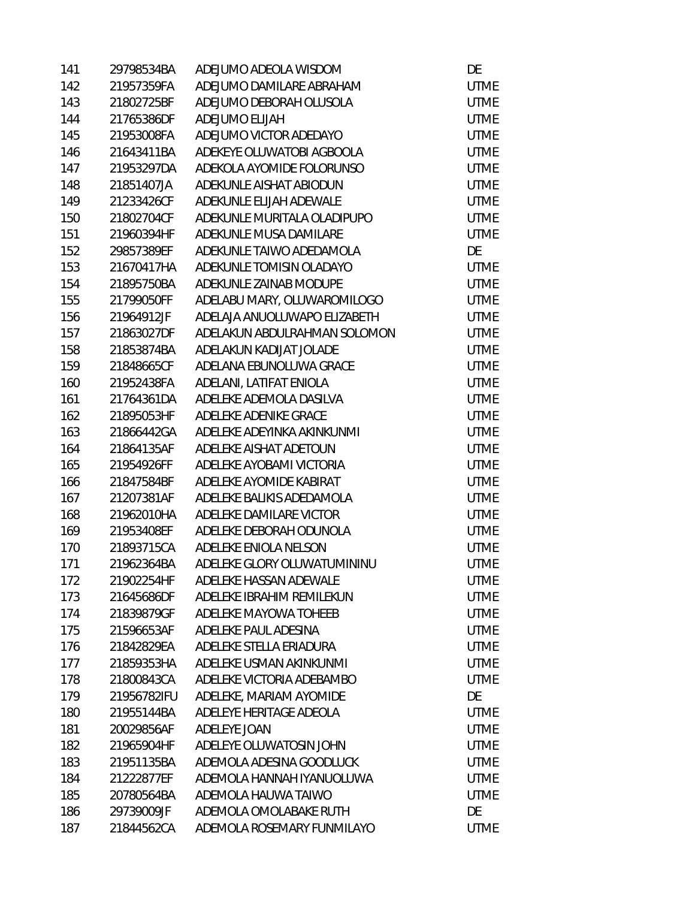| | | | |
|---|---|---|---|
| 141 | 29798534BA | ADEJUMO ADEOLA WISDOM | DE |
| 142 | 21957359FA | ADEJUMO DAMILARE ABRAHAM | UTME |
| 143 | 21802725BF | ADEJUMO DEBORAH OLUSOLA | UTME |
| 144 | 21765386DF | ADEJUMO ELIJAH | UTME |
| 145 | 21953008FA | ADEJUMO VICTOR ADEDAYO | UTME |
| 146 | 21643411BA | ADEKEYE OLUWATOBI AGBOOLA | UTME |
| 147 | 21953297DA | ADEKOLA AYOMIDE FOLORUNSO | UTME |
| 148 | 21851407JA | ADEKUNLE AISHAT ABIODUN | UTME |
| 149 | 21233426CF | ADEKUNLE ELIJAH ADEWALE | UTME |
| 150 | 21802704CF | ADEKUNLE MURITALA OLADIPUPO | UTME |
| 151 | 21960394HF | ADEKUNLE MUSA DAMILARE | UTME |
| 152 | 29857389EF | ADEKUNLE TAIWO ADEDAMOLA | DE |
| 153 | 21670417HA | ADEKUNLE TOMISIN OLADAYO | UTME |
| 154 | 21895750BA | ADEKUNLE ZAINAB MODUPE | UTME |
| 155 | 21799050FF | ADELABU MARY, OLUWAROMILOGO | UTME |
| 156 | 21964912JF | ADELAJA ANUOLUWAPO ELIZABETH | UTME |
| 157 | 21863027DF | ADELAKUN ABDULRAHMAN SOLOMON | UTME |
| 158 | 21853874BA | ADELAKUN KADIJAT JOLADE | UTME |
| 159 | 21848665CF | ADELANA EBUNOLUWA GRACE | UTME |
| 160 | 21952438FA | ADELANI, LATIFAT ENIOLA | UTME |
| 161 | 21764361DA | ADELEKE ADEMOLA DASILVA | UTME |
| 162 | 21895053HF | ADELEKE ADENIKE GRACE | UTME |
| 163 | 21866442GA | ADELEKE ADEYINKA AKINKUNMI | UTME |
| 164 | 21864135AF | ADELEKE AISHAT ADETOUN | UTME |
| 165 | 21954926FF | ADELEKE AYOBAMI VICTORIA | UTME |
| 166 | 21847584BF | ADELEKE AYOMIDE KABIRAT | UTME |
| 167 | 21207381AF | ADELEKE BALIKIS ADEDAMOLA | UTME |
| 168 | 21962010HA | ADELEKE DAMILARE VICTOR | UTME |
| 169 | 21953408EF | ADELEKE DEBORAH ODUNOLA | UTME |
| 170 | 21893715CA | ADELEKE ENIOLA NELSON | UTME |
| 171 | 21962364BA | ADELEKE GLORY OLUWATUMININU | UTME |
| 172 | 21902254HF | ADELEKE HASSAN ADEWALE | UTME |
| 173 | 21645686DF | ADELEKE IBRAHIM REMILEKUN | UTME |
| 174 | 21839879GF | ADELEKE MAYOWA TOHEEB | UTME |
| 175 | 21596653AF | ADELEKE PAUL ADESINA | UTME |
| 176 | 21842829EA | ADELEKE STELLA ERIADURA | UTME |
| 177 | 21859353HA | ADELEKE USMAN AKINKUNMI | UTME |
| 178 | 21800843CA | ADELEKE VICTORIA ADEBAMBO | UTME |
| 179 | 21956782IFU | ADELEKE, MARIAM AYOMIDE | DE |
| 180 | 21955144BA | ADELEYE HERITAGE ADEOLA | UTME |
| 181 | 20029856AF | ADELEYE JOAN | UTME |
| 182 | 21965904HF | ADELEYE OLUWATOSIN JOHN | UTME |
| 183 | 21951135BA | ADEMOLA ADESINA GOODLUCK | UTME |
| 184 | 21222877EF | ADEMOLA HANNAH IYANUOLUWA | UTME |
| 185 | 20780564BA | ADEMOLA HAUWA TAIWO | UTME |
| 186 | 29739009JF | ADEMOLA OMOLABAKE RUTH | DE |
| 187 | 21844562CA | ADEMOLA ROSEMARY FUNMILAYO | UTME |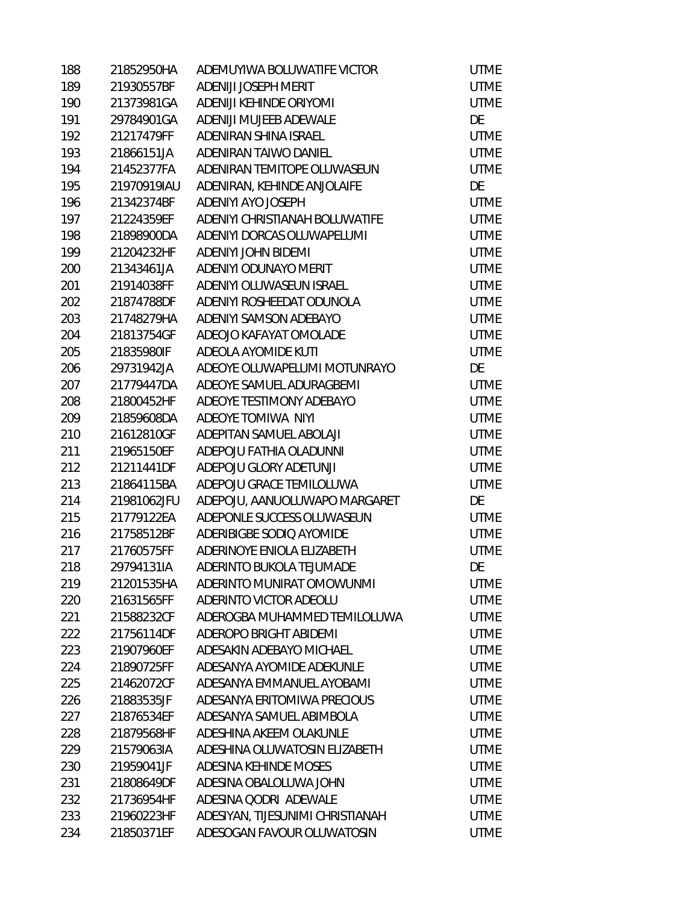| | | | |
|---|---|---|---|
| 188 | 21852950HA | ADEMUYIWA BOLUWATIFE VICTOR | UTME |
| 189 | 21930557BF | ADENIJI JOSEPH MERIT | UTME |
| 190 | 21373981GA | ADENIJI KEHINDE ORIYOMI | UTME |
| 191 | 29784901GA | ADENIJI MUJEEB ADEWALE | DE |
| 192 | 21217479FF | ADENIRAN SHINA ISRAEL | UTME |
| 193 | 21866151JA | ADENIRAN TAIWO DANIEL | UTME |
| 194 | 21452377FA | ADENIRAN TEMITOPE OLUWASEUN | UTME |
| 195 | 21970919IAU | ADENIRAN, KEHINDE ANJOLAIFE | DE |
| 196 | 21342374BF | ADENIYI AYO JOSEPH | UTME |
| 197 | 21224359EF | ADENIYI CHRISTIANAH BOLUWATIFE | UTME |
| 198 | 21898900DA | ADENIYI DORCAS OLUWAPELUMI | UTME |
| 199 | 21204232HF | ADENIYI JOHN BIDEMI | UTME |
| 200 | 21343461JA | ADENIYI ODUNAYO MERIT | UTME |
| 201 | 21914038FF | ADENIYI OLUWASEUN ISRAEL | UTME |
| 202 | 21874788DF | ADENIYI ROSHEEDAT ODUNOLA | UTME |
| 203 | 21748279HA | ADENIYI SAMSON ADEBAYO | UTME |
| 204 | 21813754GF | ADEOJO KAFAYAT OMOLADE | UTME |
| 205 | 21835980IF | ADEOLA AYOMIDE KUTI | UTME |
| 206 | 29731942JA | ADEOYE OLUWAPELUMI MOTUNRAYO | DE |
| 207 | 21779447DA | ADEOYE SAMUEL ADURAGBEMI | UTME |
| 208 | 21800452HF | ADEOYE TESTIMONY ADEBAYO | UTME |
| 209 | 21859608DA | ADEOYE TOMIWA NIYI | UTME |
| 210 | 21612810GF | ADEPITAN SAMUEL ABOLAJI | UTME |
| 211 | 21965150EF | ADEPOJU FATHIA OLADUNNI | UTME |
| 212 | 21211441DF | ADEPOJU GLORY ADETUNJI | UTME |
| 213 | 21864115BA | ADEPOJU GRACE TEMILOLUWA | UTME |
| 214 | 21981062JFU | ADEPOJU, AANUOLUWAPO MARGARET | DE |
| 215 | 21779122EA | ADEPONLE SUCCESS OLUWASEUN | UTME |
| 216 | 21758512BF | ADERIBIGBE SODIQ AYOMIDE | UTME |
| 217 | 21760575FF | ADERINOYE ENIOLA ELIZABETH | UTME |
| 218 | 29794131IA | ADERINTO BUKOLA TEJUMADE | DE |
| 219 | 21201535HA | ADERINTO MUNIRAT OMOWUNMI | UTME |
| 220 | 21631565FF | ADERINTO VICTOR ADEOLU | UTME |
| 221 | 21588232CF | ADEROGBA MUHAMMED TEMILOLUWA | UTME |
| 222 | 21756114DF | ADEROPO BRIGHT ABIDEMI | UTME |
| 223 | 21907960EF | ADESAKIN ADEBAYO MICHAEL | UTME |
| 224 | 21890725FF | ADESANYA AYOMIDE ADEKUNLE | UTME |
| 225 | 21462072CF | ADESANYA EMMANUEL AYOBAMI | UTME |
| 226 | 21883535JF | ADESANYA ERITOMIWA PRECIOUS | UTME |
| 227 | 21876534EF | ADESANYA SAMUEL ABIMBOLA | UTME |
| 228 | 21879568HF | ADESHINA AKEEM OLAKUNLE | UTME |
| 229 | 21579063IA | ADESHINA OLUWATOSIN ELIZABETH | UTME |
| 230 | 21959041JF | ADESINA KEHINDE MOSES | UTME |
| 231 | 21808649DF | ADESINA OBALOLUWA JOHN | UTME |
| 232 | 21736954HF | ADESINA QODRI ADEWALE | UTME |
| 233 | 21960223HF | ADESIYAN, TIJESUNIMI CHRISTIANAH | UTME |
| 234 | 21850371EF | ADESOGAN FAVOUR OLUWATOSIN | UTME |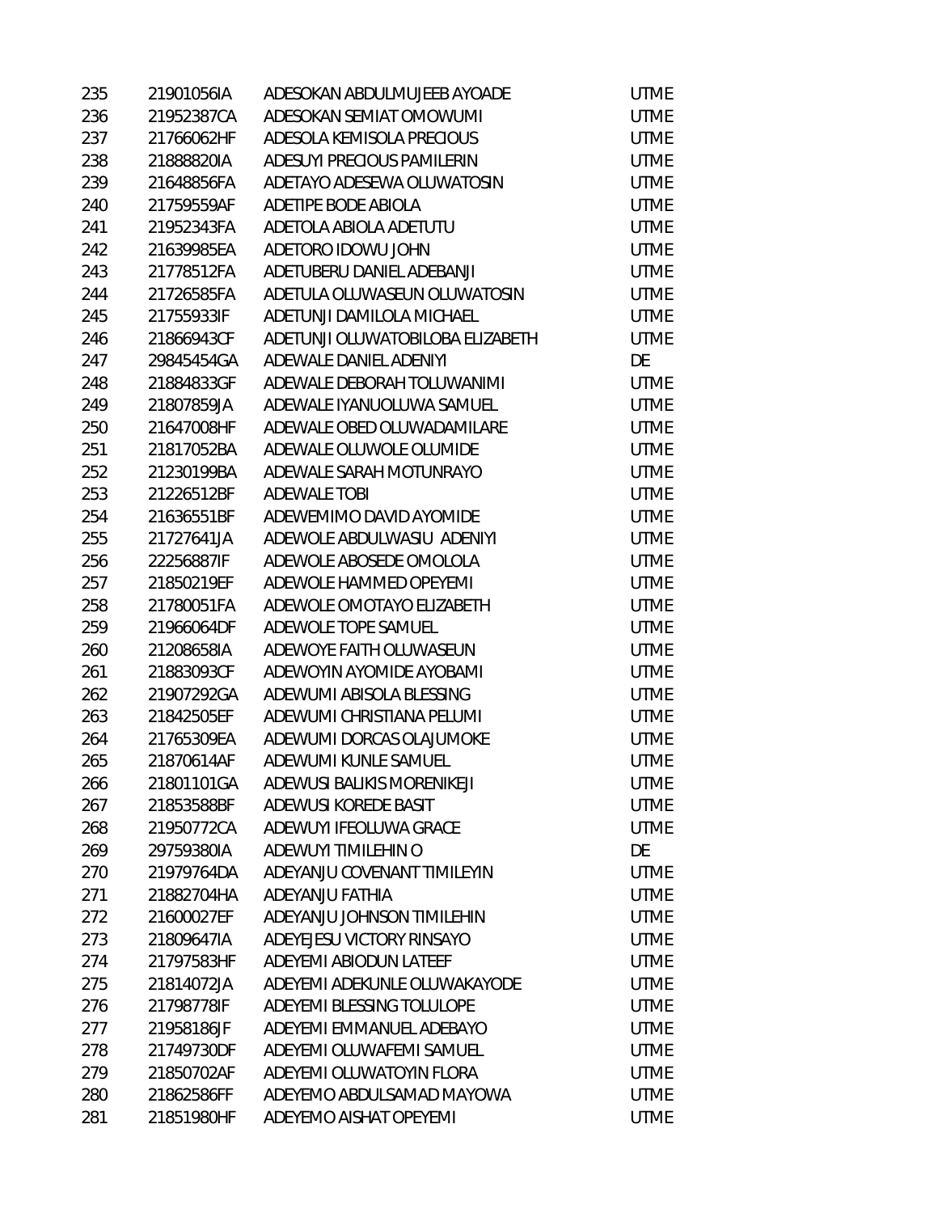| | | | |
|---|---|---|---|
| 235 | 21901056IA | ADESOKAN ABDULMUJEEB AYOADE | UTME |
| 236 | 21952387CA | ADESOKAN SEMIAT OMOWUMI | UTME |
| 237 | 21766062HF | ADESOLA KEMISOLA PRECIOUS | UTME |
| 238 | 21888820IA | ADESUYI PRECIOUS PAMILERIN | UTME |
| 239 | 21648856FA | ADETAYO ADESEWA OLUWATOSIN | UTME |
| 240 | 21759559AF | ADETIPE BODE ABIOLA | UTME |
| 241 | 21952343FA | ADETOLA ABIOLA ADETUTU | UTME |
| 242 | 21639985EA | ADETORO IDOWU JOHN | UTME |
| 243 | 21778512FA | ADETUBERU DANIEL ADEBANJI | UTME |
| 244 | 21726585FA | ADETULA OLUWASEUN OLUWATOSIN | UTME |
| 245 | 21755933IF | ADETUNJI DAMILOLA MICHAEL | UTME |
| 246 | 21866943CF | ADETUNJI OLUWATOBILOBA ELIZABETH | UTME |
| 247 | 29845454GA | ADEWALE DANIEL ADENIYI | DE |
| 248 | 21884833GF | ADEWALE DEBORAH TOLUWANIMI | UTME |
| 249 | 21807859JA | ADEWALE IYANUOLUWA SAMUEL | UTME |
| 250 | 21647008HF | ADEWALE OBED OLUWADAMILARE | UTME |
| 251 | 21817052BA | ADEWALE OLUWOLE OLUMIDE | UTME |
| 252 | 21230199BA | ADEWALE SARAH MOTUNRAYO | UTME |
| 253 | 21226512BF | ADEWALE TOBI | UTME |
| 254 | 21636551BF | ADEWEMIMO DAVID AYOMIDE | UTME |
| 255 | 21727641JA | ADEWOLE ABDULWASIU ADENIYI | UTME |
| 256 | 22256887IF | ADEWOLE ABOSEDE OMOLOLA | UTME |
| 257 | 21850219EF | ADEWOLE HAMMED OPEYEMI | UTME |
| 258 | 21780051FA | ADEWOLE OMOTAYO ELIZABETH | UTME |
| 259 | 21966064DF | ADEWOLE TOPE SAMUEL | UTME |
| 260 | 21208658IA | ADEWOYE FAITH OLUWASEUN | UTME |
| 261 | 21883093CF | ADEWOYIN AYOMIDE AYOBAMI | UTME |
| 262 | 21907292GA | ADEWUMI ABISOLA BLESSING | UTME |
| 263 | 21842505EF | ADEWUMI CHRISTIANA PELUMI | UTME |
| 264 | 21765309EA | ADEWUMI DORCAS OLAJUMOKE | UTME |
| 265 | 21870614AF | ADEWUMI KUNLE SAMUEL | UTME |
| 266 | 21801101GA | ADEWUSI BALIKIS MORENIKEJI | UTME |
| 267 | 21853588BF | ADEWUSI KOREDE BASIT | UTME |
| 268 | 21950772CA | ADEWUYI IFEOLUWA GRACE | UTME |
| 269 | 29759380IA | ADEWUYI TIMILEHIN O | DE |
| 270 | 21979764DA | ADEYANJU COVENANT TIMILEYIN | UTME |
| 271 | 21882704HA | ADEYANJU FATHIA | UTME |
| 272 | 21600027EF | ADEYANJU JOHNSON TIMILEHIN | UTME |
| 273 | 21809647IA | ADEYEJESU VICTORY RINSAYO | UTME |
| 274 | 21797583HF | ADEYEMI ABIODUN LATEEF | UTME |
| 275 | 21814072JA | ADEYEMI ADEKUNLE OLUWAKAYODE | UTME |
| 276 | 21798778IF | ADEYEMI BLESSING TOLULOPE | UTME |
| 277 | 21958186JF | ADEYEMI EMMANUEL ADEBAYO | UTME |
| 278 | 21749730DF | ADEYEMI OLUWAFEMI SAMUEL | UTME |
| 279 | 21850702AF | ADEYEMI OLUWATOYIN FLORA | UTME |
| 280 | 21862586FF | ADEYEMO ABDULSAMAD MAYOWA | UTME |
| 281 | 21851980HF | ADEYEMO AISHAT OPEYEMI | UTME |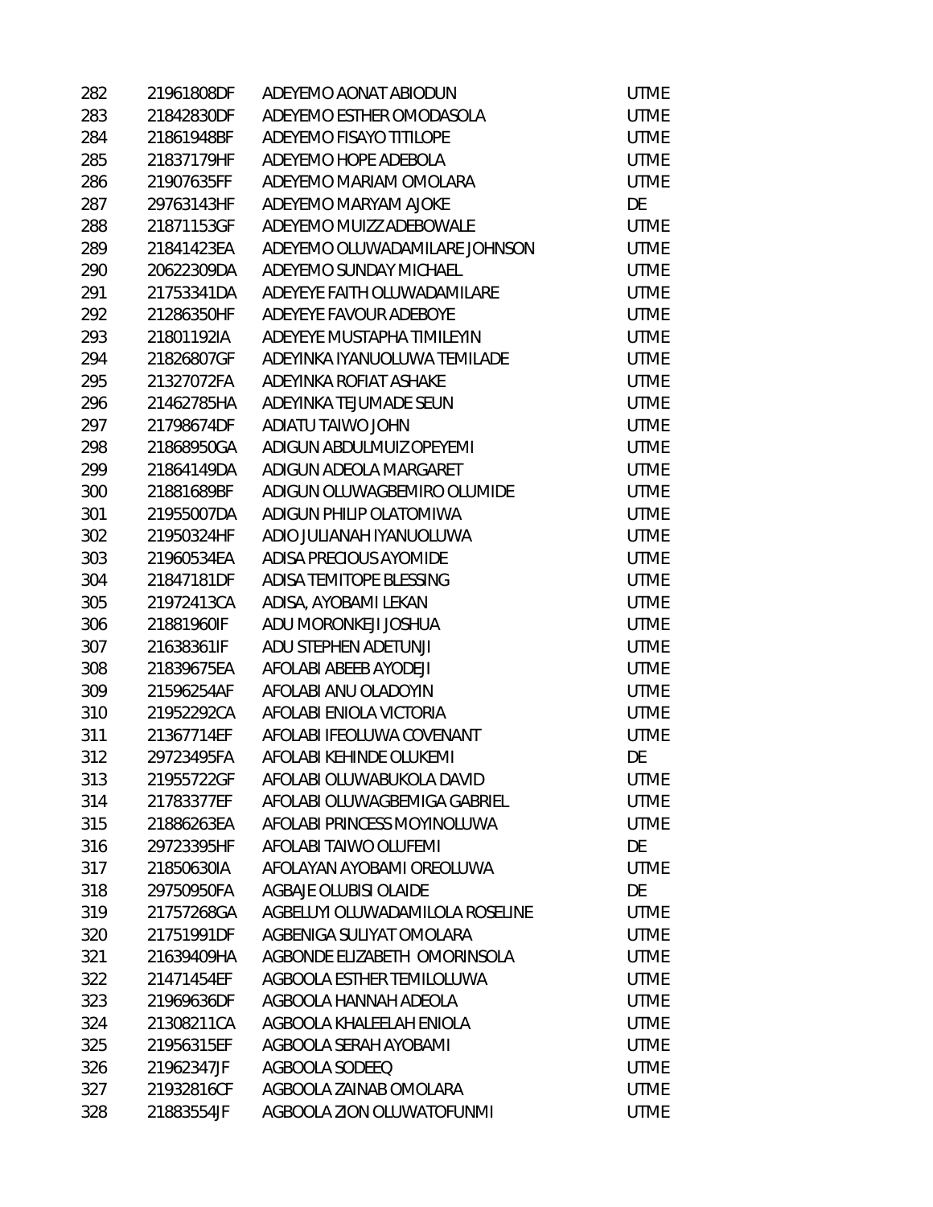| | | | |
|---|---|---|---|
| 282 | 21961808DF | ADEYEMO AONAT ABIODUN | UTME |
| 283 | 21842830DF | ADEYEMO ESTHER OMODASOLA | UTME |
| 284 | 21861948BF | ADEYEMO FISAYO TITILOPE | UTME |
| 285 | 21837179HF | ADEYEMO HOPE ADEBOLA | UTME |
| 286 | 21907635FF | ADEYEMO MARIAM OMOLARA | UTME |
| 287 | 29763143HF | ADEYEMO MARYAM AJOKE | DE |
| 288 | 21871153GF | ADEYEMO MUIZZ ADEBOWALE | UTME |
| 289 | 21841423EA | ADEYEMO OLUWADAMILARE JOHNSON | UTME |
| 290 | 20622309DA | ADEYEMO SUNDAY MICHAEL | UTME |
| 291 | 21753341DA | ADEYEYE FAITH OLUWADAMILARE | UTME |
| 292 | 21286350HF | ADEYEYE FAVOUR ADEBOYE | UTME |
| 293 | 21801192IA | ADEYEYE MUSTAPHA TIMILEYIN | UTME |
| 294 | 21826807GF | ADEYINKA IYANUOLUWA TEMILADE | UTME |
| 295 | 21327072FA | ADEYINKA ROFIAT ASHAKE | UTME |
| 296 | 21462785HA | ADEYINKA TEJUMADE SEUN | UTME |
| 297 | 21798674DF | ADIATU TAIWO JOHN | UTME |
| 298 | 21868950GA | ADIGUN ABDULMUIZ OPEYEMI | UTME |
| 299 | 21864149DA | ADIGUN ADEOLA MARGARET | UTME |
| 300 | 21881689BF | ADIGUN OLUWAGBEMIRO OLUMIDE | UTME |
| 301 | 21955007DA | ADIGUN PHILIP OLATOMIWA | UTME |
| 302 | 21950324HF | ADIO JULIANAH IYANUOLUWA | UTME |
| 303 | 21960534EA | ADISA PRECIOUS AYOMIDE | UTME |
| 304 | 21847181DF | ADISA TEMITOPE BLESSING | UTME |
| 305 | 21972413CA | ADISA, AYOBAMI LEKAN | UTME |
| 306 | 21881960IF | ADU MORONKEJI JOSHUA | UTME |
| 307 | 21638361IF | ADU STEPHEN ADETUNJI | UTME |
| 308 | 21839675EA | AFOLABI ABEEB AYODEJI | UTME |
| 309 | 21596254AF | AFOLABI ANU OLADOYIN | UTME |
| 310 | 21952292CA | AFOLABI ENIOLA VICTORIA | UTME |
| 311 | 21367714EF | AFOLABI IFEOLUWA COVENANT | UTME |
| 312 | 29723495FA | AFOLABI KEHINDE OLUKEMI | DE |
| 313 | 21955722GF | AFOLABI OLUWABUKOLA DAVID | UTME |
| 314 | 21783377EF | AFOLABI OLUWAGBEMIGA GABRIEL | UTME |
| 315 | 21886263EA | AFOLABI PRINCESS MOYINOLUWA | UTME |
| 316 | 29723395HF | AFOLABI TAIWO OLUFEMI | DE |
| 317 | 21850630IA | AFOLAYAN AYOBAMI OREOLUWA | UTME |
| 318 | 29750950FA | AGBAJE OLUBISI OLAIDE | DE |
| 319 | 21757268GA | AGBELUYI OLUWADAMILOLA ROSELINE | UTME |
| 320 | 21751991DF | AGBENIGA SULIYAT OMOLARA | UTME |
| 321 | 21639409HA | AGBONDE ELIZABETH OMORINSOLA | UTME |
| 322 | 21471454EF | AGBOOLA ESTHER TEMILOLUWA | UTME |
| 323 | 21969636DF | AGBOOLA HANNAH ADEOLA | UTME |
| 324 | 21308211CA | AGBOOLA KHALEELAH ENIOLA | UTME |
| 325 | 21956315EF | AGBOOLA SERAH AYOBAMI | UTME |
| 326 | 21962347JF | AGBOOLA SODEEQ | UTME |
| 327 | 21932816CF | AGBOOLA ZAINAB OMOLARA | UTME |
| 328 | 21883554JF | AGBOOLA ZION OLUWATOFUNMI | UTME |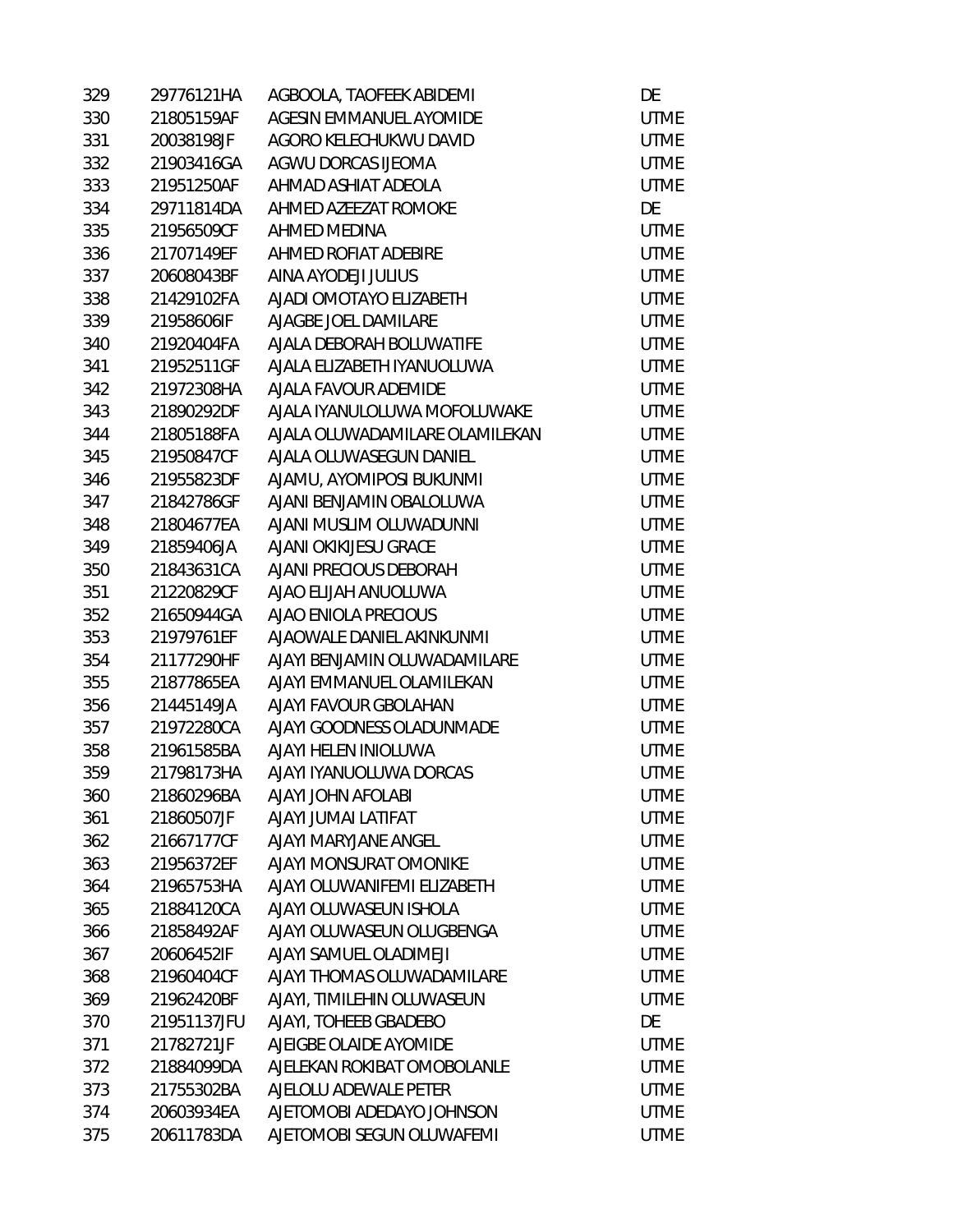| 329 | 29776121HA | AGBOOLA, TAOFEEK ABIDEMI | DE |
|---|---|---|---|
| 330 | 21805159AF | AGESIN EMMANUEL AYOMIDE | UTME |
| 331 | 20038198JF | AGORO KELECHUKWU DAVID | UTME |
| 332 | 21903416GA | AGWU DORCAS IJEOMA | UTME |
| 333 | 21951250AF | AHMAD ASHIAT ADEOLA | UTME |
| 334 | 29711814DA | AHMED AZEEZAT ROMOKE | DE |
| 335 | 21956509CF | AHMED MEDINA | UTME |
| 336 | 21707149EF | AHMED ROFIAT ADEBIRE | UTME |
| 337 | 20608043BF | AINA AYODEJI JULIUS | UTME |
| 338 | 21429102FA | AJADI OMOTAYO ELIZABETH | UTME |
| 339 | 21958606IF | AJAGBE JOEL DAMILARE | UTME |
| 340 | 21920404FA | AJALA DEBORAH BOLUWATIFE | UTME |
| 341 | 21952511GF | AJALA ELIZABETH IYANUOLUWA | UTME |
| 342 | 21972308HA | AJALA FAVOUR ADEMIDE | UTME |
| 343 | 21890292DF | AJALA IYANULOLUWA MOFOLUWAKE | UTME |
| 344 | 21805188FA | AJALA OLUWADAMILARE OLAMILEKAN | UTME |
| 345 | 21950847CF | AJALA OLUWASEGUN DANIEL | UTME |
| 346 | 21955823DF | AJAMU, AYOMIPOSI BUKUNMI | UTME |
| 347 | 21842786GF | AJANI BENJAMIN OBALOLUWA | UTME |
| 348 | 21804677EA | AJANI MUSLIM OLUWADUNNI | UTME |
| 349 | 21859406JA | AJANI OKIKIJESU GRACE | UTME |
| 350 | 21843631CA | AJANI PRECIOUS DEBORAH | UTME |
| 351 | 21220829CF | AJAO ELIJAH ANUOLUWA | UTME |
| 352 | 21650944GA | AJAO ENIOLA PRECIOUS | UTME |
| 353 | 21979761EF | AJAOWALE DANIEL AKINKUNMI | UTME |
| 354 | 21177290HF | AJAYI BENJAMIN OLUWADAMILARE | UTME |
| 355 | 21877865EA | AJAYI EMMANUEL OLAMILEKAN | UTME |
| 356 | 21445149JA | AJAYI FAVOUR GBOLAHAN | UTME |
| 357 | 21972280CA | AJAYI GOODNESS OLADUNMADE | UTME |
| 358 | 21961585BA | AJAYI HELEN INIOLUWA | UTME |
| 359 | 21798173HA | AJAYI IYANUOLUWA DORCAS | UTME |
| 360 | 21860296BA | AJAYI JOHN AFOLABI | UTME |
| 361 | 21860507JF | AJAYI JUMAI LATIFAT | UTME |
| 362 | 21667177CF | AJAYI MARYJANE ANGEL | UTME |
| 363 | 21956372EF | AJAYI MONSURAT OMONIKE | UTME |
| 364 | 21965753HA | AJAYI OLUWANIFEMI ELIZABETH | UTME |
| 365 | 21884120CA | AJAYI OLUWASEUN ISHOLA | UTME |
| 366 | 21858492AF | AJAYI OLUWASEUN OLUGBENGA | UTME |
| 367 | 20606452IF | AJAYI SAMUEL OLADIMEJI | UTME |
| 368 | 21960404CF | AJAYI THOMAS OLUWADAMILARE | UTME |
| 369 | 21962420BF | AJAYI, TIMILEHIN OLUWASEUN | UTME |
| 370 | 21951137JFU | AJAYI, TOHEEB GBADEBO | DE |
| 371 | 21782721JF | AJEIGBE OLAIDE AYOMIDE | UTME |
| 372 | 21884099DA | AJELEKAN ROKIBAT OMOBOLANLE | UTME |
| 373 | 21755302BA | AJELOLU ADEWALE PETER | UTME |
| 374 | 20603934EA | AJETOMOBI ADEDAYO JOHNSON | UTME |
| 375 | 20611783DA | AJETOMOBI SEGUN OLUWAFEMI | UTME |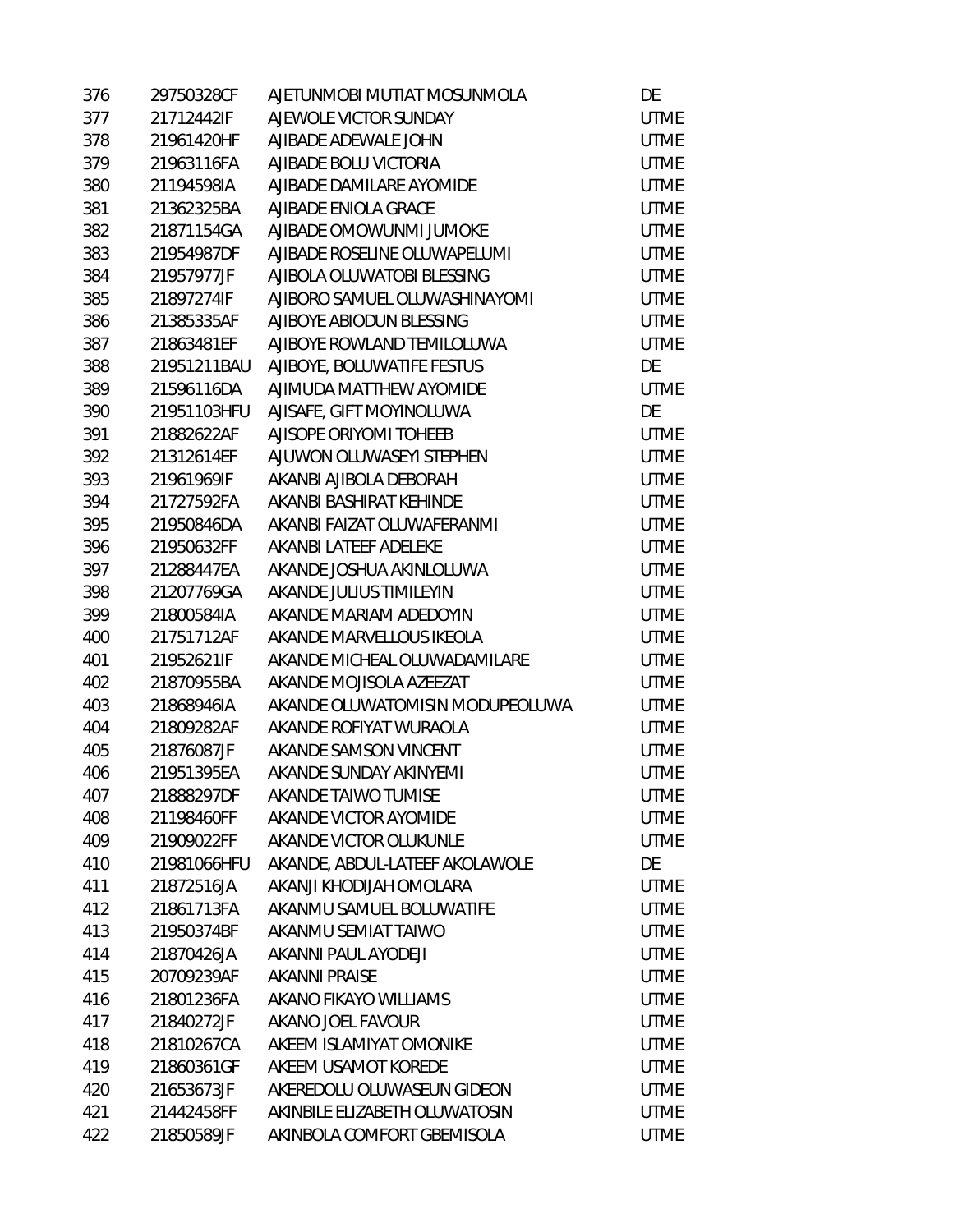| | | | |
|---|---|---|---|
| 376 | 29750328CF | AJETUNMOBI MUTIAT MOSUNMOLA | DE |
| 377 | 21712442IF | AJEWOLE VICTOR SUNDAY | UTME |
| 378 | 21961420HF | AJIBADE ADEWALE JOHN | UTME |
| 379 | 21963116FA | AJIBADE BOLU VICTORIA | UTME |
| 380 | 21194598IA | AJIBADE DAMILARE AYOMIDE | UTME |
| 381 | 21362325BA | AJIBADE ENIOLA GRACE | UTME |
| 382 | 21871154GA | AJIBADE OMOWUNMI JUMOKE | UTME |
| 383 | 21954987DF | AJIBADE ROSELINE OLUWAPELUMI | UTME |
| 384 | 21957977JF | AJIBOLA OLUWATOBI BLESSING | UTME |
| 385 | 21897274IF | AJIBORO SAMUEL OLUWASHINAYOMI | UTME |
| 386 | 21385335AF | AJIBOYE ABIODUN BLESSING | UTME |
| 387 | 21863481EF | AJIBOYE ROWLAND TEMILOLUWA | UTME |
| 388 | 21951211BAU | AJIBOYE, BOLUWATIFE FESTUS | DE |
| 389 | 21596116DA | AJIMUDA MATTHEW AYOMIDE | UTME |
| 390 | 21951103HFU | AJISAFE, GIFT MOYINOLUWA | DE |
| 391 | 21882622AF | AJISOPE ORIYOMI TOHEEB | UTME |
| 392 | 21312614EF | AJUWON OLUWASEYI STEPHEN | UTME |
| 393 | 21961969IF | AKANBI AJIBOLA DEBORAH | UTME |
| 394 | 21727592FA | AKANBI BASHIRAT KEHINDE | UTME |
| 395 | 21950846DA | AKANBI FAIZAT OLUWAFERANMI | UTME |
| 396 | 21950632FF | AKANBI LATEEF ADELEKE | UTME |
| 397 | 21288447EA | AKANDE JOSHUA AKINLOLUWA | UTME |
| 398 | 21207769GA | AKANDE JULIUS TIMILEYIN | UTME |
| 399 | 21800584IA | AKANDE MARIAM ADEDOYIN | UTME |
| 400 | 21751712AF | AKANDE MARVELLOUS IKEOLA | UTME |
| 401 | 21952621IF | AKANDE MICHEAL OLUWADAMILARE | UTME |
| 402 | 21870955BA | AKANDE MOJISOLA AZEEZAT | UTME |
| 403 | 21868946IA | AKANDE OLUWATOMISIN MODUPEOLUWA | UTME |
| 404 | 21809282AF | AKANDE ROFIYAT WURAOLA | UTME |
| 405 | 21876087JF | AKANDE SAMSON VINCENT | UTME |
| 406 | 21951395EA | AKANDE SUNDAY AKINYEMI | UTME |
| 407 | 21888297DF | AKANDE TAIWO TUMISE | UTME |
| 408 | 21198460FF | AKANDE VICTOR AYOMIDE | UTME |
| 409 | 21909022FF | AKANDE VICTOR OLUKUNLE | UTME |
| 410 | 21981066HFU | AKANDE, ABDUL-LATEEF AKOLAWOLE | DE |
| 411 | 21872516JA | AKANJI KHODIJAH OMOLARA | UTME |
| 412 | 21861713FA | AKANMU SAMUEL BOLUWATIFE | UTME |
| 413 | 21950374BF | AKANMU SEMIAT TAIWO | UTME |
| 414 | 21870426JA | AKANNI PAUL AYODEJI | UTME |
| 415 | 20709239AF | AKANNI PRAISE | UTME |
| 416 | 21801236FA | AKANO FIKAYO WILLIAMS | UTME |
| 417 | 21840272JF | AKANO JOEL FAVOUR | UTME |
| 418 | 21810267CA | AKEEM ISLAMIYAT OMONIKE | UTME |
| 419 | 21860361GF | AKEEM USAMOT KOREDE | UTME |
| 420 | 21653673JF | AKEREDOLU OLUWASEUN GIDEON | UTME |
| 421 | 21442458FF | AKINBILE ELIZABETH OLUWATOSIN | UTME |
| 422 | 21850589JF | AKINBOLA COMFORT GBEMISOLA | UTME |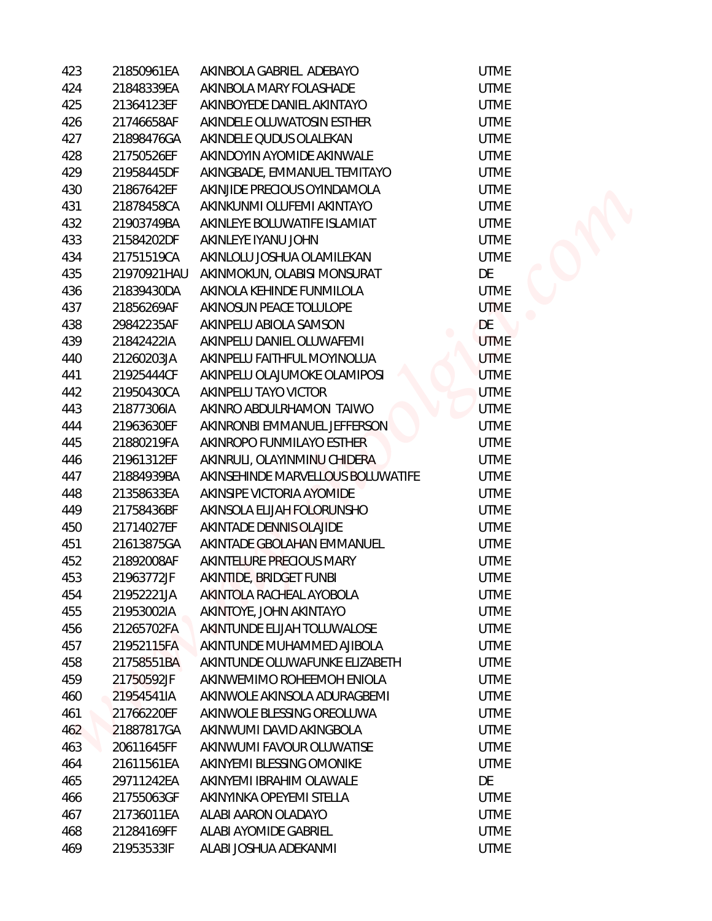| | | | |
|---|---|---|---|
| 423 | 21850961EA | AKINBOLA GABRIEL ADEBAYO | UTME |
| 424 | 21848339EA | AKINBOLA MARY FOLASHADE | UTME |
| 425 | 21364123EF | AKINBOYEDE DANIEL AKINTAYO | UTME |
| 426 | 21746658AF | AKINDELE OLUWATOSIN ESTHER | UTME |
| 427 | 21898476GA | AKINDELE QUDUS OLALEKAN | UTME |
| 428 | 21750526EF | AKINDOYIN AYOMIDE AKINWALE | UTME |
| 429 | 21958445DF | AKINGBADE, EMMANUEL TEMITAYO | UTME |
| 430 | 21867642EF | AKINJIDE PRECIOUS OYINDAMOLA | UTME |
| 431 | 21878458CA | AKINKUNMI OLUFEMI AKINTAYO | UTME |
| 432 | 21903749BA | AKINLEYE BOLUWATIFE ISLAMIAT | UTME |
| 433 | 21584202DF | AKINLEYE IYANU JOHN | UTME |
| 434 | 21751519CA | AKINLOLU JOSHUA OLAMILEKAN | UTME |
| 435 | 21970921HAU | AKINMOKUN, OLABISI MONSURAT | DE |
| 436 | 21839430DA | AKINOLA KEHINDE FUNMILOLA | UTME |
| 437 | 21856269AF | AKINOSUN PEACE TOLULOPE | UTME |
| 438 | 29842235AF | AKINPELU ABIOLA SAMSON | DE |
| 439 | 21842422IA | AKINPELU DANIEL OLUWAFEMI | UTME |
| 440 | 21260203JA | AKINPELU FAITHFUL MOYINOLUA | UTME |
| 441 | 21925444CF | AKINPELU OLAJUMOKE OLAMIPOSI | UTME |
| 442 | 21950430CA | AKINPELU TAYO VICTOR | UTME |
| 443 | 21877306IA | AKINRO ABDULRHAMON TAIWO | UTME |
| 444 | 21963630EF | AKINRONBI EMMANUEL JEFFERSON | UTME |
| 445 | 21880219FA | AKINROPO FUNMILAYO ESTHER | UTME |
| 446 | 21961312EF | AKINRULI, OLAYINMINU CHIDERA | UTME |
| 447 | 21884939BA | AKINSEHINDE MARVELLOUS BOLUWATIFE | UTME |
| 448 | 21358633EA | AKINSIPE VICTORIA AYOMIDE | UTME |
| 449 | 21758436BF | AKINSOLA ELIJAH FOLORUNSHO | UTME |
| 450 | 21714027EF | AKINTADE DENNIS OLAJIDE | UTME |
| 451 | 21613875GA | AKINTADE GBOLAHAN EMMANUEL | UTME |
| 452 | 21892008AF | AKINTELURE PRECIOUS MARY | UTME |
| 453 | 21963772JF | AKINTIDE, BRIDGET FUNBI | UTME |
| 454 | 21952221JA | AKINTOLA RACHEAL AYOBOLA | UTME |
| 455 | 21953002IA | AKINTOYE, JOHN AKINTAYO | UTME |
| 456 | 21265702FA | AKINTUNDE ELIJAH TOLUWALOSE | UTME |
| 457 | 21952115FA | AKINTUNDE MUHAMMED AJIBOLA | UTME |
| 458 | 21758551BA | AKINTUNDE OLUWAFUNKE ELIZABETH | UTME |
| 459 | 21750592JF | AKINWEMIMO ROHEEMOH ENIOLA | UTME |
| 460 | 21954541IA | AKINWOLE AKINSOLA ADURAGBEMI | UTME |
| 461 | 21766220EF | AKINWOLE BLESSING OREOLUWA | UTME |
| 462 | 21887817GA | AKINWUMI DAVID AKINGBOLA | UTME |
| 463 | 20611645FF | AKINWUMI FAVOUR OLUWATISE | UTME |
| 464 | 21611561EA | AKINYEMI BLESSING OMONIKE | UTME |
| 465 | 29711242EA | AKINYEMI IBRAHIM OLAWALE | DE |
| 466 | 21755063GF | AKINYINKA OPEYEMI STELLA | UTME |
| 467 | 21736011EA | ALABI AARON OLADAYO | UTME |
| 468 | 21284169FF | ALABI AYOMIDE GABRIEL | UTME |
| 469 | 21953533IF | ALABI JOSHUA ADEKANMI | UTME |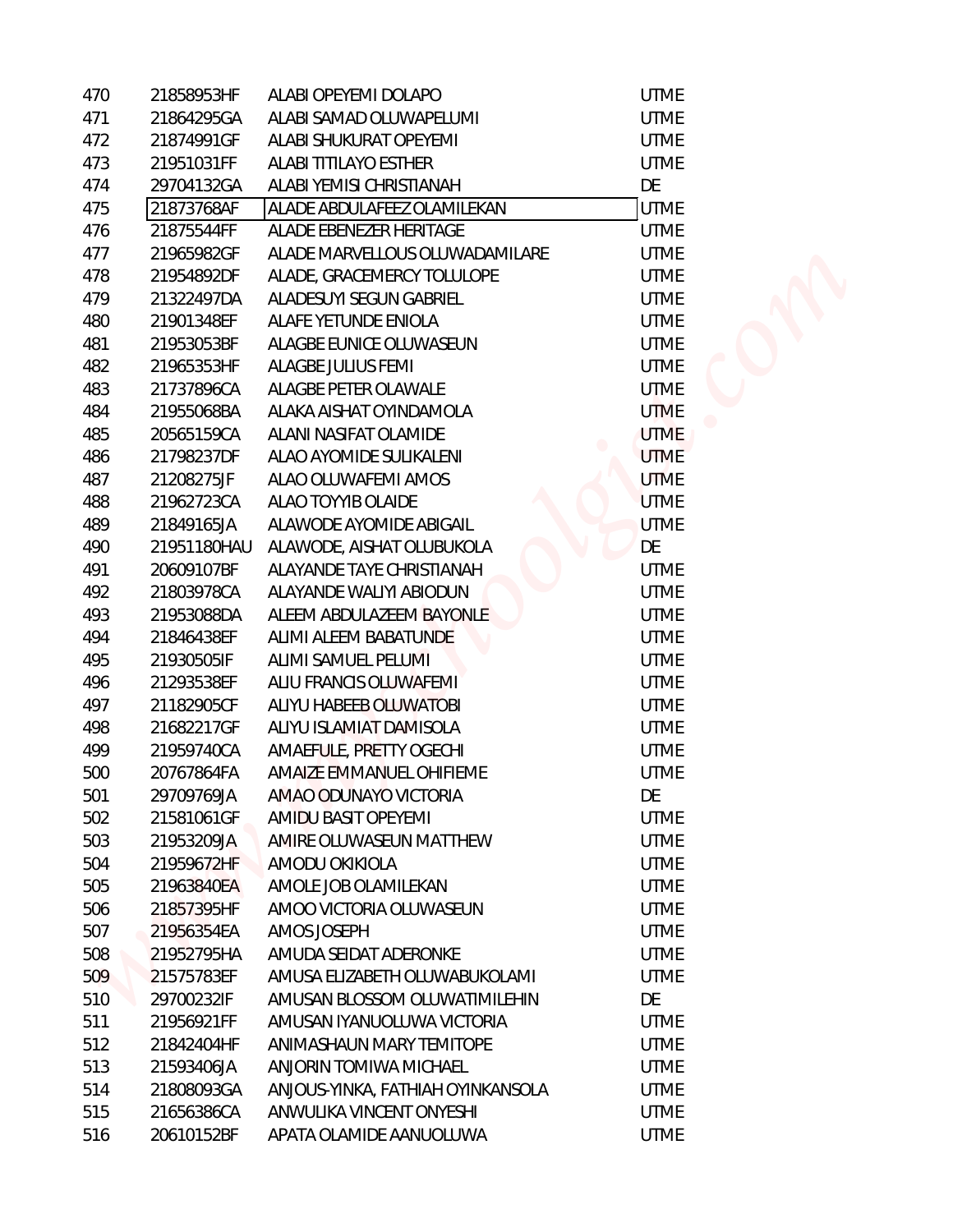| | | | |
|---|---|---|---|
| 470 | 21858953HF | ALABI OPEYEMI DOLAPO | UTME |
| 471 | 21864295GA | ALABI SAMAD OLUWAPELUMI | UTME |
| 472 | 21874991GF | ALABI SHUKURAT OPEYEMI | UTME |
| 473 | 21951031FF | ALABI TITILAYO ESTHER | UTME |
| 474 | 29704132GA | ALABI YEMISI CHRISTIANAH | DE |
| 475 | 21873768AF | ALADE ABDULAFEEZ OLAMILEKAN | UTME |
| 476 | 21875544FF | ALADE EBENEZER HERITAGE | UTME |
| 477 | 21965982GF | ALADE MARVELLOUS OLUWADAMILARE | UTME |
| 478 | 21954892DF | ALADE, GRACEMERCY TOLULOPE | UTME |
| 479 | 21322497DA | ALADESUYI SEGUN GABRIEL | UTME |
| 480 | 21901348EF | ALAFE YETUNDE ENIOLA | UTME |
| 481 | 21953053BF | ALAGBE EUNICE OLUWASEUN | UTME |
| 482 | 21965353HF | ALAGBE JULIUS FEMI | UTME |
| 483 | 21737896CA | ALAGBE PETER OLAWALE | UTME |
| 484 | 21955068BA | ALAKA AISHAT OYINDAMOLA | UTME |
| 485 | 20565159CA | ALANI NASIFAT OLAMIDE | UTME |
| 486 | 21798237DF | ALAO AYOMIDE SULIKALENI | UTME |
| 487 | 21208275JF | ALAO OLUWAFEMI AMOS | UTME |
| 488 | 21962723CA | ALAO TOYYIB OLAIDE | UTME |
| 489 | 21849165JA | ALAWODE AYOMIDE ABIGAIL | UTME |
| 490 | 21951180HAU | ALAWODE, AISHAT OLUBUKOLA | DE |
| 491 | 20609107BF | ALAYANDE TAYE CHRISTIANAH | UTME |
| 492 | 21803978CA | ALAYANDE WALIYI ABIODUN | UTME |
| 493 | 21953088DA | ALEEM ABDULAZEEM BAYONLE | UTME |
| 494 | 21846438EF | ALIMI ALEEM BABATUNDE | UTME |
| 495 | 21930505IF | ALIMI SAMUEL PELUMI | UTME |
| 496 | 21293538EF | ALIU FRANCIS OLUWAFEMI | UTME |
| 497 | 21182905CF | ALIYU HABEEB OLUWATOBI | UTME |
| 498 | 21682217GF | ALIYU ISLAMIAT DAMISOLA | UTME |
| 499 | 21959740CA | AMAEFULE, PRETTY OGECHI | UTME |
| 500 | 20767864FA | AMAIZE EMMANUEL OHIFIEME | UTME |
| 501 | 29709769JA | AMAO ODUNAYO VICTORIA | DE |
| 502 | 21581061GF | AMIDU BASIT OPEYEMI | UTME |
| 503 | 21953209JA | AMIRE OLUWASEUN MATTHEW | UTME |
| 504 | 21959672HF | AMODU OKIKIOLA | UTME |
| 505 | 21963840EA | AMOLE JOB OLAMILEKAN | UTME |
| 506 | 21857395HF | AMOO VICTORIA OLUWASEUN | UTME |
| 507 | 21956354EA | AMOS JOSEPH | UTME |
| 508 | 21952795HA | AMUDA SEIDAT ADERONKE | UTME |
| 509 | 21575783EF | AMUSA ELIZABETH OLUWABUKOLAMI | UTME |
| 510 | 29700232IF | AMUSAN BLOSSOM OLUWATIMILEHIN | DE |
| 511 | 21956921FF | AMUSAN IYANUOLUWA VICTORIA | UTME |
| 512 | 21842404HF | ANIMASHAUN MARY TEMITOPE | UTME |
| 513 | 21593406JA | ANJORIN TOMIWA MICHAEL | UTME |
| 514 | 21808093GA | ANJOUS-YINKA, FATHIAH OYINKANSOLA | UTME |
| 515 | 21656386CA | ANWULIKA VINCENT ONYESHI | UTME |
| 516 | 20610152BF | APATA OLAMIDE AANUOLUWA | UTME |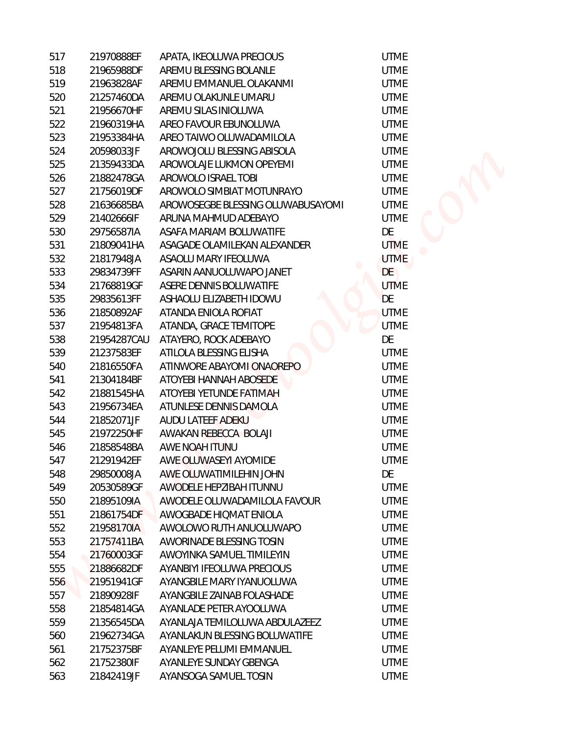| | | | |
|---|---|---|---|
| 517 | 21970888EF | APATA, IKEOLUWA PRECIOUS | UTME |
| 518 | 21965988DF | AREMU BLESSING BOLANLE | UTME |
| 519 | 21963828AF | AREMU EMMANUEL OLAKANMI | UTME |
| 520 | 21257460DA | AREMU OLAKUNLE UMARU | UTME |
| 521 | 21956670HF | AREMU SILAS INIOLUWA | UTME |
| 522 | 21960319HA | AREO FAVOUR EBUNOLUWA | UTME |
| 523 | 21953384HA | AREO TAIWO OLUWADAMILOLA | UTME |
| 524 | 20598033JF | AROWOJOLU BLESSING ABISOLA | UTME |
| 525 | 21359433DA | AROWOLAJE LUKMON OPEYEMI | UTME |
| 526 | 21882478GA | AROWOLO ISRAEL TOBI | UTME |
| 527 | 21756019DF | AROWOLO SIMBIAT MOTUNRAYO | UTME |
| 528 | 21636685BA | AROWOSEGBE BLESSING OLUWABUSAYOMI | UTME |
| 529 | 21402666IF | ARUNA MAHMUD ADEBAYO | UTME |
| 530 | 29756587IA | ASAFA MARIAM BOLUWATIFE | DE |
| 531 | 21809041HA | ASAGADE OLAMILEKAN ALEXANDER | UTME |
| 532 | 21817948JA | ASAOLU MARY IFEOLUWA | UTME |
| 533 | 29834739FF | ASARIN AANUOLUWAPO JANET | DE |
| 534 | 21768819GF | ASERE DENNIS BOLUWATIFE | UTME |
| 535 | 29835613FF | ASHAOLU ELIZABETH IDOWU | DE |
| 536 | 21850892AF | ATANDA ENIOLA ROFIAT | UTME |
| 537 | 21954813FA | ATANDA, GRACE TEMITOPE | UTME |
| 538 | 21954287CAU | ATAYERO, ROCK ADEBAYO | DE |
| 539 | 21237583EF | ATILOLA BLESSING ELISHA | UTME |
| 540 | 21816550FA | ATINWORE ABAYOMI ONAOREPO | UTME |
| 541 | 21304184BF | ATOYEBI HANNAH ABOSEDE | UTME |
| 542 | 21881545HA | ATOYEBI YETUNDE FATIMAH | UTME |
| 543 | 21956734EA | ATUNLESE DENNIS DAMOLA | UTME |
| 544 | 21852071JF | AUDU LATEEF ADEKU | UTME |
| 545 | 21972250HF | AWAKAN REBECCA BOLAJI | UTME |
| 546 | 21858548BA | AWE NOAH ITUNU | UTME |
| 547 | 21291942EF | AWE OLUWASEYI AYOMIDE | UTME |
| 548 | 29850008JA | AWE OLUWATIMILEHIN JOHN | DE |
| 549 | 20530589GF | AWODELE HEPZIBAH ITUNNU | UTME |
| 550 | 21895109IA | AWODELE OLUWADAMILOLA FAVOUR | UTME |
| 551 | 21861754DF | AWOGBADE HIQMAT ENIOLA | UTME |
| 552 | 21958170IA | AWOLOWO RUTH ANUOLUWAPO | UTME |
| 553 | 21757411BA | AWORINADE BLESSING TOSIN | UTME |
| 554 | 21760003GF | AWOYINKA SAMUEL TIMILEYIN | UTME |
| 555 | 21886682DF | AYANBIYI IFEOLUWA PRECIOUS | UTME |
| 556 | 21951941GF | AYANGBILE MARY IYANUOLUWA | UTME |
| 557 | 21890928IF | AYANGBILE ZAINAB FOLASHADE | UTME |
| 558 | 21854814GA | AYANLADE PETER AYOOLUWA | UTME |
| 559 | 21356545DA | AYANLAJA TEMILOLUWA ABDULAZEEZ | UTME |
| 560 | 21962734GA | AYANLAKUN BLESSING BOLUWATIFE | UTME |
| 561 | 21752375BF | AYANLEYE PELUMI EMMANUEL | UTME |
| 562 | 21752380IF | AYANLEYE SUNDAY GBENGA | UTME |
| 563 | 21842419JF | AYANSOGA SAMUEL TOSIN | UTME |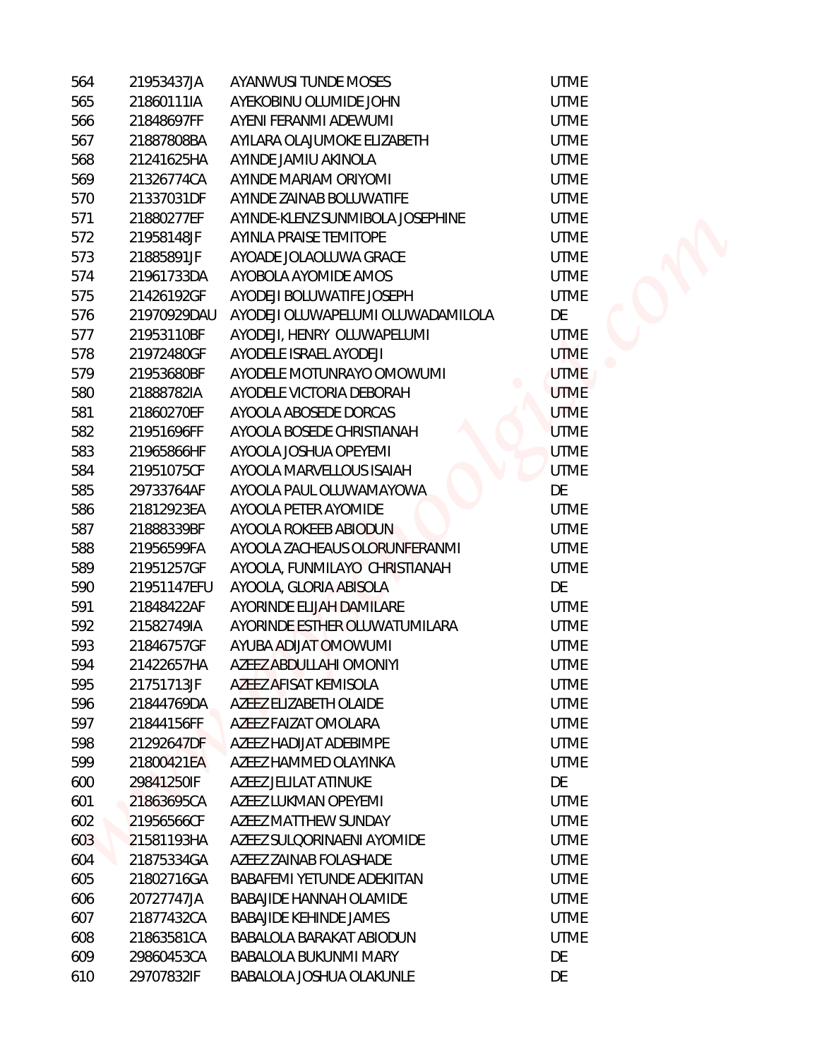| | | | |
|---|---|---|---|
| 564 | 21953437JA | AYANWUSI TUNDE MOSES | UTME |
| 565 | 21860111IA | AYEKOBINU OLUMIDE JOHN | UTME |
| 566 | 21848697FF | AYENI FERANMI ADEWUMI | UTME |
| 567 | 21887808BA | AYILARA OLAJUMOKE ELIZABETH | UTME |
| 568 | 21241625HA | AYINDE JAMIU AKINOLA | UTME |
| 569 | 21326774CA | AYINDE MARIAM ORIYOMI | UTME |
| 570 | 21337031DF | AYINDE ZAINAB BOLUWATIFE | UTME |
| 571 | 21880277EF | AYINDE-KLENZ SUNMIBOLA JOSEPHINE | UTME |
| 572 | 21958148JF | AYINLA PRAISE TEMITOPE | UTME |
| 573 | 21885891JF | AYOADE JOLAOLUWA GRACE | UTME |
| 574 | 21961733DA | AYOBOLA AYOMIDE AMOS | UTME |
| 575 | 21426192GF | AYODEJI BOLUWATIFE JOSEPH | UTME |
| 576 | 21970929DAU | AYODEJI OLUWAPELUMI OLUWADAMILOLA | DE |
| 577 | 21953110BF | AYODEJI, HENRY OLUWAPELUMI | UTME |
| 578 | 21972480GF | AYODELE ISRAEL AYODEJI | UTME |
| 579 | 21953680BF | AYODELE MOTUNRAYO OMOWUMI | UTME |
| 580 | 21888782IA | AYODELE VICTORIA DEBORAH | UTME |
| 581 | 21860270EF | AYOOLA ABOSEDE DORCAS | UTME |
| 582 | 21951696FF | AYOOLA BOSEDE CHRISTIANAH | UTME |
| 583 | 21965866HF | AYOOLA JOSHUA OPEYEMI | UTME |
| 584 | 21951075CF | AYOOLA MARVELLOUS ISAIAH | UTME |
| 585 | 29733764AF | AYOOLA PAUL OLUWAMAYOWA | DE |
| 586 | 21812923EA | AYOOLA PETER AYOMIDE | UTME |
| 587 | 21888339BF | AYOOLA ROKEEB ABIODUN | UTME |
| 588 | 21956599FA | AYOOLA ZACHEAUS OLORUNFERANMI | UTME |
| 589 | 21951257GF | AYOOLA, FUNMILAYO CHRISTIANAH | UTME |
| 590 | 21951147EFU | AYOOLA, GLORIA ABISOLA | DE |
| 591 | 21848422AF | AYORINDE ELIJAH DAMILARE | UTME |
| 592 | 21582749IA | AYORINDE ESTHER OLUWATUMILARA | UTME |
| 593 | 21846757GF | AYUBA ADIJAT OMOWUMI | UTME |
| 594 | 21422657HA | AZEEZ ABDULLAHI OMONIYI | UTME |
| 595 | 21751713JF | AZEEZ AFISAT KEMISOLA | UTME |
| 596 | 21844769DA | AZEEZ ELIZABETH OLAIDE | UTME |
| 597 | 21844156FF | AZEEZ FAIZAT OMOLARA | UTME |
| 598 | 21292647DF | AZEEZ HADIJAT ADEBIMPE | UTME |
| 599 | 21800421EA | AZEEZ HAMMED OLAYINKA | UTME |
| 600 | 29841250IF | AZEEZ JELILAT ATINUKE | DE |
| 601 | 21863695CA | AZEEZ LUKMAN OPEYEMI | UTME |
| 602 | 21956566CF | AZEEZ MATTHEW SUNDAY | UTME |
| 603 | 21581193HA | AZEEZ SULQORINAENI AYOMIDE | UTME |
| 604 | 21875334GA | AZEEZ ZAINAB FOLASHADE | UTME |
| 605 | 21802716GA | BABAFEMI YETUNDE ADEKIITAN | UTME |
| 606 | 20727747JA | BABAJIDE HANNAH OLAMIDE | UTME |
| 607 | 21877432CA | BABAJIDE KEHINDE JAMES | UTME |
| 608 | 21863581CA | BABALOLA BARAKAT ABIODUN | UTME |
| 609 | 29860453CA | BABALOLA BUKUNMI MARY | DE |
| 610 | 29707832IF | BABALOLA JOSHUA OLAKUNLE | DE |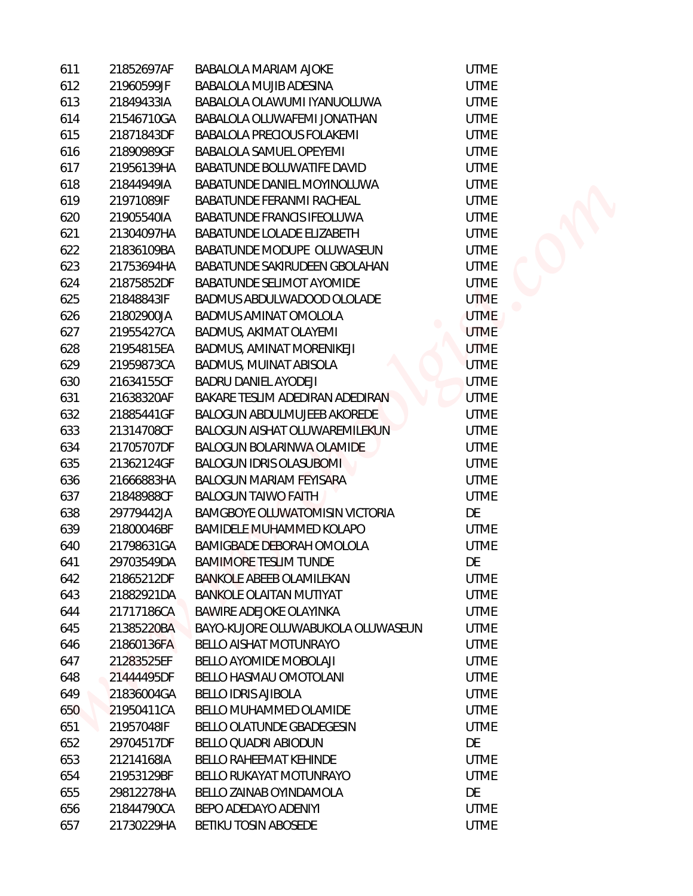| | | | |
|---|---|---|---|
| 611 | 21852697AF | BABALOLA MARIAM AJOKE | UTME |
| 612 | 21960599JF | BABALOLA MUJIB ADESINA | UTME |
| 613 | 21849433IA | BABALOLA OLAWUMI IYANUOLUWA | UTME |
| 614 | 21546710GA | BABALOLA OLUWAFEMI JONATHAN | UTME |
| 615 | 21871843DF | BABALOLA PRECIOUS FOLAKEMI | UTME |
| 616 | 21890989GF | BABALOLA SAMUEL OPEYEMI | UTME |
| 617 | 21956139HA | BABATUNDE BOLUWATIFE DAVID | UTME |
| 618 | 21844949IA | BABATUNDE DANIEL MOYINOLUWA | UTME |
| 619 | 21971089IF | BABATUNDE FERANMI RACHEAL | UTME |
| 620 | 21905540IA | BABATUNDE FRANCIS IFEOLUWA | UTME |
| 621 | 21304097HA | BABATUNDE LOLADE ELIZABETH | UTME |
| 622 | 21836109BA | BABATUNDE MODUPE OLUWASEUN | UTME |
| 623 | 21753694HA | BABATUNDE SAKIRUDEEN GBOLAHAN | UTME |
| 624 | 21875852DF | BABATUNDE SELIMOT AYOMIDE | UTME |
| 625 | 21848843IF | BADMUS ABDULWADOOD OLOLADE | UTME |
| 626 | 21802900JA | BADMUS AMINAT OMOLOLA | UTME |
| 627 | 21955427CA | BADMUS, AKIMAT OLAYEMI | UTME |
| 628 | 21954815EA | BADMUS, AMINAT MORENIKEJI | UTME |
| 629 | 21959873CA | BADMUS, MUINAT ABISOLA | UTME |
| 630 | 21634155CF | BADRU DANIEL AYODEJI | UTME |
| 631 | 21638320AF | BAKARE TESLIM ADEDIRAN ADEDIRAN | UTME |
| 632 | 21885441GF | BALOGUN ABDULMUJEEB AKOREDE | UTME |
| 633 | 21314708CF | BALOGUN AISHAT OLUWAREMILEKUN | UTME |
| 634 | 21705707DF | BALOGUN BOLARINWA OLAMIDE | UTME |
| 635 | 21362124GF | BALOGUN IDRIS OLASUBOMI | UTME |
| 636 | 21666883HA | BALOGUN MARIAM FEYISARA | UTME |
| 637 | 21848988CF | BALOGUN TAIWO FAITH | UTME |
| 638 | 29779442JA | BAMGBOYE OLUWATOMISIN VICTORIA | DE |
| 639 | 21800046BF | BAMIDELE MUHAMMED KOLAPO | UTME |
| 640 | 21798631GA | BAMIGBADE DEBORAH OMOLOLA | UTME |
| 641 | 29703549DA | BAMIMORE TESLIM TUNDE | DE |
| 642 | 21865212DF | BANKOLE ABEEB OLAMILEKAN | UTME |
| 643 | 21882921DA | BANKOLE OLAITAN MUTIYAT | UTME |
| 644 | 21717186CA | BAWIRE ADEJOKE OLAYINKA | UTME |
| 645 | 21385220BA | BAYO-KUJORE OLUWABUKOLA OLUWASEUN | UTME |
| 646 | 21860136FA | BELLO AISHAT MOTUNRAYO | UTME |
| 647 | 21283525EF | BELLO AYOMIDE MOBOLAJI | UTME |
| 648 | 21444495DF | BELLO HASMAU OMOTOLANI | UTME |
| 649 | 21836004GA | BELLO IDRIS AJIBOLA | UTME |
| 650 | 21950411CA | BELLO MUHAMMED OLAMIDE | UTME |
| 651 | 21957048IF | BELLO OLATUNDE GBADEGESIN | UTME |
| 652 | 29704517DF | BELLO QUADRI ABIODUN | DE |
| 653 | 21214168IA | BELLO RAHEEMAT KEHINDE | UTME |
| 654 | 21953129BF | BELLO RUKAYAT MOTUNRAYO | UTME |
| 655 | 29812278HA | BELLO ZAINAB OYINDAMOLA | DE |
| 656 | 21844790CA | BEPO ADEDAYO ADENIYI | UTME |
| 657 | 21730229HA | BETIKU TOSIN ABOSEDE | UTME |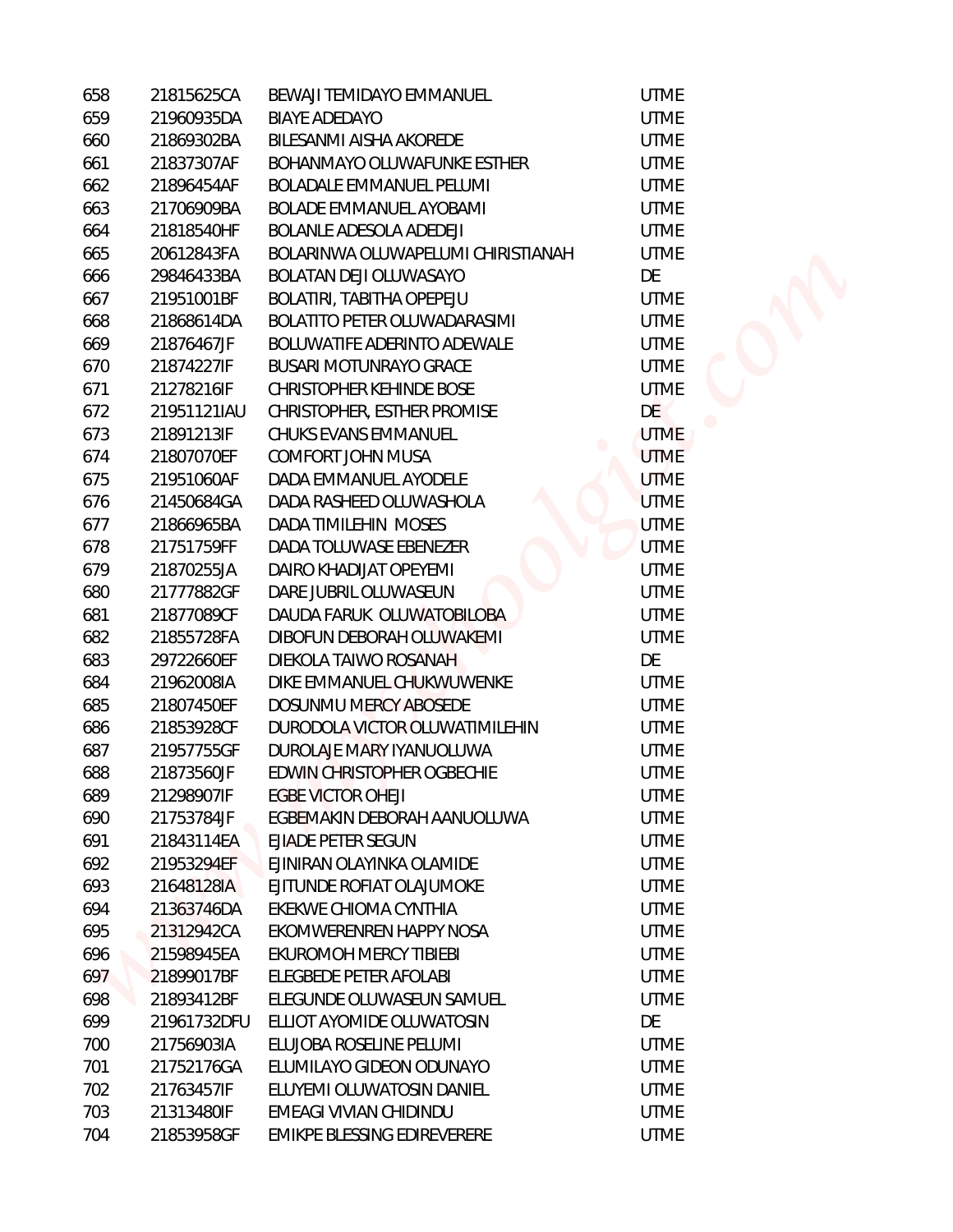| | | | |
|---|---|---|---|
| 658 | 21815625CA | BEWAJI TEMIDAYO EMMANUEL | UTME |
| 659 | 21960935DA | BIAYE ADEDAYO | UTME |
| 660 | 21869302BA | BILESANMI AISHA AKOREDE | UTME |
| 661 | 21837307AF | BOHANMAYO OLUWAFUNKE ESTHER | UTME |
| 662 | 21896454AF | BOLADALE EMMANUEL PELUMI | UTME |
| 663 | 21706909BA | BOLADE EMMANUEL AYOBAMI | UTME |
| 664 | 21818540HF | BOLANLE ADESOLA ADEDEJI | UTME |
| 665 | 20612843FA | BOLARINWA OLUWAPELUMI CHIRISTIANAH | UTME |
| 666 | 29846433BA | BOLATAN DEJI OLUWASAYO | DE |
| 667 | 21951001BF | BOLATIRI, TABITHA OPEPEJU | UTME |
| 668 | 21868614DA | BOLATITO PETER OLUWADARASIMI | UTME |
| 669 | 21876467JF | BOLUWATIFE ADERINTO ADEWALE | UTME |
| 670 | 21874227IF | BUSARI MOTUNRAYO GRACE | UTME |
| 671 | 21278216IF | CHRISTOPHER KEHINDE BOSE | UTME |
| 672 | 21951121IAU | CHRISTOPHER, ESTHER PROMISE | DE |
| 673 | 21891213IF | CHUKS EVANS EMMANUEL | UTME |
| 674 | 21807070EF | COMFORT JOHN MUSA | UTME |
| 675 | 21951060AF | DADA EMMANUEL AYODELE | UTME |
| 676 | 21450684GA | DADA RASHEED OLUWASHOLA | UTME |
| 677 | 21866965BA | DADA TIMILEHIN MOSES | UTME |
| 678 | 21751759FF | DADA TOLUWASE EBENEZER | UTME |
| 679 | 21870255JA | DAIRO KHADIJAT OPEYEMI | UTME |
| 680 | 21777882GF | DARE JUBRIL OLUWASEUN | UTME |
| 681 | 21877089CF | DAUDA FARUK OLUWATOBILOBA | UTME |
| 682 | 21855728FA | DIBOFUN DEBORAH OLUWAKEMI | UTME |
| 683 | 29722660EF | DIEKOLA TAIWO ROSANAH | DE |
| 684 | 21962008IA | DIKE EMMANUEL CHUKWUWENKE | UTME |
| 685 | 21807450EF | DOSUNMU MERCY ABOSEDE | UTME |
| 686 | 21853928CF | DURODOLA VICTOR OLUWATIMILEHIN | UTME |
| 687 | 21957755GF | DUROLAJE MARY IYANUOLUWA | UTME |
| 688 | 21873560JF | EDWIN CHRISTOPHER OGBECHIE | UTME |
| 689 | 21298907IF | EGBE VICTOR OHEJI | UTME |
| 690 | 21753784JF | EGBEMAKIN DEBORAH AANUOLUWA | UTME |
| 691 | 21843114EA | EJIADE PETER SEGUN | UTME |
| 692 | 21953294EF | EJINIRAN OLAYINKA OLAMIDE | UTME |
| 693 | 21648128IA | EJITUNDE ROFIAT OLAJUMOKE | UTME |
| 694 | 21363746DA | EKEKWE CHIOMA CYNTHIA | UTME |
| 695 | 21312942CA | EKOMWERENREN HAPPY NOSA | UTME |
| 696 | 21598945EA | EKUROMOH MERCY TIBIEBI | UTME |
| 697 | 21899017BF | ELEGBEDE PETER AFOLABI | UTME |
| 698 | 21893412BF | ELEGUNDE OLUWASEUN SAMUEL | UTME |
| 699 | 21961732DFU | ELLIOT AYOMIDE OLUWATOSIN | DE |
| 700 | 21756903IA | ELUJOBA ROSELINE PELUMI | UTME |
| 701 | 21752176GA | ELUMILAYO GIDEON ODUNAYO | UTME |
| 702 | 21763457IF | ELUYEMI OLUWATOSIN DANIEL | UTME |
| 703 | 21313480IF | EMEAGI VIVIAN CHIDINDU | UTME |
| 704 | 21853958GF | EMIKPE BLESSING EDIREVERERE | UTME |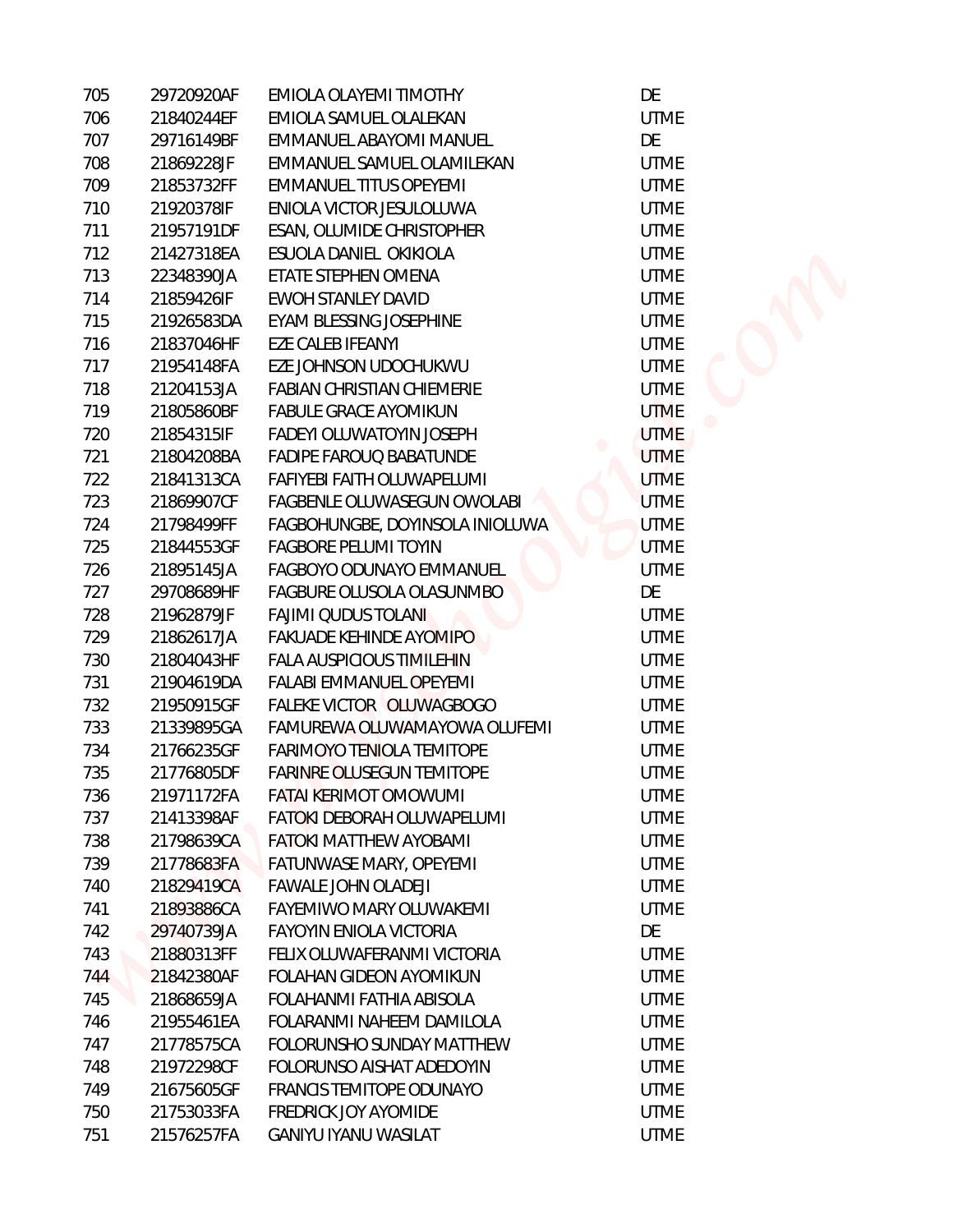| | | | |
|---|---|---|---|
| 705 | 29720920AF | EMIOLA OLAYEMI TIMOTHY | DE |
| 706 | 21840244EF | EMIOLA SAMUEL OLALEKAN | UTME |
| 707 | 29716149BF | EMMANUEL ABAYOMI MANUEL | DE |
| 708 | 21869228JF | EMMANUEL SAMUEL OLAMILEKAN | UTME |
| 709 | 21853732FF | EMMANUEL TITUS OPEYEMI | UTME |
| 710 | 21920378IF | ENIOLA VICTOR JESULOLUWA | UTME |
| 711 | 21957191DF | ESAN, OLUMIDE CHRISTOPHER | UTME |
| 712 | 21427318EA | ESUOLA DANIEL OKIKIOLA | UTME |
| 713 | 22348390JA | ETATE STEPHEN OMENA | UTME |
| 714 | 21859426IF | EWOH STANLEY DAVID | UTME |
| 715 | 21926583DA | EYAM BLESSING JOSEPHINE | UTME |
| 716 | 21837046HF | EZE CALEB IFEANYI | UTME |
| 717 | 21954148FA | EZE JOHNSON UDOCHUKWU | UTME |
| 718 | 21204153JA | FABIAN CHRISTIAN CHIEMERIE | UTME |
| 719 | 21805860BF | FABULE GRACE AYOMIKUN | UTME |
| 720 | 21854315IF | FADEYI OLUWATOYIN JOSEPH | UTME |
| 721 | 21804208BA | FADIPE FAROUQ BABATUNDE | UTME |
| 722 | 21841313CA | FAFIYEBI FAITH OLUWAPELUMI | UTME |
| 723 | 21869907CF | FAGBENLE OLUWASEGUN OWOLABI | UTME |
| 724 | 21798499FF | FAGBOHUNGBE, DOYINSOLA INIOLUWA | UTME |
| 725 | 21844553GF | FAGBORE PELUMI TOYIN | UTME |
| 726 | 21895145JA | FAGBOYO ODUNAYO EMMANUEL | UTME |
| 727 | 29708689HF | FAGBURE OLUSOLA OLASUNMBO | DE |
| 728 | 21962879JF | FAJIMI QUDUS TOLANI | UTME |
| 729 | 21862617JA | FAKUADE KEHINDE AYOMIPO | UTME |
| 730 | 21804043HF | FALA AUSPICIOUS TIMILEHIN | UTME |
| 731 | 21904619DA | FALABI EMMANUEL OPEYEMI | UTME |
| 732 | 21950915GF | FALEKE VICTOR OLUWAGBOGO | UTME |
| 733 | 21339895GA | FAMUREWA OLUWAMAYOWA OLUFEMI | UTME |
| 734 | 21766235GF | FARIMOYO TENIOLA TEMITOPE | UTME |
| 735 | 21776805DF | FARINRE OLUSEGUN TEMITOPE | UTME |
| 736 | 21971172FA | FATAI KERIMOT OMOWUMI | UTME |
| 737 | 21413398AF | FATOKI DEBORAH OLUWAPELUMI | UTME |
| 738 | 21798639CA | FATOKI MATTHEW AYOBAMI | UTME |
| 739 | 21778683FA | FATUNWASE MARY, OPEYEMI | UTME |
| 740 | 21829419CA | FAWALE JOHN OLADEJI | UTME |
| 741 | 21893886CA | FAYEMIWO MARY OLUWAKEMI | UTME |
| 742 | 29740739JA | FAYOYIN ENIOLA VICTORIA | DE |
| 743 | 21880313FF | FELIX OLUWAFERANMI VICTORIA | UTME |
| 744 | 21842380AF | FOLAHAN GIDEON AYOMIKUN | UTME |
| 745 | 21868659JA | FOLAHANMI FATHIA ABISOLA | UTME |
| 746 | 21955461EA | FOLARANMI NAHEEM DAMILOLA | UTME |
| 747 | 21778575CA | FOLORUNSHO SUNDAY MATTHEW | UTME |
| 748 | 21972298CF | FOLORUNSO AISHAT ADEDOYIN | UTME |
| 749 | 21675605GF | FRANCIS TEMITOPE ODUNAYO | UTME |
| 750 | 21753033FA | FREDRICK JOY AYOMIDE | UTME |
| 751 | 21576257FA | GANIYU IYANU WASILAT | UTME |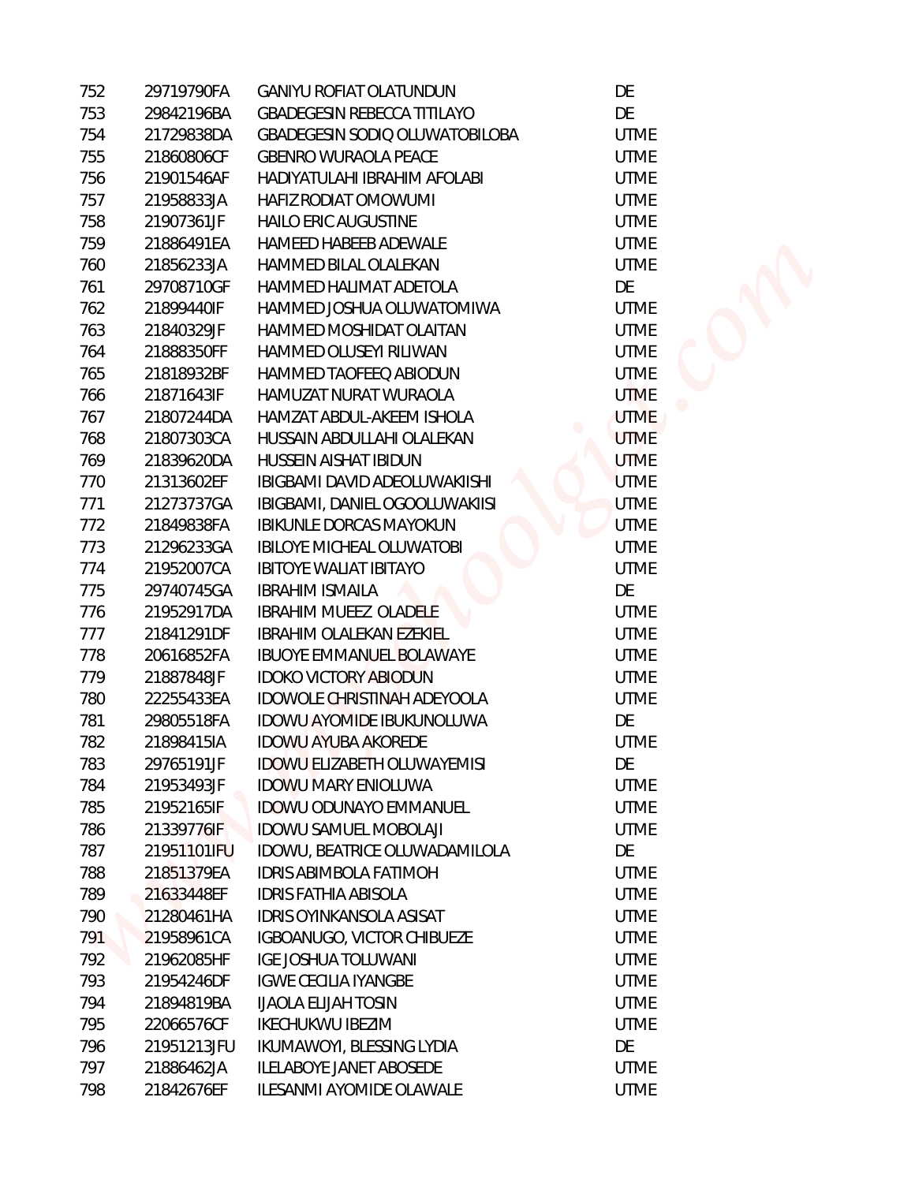| | | | |
|---|---|---|---|
| 752 | 29719790FA | GANIYU ROFIAT OLATUNDUN | DE |
| 753 | 29842196BA | GBADEGESIN REBECCA TITILAYO | DE |
| 754 | 21729838DA | GBADEGESIN SODIQ OLUWATOBILOBA | UTME |
| 755 | 21860806CF | GBENRO WURAOLA PEACE | UTME |
| 756 | 21901546AF | HADIYATULAHI IBRAHIM AFOLABI | UTME |
| 757 | 21958833JA | HAFIZ RODIAT OMOWUMI | UTME |
| 758 | 21907361JF | HAILO ERIC AUGUSTINE | UTME |
| 759 | 21886491EA | HAMEED HABEEB ADEWALE | UTME |
| 760 | 21856233JA | HAMMED BILAL OLALEKAN | UTME |
| 761 | 29708710GF | HAMMED HALIMAT ADETOLA | DE |
| 762 | 21899440IF | HAMMED JOSHUA OLUWATOMIWA | UTME |
| 763 | 21840329JF | HAMMED MOSHIDAT OLAITAN | UTME |
| 764 | 21888350FF | HAMMED OLUSEYI RILIWAN | UTME |
| 765 | 21818932BF | HAMMED TAOFEEQ ABIODUN | UTME |
| 766 | 21871643IF | HAMUZAT NURAT WURAOLA | UTME |
| 767 | 21807244DA | HAMZAT ABDUL-AKEEM ISHOLA | UTME |
| 768 | 21807303CA | HUSSAIN ABDULLAHI OLALEKAN | UTME |
| 769 | 21839620DA | HUSSEIN AISHAT IBIDUN | UTME |
| 770 | 21313602EF | IBIGBAMI DAVID ADEOLUWAKIISHI | UTME |
| 771 | 21273737GA | IBIGBAMI, DANIEL OGOOLUWAKIISI | UTME |
| 772 | 21849838FA | IBIKUNLE DORCAS MAYOKUN | UTME |
| 773 | 21296233GA | IBILOYE MICHEAL OLUWATOBI | UTME |
| 774 | 21952007CA | IBITOYE WALIAT IBITAYO | UTME |
| 775 | 29740745GA | IBRAHIM ISMAILA | DE |
| 776 | 21952917DA | IBRAHIM MUEEZ OLADELE | UTME |
| 777 | 21841291DF | IBRAHIM OLALEKAN EZEKIEL | UTME |
| 778 | 20616852FA | IBUOYE EMMANUEL BOLAWAYE | UTME |
| 779 | 21887848JF | IDOKO VICTORY ABIODUN | UTME |
| 780 | 22255433EA | IDOWOLE CHRISTINAH ADEYOOLA | UTME |
| 781 | 29805518FA | IDOWU AYOMIDE IBUKUNOLUWA | DE |
| 782 | 21898415IA | IDOWU AYUBA AKOREDE | UTME |
| 783 | 29765191JF | IDOWU ELIZABETH OLUWAYEMISI | DE |
| 784 | 21953493JF | IDOWU MARY ENIOLUWA | UTME |
| 785 | 21952165IF | IDOWU ODUNAYO EMMANUEL | UTME |
| 786 | 21339776IF | IDOWU SAMUEL MOBOLAJI | UTME |
| 787 | 21951101IFU | IDOWU, BEATRICE OLUWADAMILOLA | DE |
| 788 | 21851379EA | IDRIS ABIMBOLA FATIMOH | UTME |
| 789 | 21633448EF | IDRIS FATHIA ABISOLA | UTME |
| 790 | 21280461HA | IDRIS OYINKANSOLA ASISAT | UTME |
| 791 | 21958961CA | IGBOANUGO, VICTOR CHIBUEZE | UTME |
| 792 | 21962085HF | IGE JOSHUA TOLUWANI | UTME |
| 793 | 21954246DF | IGWE CECILIA IYANGBE | UTME |
| 794 | 21894819BA | IJAOLA ELIJAH TOSIN | UTME |
| 795 | 22066576CF | IKECHUKWU IBEZIM | UTME |
| 796 | 21951213JFU | IKUMAWOYI, BLESSING LYDIA | DE |
| 797 | 21886462JA | ILELABOYE JANET ABOSEDE | UTME |
| 798 | 21842676EF | ILESANMI AYOMIDE OLAWALE | UTME |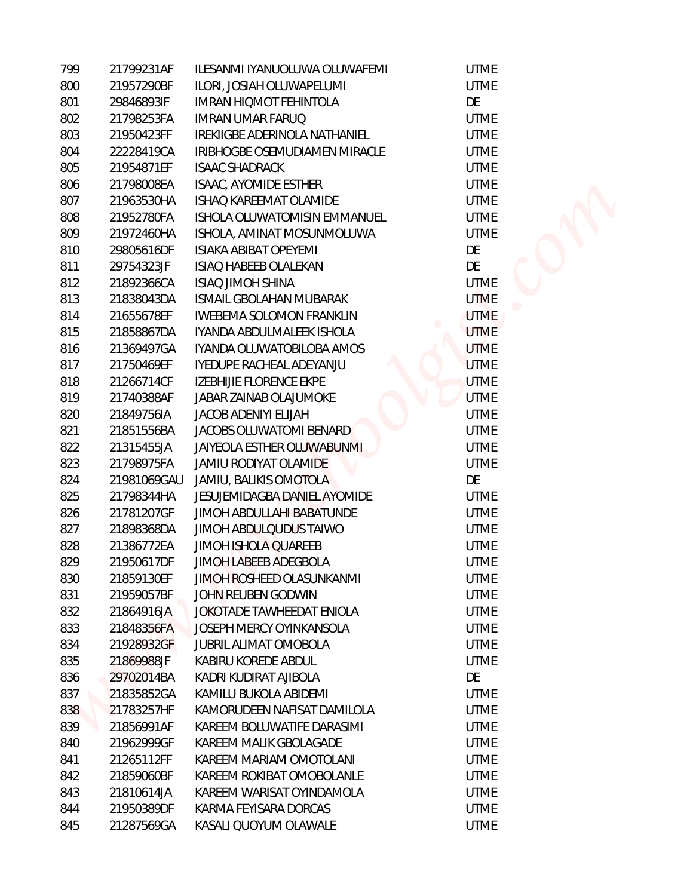| | | | |
|---|---|---|---|
| 799 | 21799231AF | ILESANMI IYANUOLUWA OLUWAFEMI | UTME |
| 800 | 21957290BF | ILORI, JOSIAH OLUWAPELUMI | UTME |
| 801 | 29846893IF | IMRAN HIQMOT FEHINTOLA | DE |
| 802 | 21798253FA | IMRAN UMAR FARUQ | UTME |
| 803 | 21950423FF | IREKIIGBE ADERINOLA NATHANIEL | UTME |
| 804 | 22228419CA | IRIBHOGBE OSEMUDIAMEN MIRACLE | UTME |
| 805 | 21954871EF | ISAAC SHADRACK | UTME |
| 806 | 21798008EA | ISAAC, AYOMIDE ESTHER | UTME |
| 807 | 21963530HA | ISHAQ KAREEMAT OLAMIDE | UTME |
| 808 | 21952780FA | ISHOLA OLUWATOMISIN EMMANUEL | UTME |
| 809 | 21972460HA | ISHOLA, AMINAT MOSUNMOLUWA | UTME |
| 810 | 29805616DF | ISIAKA ABIBAT OPEYEMI | DE |
| 811 | 29754323JF | ISIAQ HABEEB OLALEKAN | DE |
| 812 | 21892366CA | ISIAQ JIMOH SHINA | UTME |
| 813 | 21838043DA | ISMAIL GBOLAHAN MUBARAK | UTME |
| 814 | 21655678EF | IWEBEMA SOLOMON FRANKLIN | UTME |
| 815 | 21858867DA | IYANDA ABDULMALEEK ISHOLA | UTME |
| 816 | 21369497GA | IYANDA OLUWATOBILOBA AMOS | UTME |
| 817 | 21750469EF | IYEDUPE RACHEAL ADEYANJU | UTME |
| 818 | 21266714CF | IZEBHIJIE FLORENCE EKPE | UTME |
| 819 | 21740388AF | JABAR ZAINAB OLAJUMOKE | UTME |
| 820 | 21849756IA | JACOB ADENIYI ELIJAH | UTME |
| 821 | 21851556BA | JACOBS OLUWATOMI BENARD | UTME |
| 822 | 21315455JA | JAIYEOLA ESTHER OLUWABUNMI | UTME |
| 823 | 21798975FA | JAMIU RODIYAT OLAMIDE | UTME |
| 824 | 21981069GAU | JAMIU, BALIKIS OMOTOLA | DE |
| 825 | 21798344HA | JESUJEMIDAGBA DANIEL AYOMIDE | UTME |
| 826 | 21781207GF | JIMOH ABDULLAHI BABATUNDE | UTME |
| 827 | 21898368DA | JIMOH ABDULQUDUS TAIWO | UTME |
| 828 | 21386772EA | JIMOH ISHOLA QUAREEB | UTME |
| 829 | 21950617DF | JIMOH LABEEB ADEGBOLA | UTME |
| 830 | 21859130EF | JIMOH ROSHEED OLASUNKANMI | UTME |
| 831 | 21959057BF | JOHN REUBEN GODWIN | UTME |
| 832 | 21864916JA | JOKOTADE TAWHEEDAT ENIOLA | UTME |
| 833 | 21848356FA | JOSEPH MERCY OYINKANSOLA | UTME |
| 834 | 21928932GF | JUBRIL ALIMAT OMOBOLA | UTME |
| 835 | 21869988JF | KABIRU KOREDE ABDUL | UTME |
| 836 | 29702014BA | KADRI KUDIRAT AJIBOLA | DE |
| 837 | 21835852GA | KAMILU BUKOLA ABIDEMI | UTME |
| 838 | 21783257HF | KAMORUDEEN NAFISAT DAMILOLA | UTME |
| 839 | 21856991AF | KAREEM BOLUWATIFE DARASIMI | UTME |
| 840 | 21962999GF | KAREEM MALIK GBOLAGADE | UTME |
| 841 | 21265112FF | KAREEM MARIAM OMOTOLANI | UTME |
| 842 | 21859060BF | KAREEM ROKIBAT OMOBOLANLE | UTME |
| 843 | 21810614JA | KAREEM WARISAT OYINDAMOLA | UTME |
| 844 | 21950389DF | KARMA FEYISARA DORCAS | UTME |
| 845 | 21287569GA | KASALI QUOYUM OLAWALE | UTME |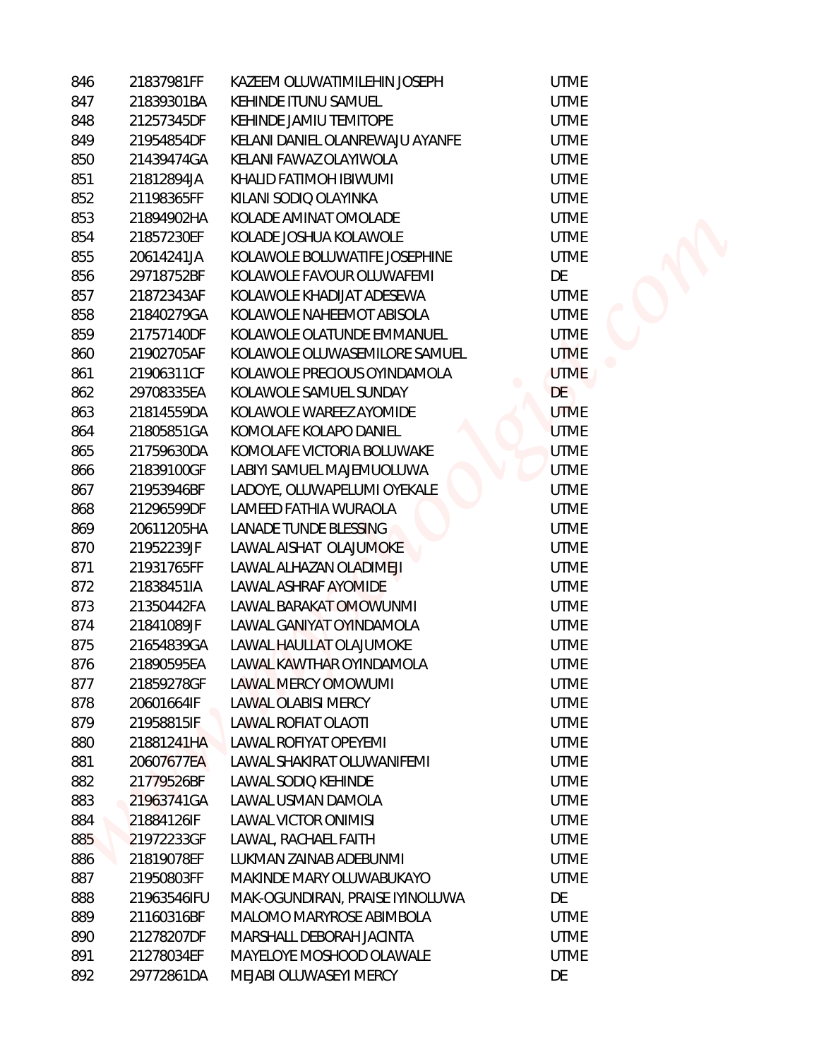| | | | |
|---|---|---|---|
| 846 | 21837981FF | KAZEEM OLUWATIMILEHIN JOSEPH | UTME |
| 847 | 21839301BA | KEHINDE ITUNU SAMUEL | UTME |
| 848 | 21257345DF | KEHINDE JAMIU TEMITOPE | UTME |
| 849 | 21954854DF | KELANI DANIEL OLANREWAJU AYANFE | UTME |
| 850 | 21439474GA | KELANI FAWAZ OLAYIWOLA | UTME |
| 851 | 21812894JA | KHALID FATIMOH IBIWUMI | UTME |
| 852 | 21198365FF | KILANI SODIQ OLAYINKA | UTME |
| 853 | 21894902HA | KOLADE AMINAT OMOLADE | UTME |
| 854 | 21857230EF | KOLADE JOSHUA KOLAWOLE | UTME |
| 855 | 20614241JA | KOLAWOLE BOLUWATIFE JOSEPHINE | UTME |
| 856 | 29718752BF | KOLAWOLE FAVOUR OLUWAFEMI | DE |
| 857 | 21872343AF | KOLAWOLE KHADIJAT ADESEWA | UTME |
| 858 | 21840279GA | KOLAWOLE NAHEEMOT ABISOLA | UTME |
| 859 | 21757140DF | KOLAWOLE OLATUNDE EMMANUEL | UTME |
| 860 | 21902705AF | KOLAWOLE OLUWASEMILORE SAMUEL | UTME |
| 861 | 21906311CF | KOLAWOLE PRECIOUS OYINDAMOLA | UTME |
| 862 | 29708335EA | KOLAWOLE SAMUEL SUNDAY | DE |
| 863 | 21814559DA | KOLAWOLE WAREEZ AYOMIDE | UTME |
| 864 | 21805851GA | KOMOLAFE KOLAPO DANIEL | UTME |
| 865 | 21759630DA | KOMOLAFE VICTORIA BOLUWAKE | UTME |
| 866 | 21839100GF | LABIYI SAMUEL MAJEMUOLUWA | UTME |
| 867 | 21953946BF | LADOYE, OLUWAPELUMI OYEKALE | UTME |
| 868 | 21296599DF | LAMEED FATHIA WURAOLA | UTME |
| 869 | 20611205HA | LANADE TUNDE BLESSING | UTME |
| 870 | 21952239JF | LAWAL AISHAT OLAJUMOKE | UTME |
| 871 | 21931765FF | LAWAL ALHAZAN OLADIMEJI | UTME |
| 872 | 21838451IA | LAWAL ASHRAF AYOMIDE | UTME |
| 873 | 21350442FA | LAWAL BARAKAT OMOWUNMI | UTME |
| 874 | 21841089JF | LAWAL GANIYAT OYINDAMOLA | UTME |
| 875 | 21654839GA | LAWAL HAULLAT OLAJUMOKE | UTME |
| 876 | 21890595EA | LAWAL KAWTHAR OYINDAMOLA | UTME |
| 877 | 21859278GF | LAWAL MERCY OMOWUMI | UTME |
| 878 | 20601664IF | LAWAL OLABISI MERCY | UTME |
| 879 | 21958815IF | LAWAL ROFIAT OLAOTI | UTME |
| 880 | 21881241HA | LAWAL ROFIYAT OPEYEMI | UTME |
| 881 | 20607677EA | LAWAL SHAKIRAT OLUWANIFEMI | UTME |
| 882 | 21779526BF | LAWAL SODIQ KEHINDE | UTME |
| 883 | 21963741GA | LAWAL USMAN DAMOLA | UTME |
| 884 | 21884126IF | LAWAL VICTOR ONIMISI | UTME |
| 885 | 21972233GF | LAWAL, RACHAEL FAITH | UTME |
| 886 | 21819078EF | LUKMAN ZAINAB ADEBUNMI | UTME |
| 887 | 21950803FF | MAKINDE MARY OLUWABUKAYO | UTME |
| 888 | 21963546IFU | MAK-OGUNDIRAN, PRAISE IYINOLUWA | DE |
| 889 | 21160316BF | MALOMO MARYROSE ABIMBOLA | UTME |
| 890 | 21278207DF | MARSHALL DEBORAH JACINTA | UTME |
| 891 | 21278034EF | MAYELOYE MOSHOOD OLAWALE | UTME |
| 892 | 29772861DA | MEJABI OLUWASEYI MERCY | DE |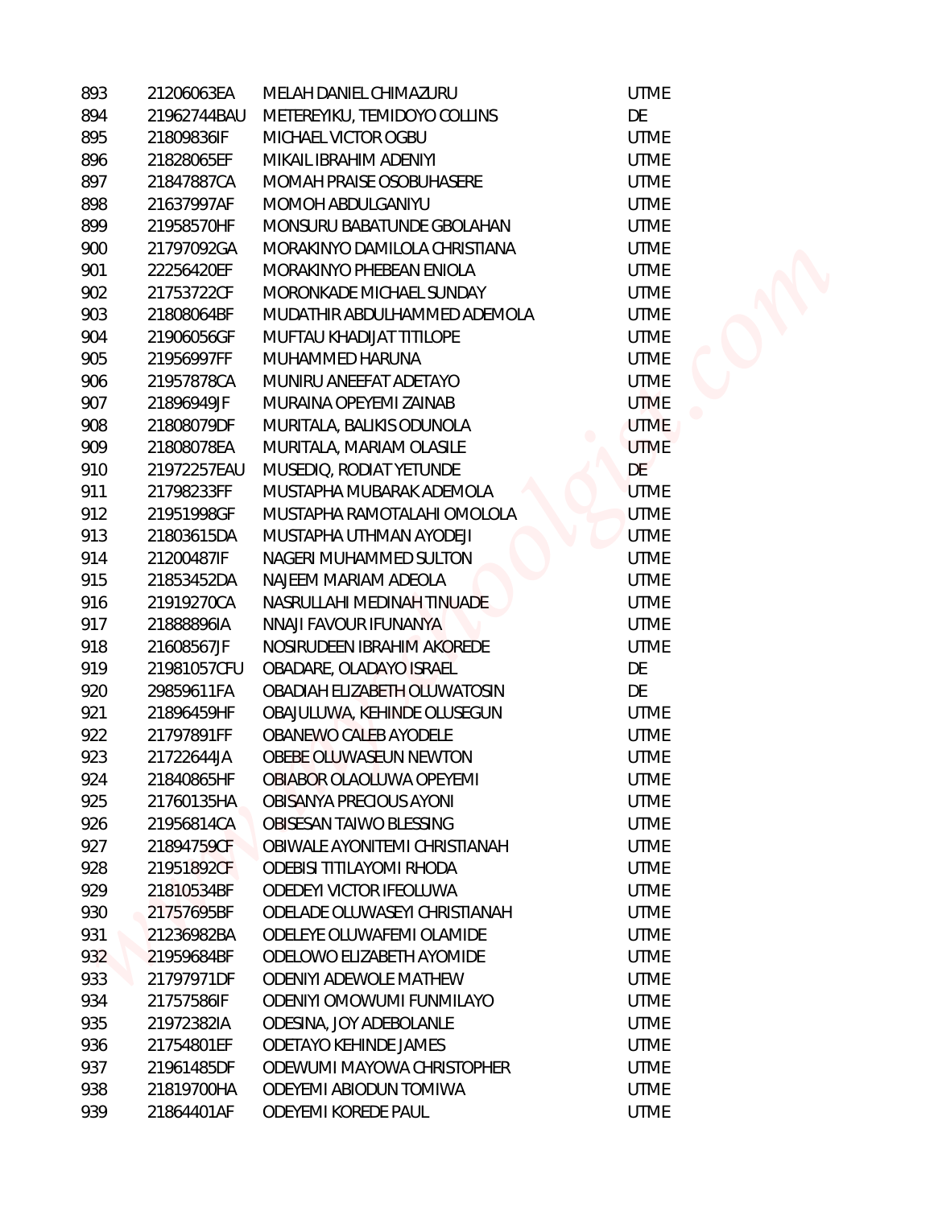| | | | |
|---|---|---|---|
| 893 | 21206063EA | MELAH DANIEL CHIMAZURU | UTME |
| 894 | 21962744BAU | METEREYIKU, TEMIDOYO COLLINS | DE |
| 895 | 21809836IF | MICHAEL VICTOR OGBU | UTME |
| 896 | 21828065EF | MIKAIL IBRAHIM ADENIYI | UTME |
| 897 | 21847887CA | MOMAH PRAISE OSOBUHASERE | UTME |
| 898 | 21637997AF | MOMOH ABDULGANIYU | UTME |
| 899 | 21958570HF | MONSURU BABATUNDE GBOLAHAN | UTME |
| 900 | 21797092GA | MORAKINYO DAMILOLA CHRISTIANA | UTME |
| 901 | 22256420EF | MORAKINYO PHEBEAN ENIOLA | UTME |
| 902 | 21753722CF | MORONKADE MICHAEL SUNDAY | UTME |
| 903 | 21808064BF | MUDATHIR ABDULHAMMED ADEMOLA | UTME |
| 904 | 21906056GF | MUFTAU KHADIJAT TITILOPE | UTME |
| 905 | 21956997FF | MUHAMMED HARUNA | UTME |
| 906 | 21957878CA | MUNIRU ANEEFAT ADETAYO | UTME |
| 907 | 21896949JF | MURAINA OPEYEMI ZAINAB | UTME |
| 908 | 21808079DF | MURITALA, BALIKIS ODUNOLA | UTME |
| 909 | 21808078EA | MURITALA, MARIAM OLASILE | UTME |
| 910 | 21972257EAU | MUSEDIQ, RODIAT YETUNDE | DE |
| 911 | 21798233FF | MUSTAPHA MUBARAK ADEMOLA | UTME |
| 912 | 21951998GF | MUSTAPHA RAMOTALAHI OMOLOLA | UTME |
| 913 | 21803615DA | MUSTAPHA UTHMAN AYODEJI | UTME |
| 914 | 21200487IF | NAGERI MUHAMMED SULTON | UTME |
| 915 | 21853452DA | NAJEEM MARIAM ADEOLA | UTME |
| 916 | 21919270CA | NASRULLAHI MEDINAH TINUADE | UTME |
| 917 | 21888896IA | NNAJI FAVOUR IFUNANYA | UTME |
| 918 | 21608567JF | NOSIRUDEEN IBRAHIM AKOREDE | UTME |
| 919 | 21981057CFU | OBADARE, OLADAYO ISRAEL | DE |
| 920 | 29859611FA | OBADIAH ELIZABETH OLUWATOSIN | DE |
| 921 | 21896459HF | OBAJULUWA, KEHINDE OLUSEGUN | UTME |
| 922 | 21797891FF | OBANEWO CALEB AYODELE | UTME |
| 923 | 21722644JA | OBEBE OLUWASEUN NEWTON | UTME |
| 924 | 21840865HF | OBIABOR OLAOLUWA OPEYEMI | UTME |
| 925 | 21760135HA | OBISANYA PRECIOUS AYONI | UTME |
| 926 | 21956814CA | OBISESAN TAIWO BLESSING | UTME |
| 927 | 21894759CF | OBIWALE AYONITEMI CHRISTIANAH | UTME |
| 928 | 21951892CF | ODEBISI TITILAYOMI RHODA | UTME |
| 929 | 21810534BF | ODEDEYI VICTOR IFEOLUWA | UTME |
| 930 | 21757695BF | ODELADE OLUWASEYI CHRISTIANAH | UTME |
| 931 | 21236982BA | ODELEYE OLUWAFEMI OLAMIDE | UTME |
| 932 | 21959684BF | ODELOWO ELIZABETH AYOMIDE | UTME |
| 933 | 21797971DF | ODENIYI ADEWOLE MATHEW | UTME |
| 934 | 21757586IF | ODENIYI OMOWUMI FUNMILAYO | UTME |
| 935 | 21972382IA | ODESINA, JOY ADEBOLANLE | UTME |
| 936 | 21754801EF | ODETAYO KEHINDE JAMES | UTME |
| 937 | 21961485DF | ODEWUMI MAYOWA CHRISTOPHER | UTME |
| 938 | 21819700HA | ODEYEMI ABIODUN TOMIWA | UTME |
| 939 | 21864401AF | ODEYEMI KOREDE PAUL | UTME |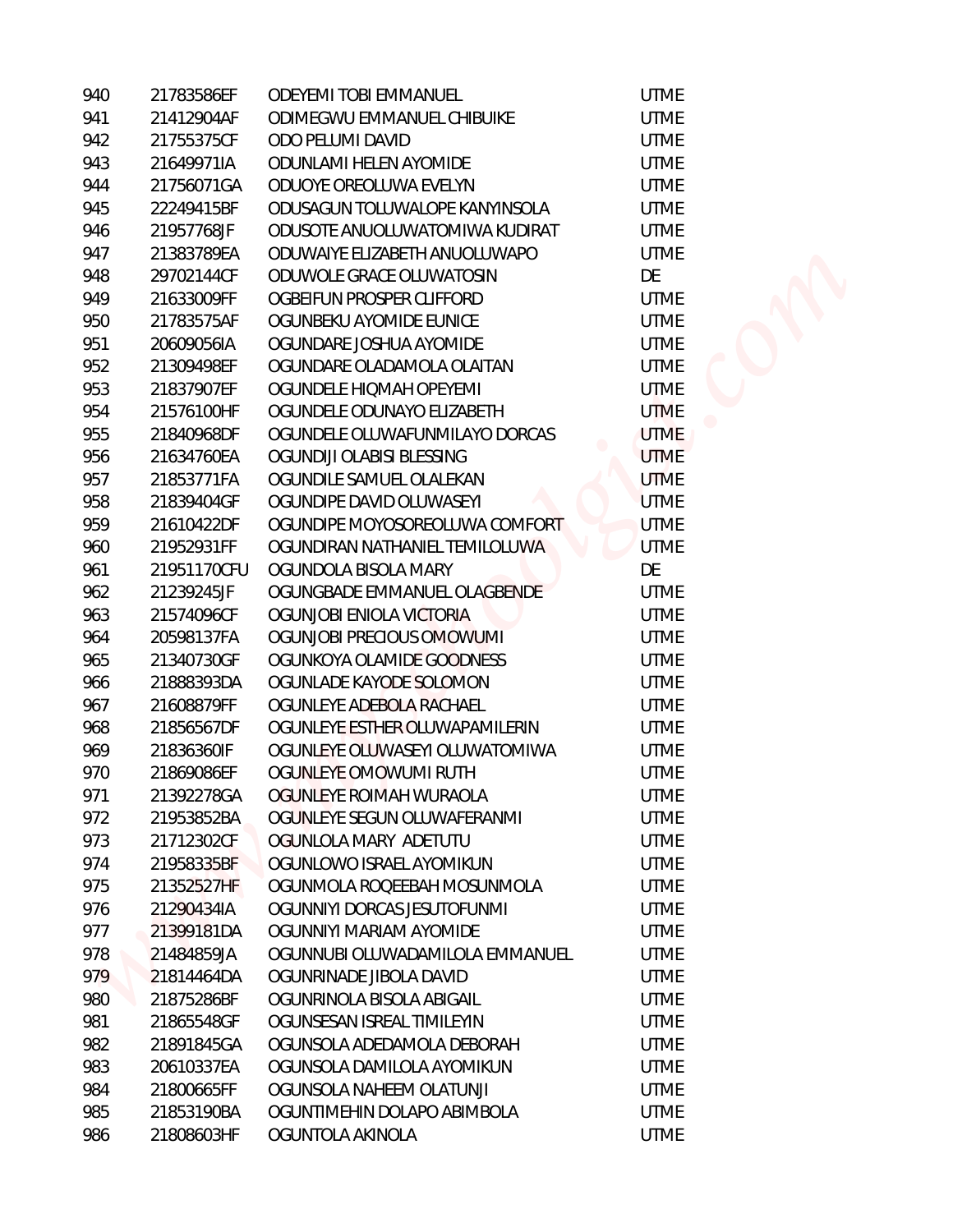| | | | |
|---|---|---|---|
| 940 | 21783586EF | ODEYEMI TOBI EMMANUEL | UTME |
| 941 | 21412904AF | ODIMEGWU EMMANUEL CHIBUIKE | UTME |
| 942 | 21755375CF | ODO PELUMI DAVID | UTME |
| 943 | 21649971IA | ODUNLAMI HELEN AYOMIDE | UTME |
| 944 | 21756071GA | ODUOYE OREOLUWA EVELYN | UTME |
| 945 | 22249415BF | ODUSAGUN TOLUWALOPE KANYINSOLA | UTME |
| 946 | 21957768JF | ODUSOTE ANUOLUWATOMIWA KUDIRAT | UTME |
| 947 | 21383789EA | ODUWAIYE ELIZABETH ANUOLUWAPO | UTME |
| 948 | 29702144CF | ODUWOLE GRACE OLUWATOSIN | DE |
| 949 | 21633009FF | OGBEIFUN PROSPER CLIFFORD | UTME |
| 950 | 21783575AF | OGUNBEKU AYOMIDE EUNICE | UTME |
| 951 | 20609056IA | OGUNDARE JOSHUA AYOMIDE | UTME |
| 952 | 21309498EF | OGUNDARE OLADAMOLA OLAITAN | UTME |
| 953 | 21837907EF | OGUNDELE HIQMAH OPEYEMI | UTME |
| 954 | 21576100HF | OGUNDELE ODUNAYO ELIZABETH | UTME |
| 955 | 21840968DF | OGUNDELE OLUWAFUNMILAYO DORCAS | UTME |
| 956 | 21634760EA | OGUNDIJI OLABISI BLESSING | UTME |
| 957 | 21853771FA | OGUNDILE SAMUEL OLALEKAN | UTME |
| 958 | 21839404GF | OGUNDIPE DAVID OLUWASEYI | UTME |
| 959 | 21610422DF | OGUNDIPE MOYOSOREOLUWA COMFORT | UTME |
| 960 | 21952931FF | OGUNDIRAN NATHANIEL TEMILOLUWA | UTME |
| 961 | 21951170CFU | OGUNDOLA BISOLA MARY | DE |
| 962 | 21239245JF | OGUNGBADE EMMANUEL OLAGBENDE | UTME |
| 963 | 21574096CF | OGUNJOBI ENIOLA VICTORIA | UTME |
| 964 | 20598137FA | OGUNJOBI PRECIOUS OMOWUMI | UTME |
| 965 | 21340730GF | OGUNKOYA OLAMIDE GOODNESS | UTME |
| 966 | 21888393DA | OGUNLADE KAYODE SOLOMON | UTME |
| 967 | 21608879FF | OGUNLEYE ADEBOLA RACHAEL | UTME |
| 968 | 21856567DF | OGUNLEYE ESTHER OLUWAPAMILERIN | UTME |
| 969 | 21836360IF | OGUNLEYE OLUWASEYI OLUWATOMIWA | UTME |
| 970 | 21869086EF | OGUNLEYE OMOWUMI RUTH | UTME |
| 971 | 21392278GA | OGUNLEYE ROIMAH WURAOLA | UTME |
| 972 | 21953852BA | OGUNLEYE SEGUN OLUWAFERANMI | UTME |
| 973 | 21712302CF | OGUNLOLA MARY ADETUTU | UTME |
| 974 | 21958335BF | OGUNLOWO ISRAEL AYOMIKUN | UTME |
| 975 | 21352527HF | OGUNMOLA ROQEEBAH MOSUNMOLA | UTME |
| 976 | 21290434IA | OGUNNIYI DORCAS JESUTOFUNMI | UTME |
| 977 | 21399181DA | OGUNNIYI MARIAM AYOMIDE | UTME |
| 978 | 21484859JA | OGUNNUBI OLUWADAMILOLA EMMANUEL | UTME |
| 979 | 21814464DA | OGUNRINADE JIBOLA DAVID | UTME |
| 980 | 21875286BF | OGUNRINOLA BISOLA ABIGAIL | UTME |
| 981 | 21865548GF | OGUNSESAN ISREAL TIMILEYIN | UTME |
| 982 | 21891845GA | OGUNSOLA ADEDAMOLA DEBORAH | UTME |
| 983 | 20610337EA | OGUNSOLA DAMILOLA AYOMIKUN | UTME |
| 984 | 21800665FF | OGUNSOLA NAHEEM OLATUNJI | UTME |
| 985 | 21853190BA | OGUNTIMEHIN DOLAPO ABIMBOLA | UTME |
| 986 | 21808603HF | OGUNTOLA AKINOLA | UTME |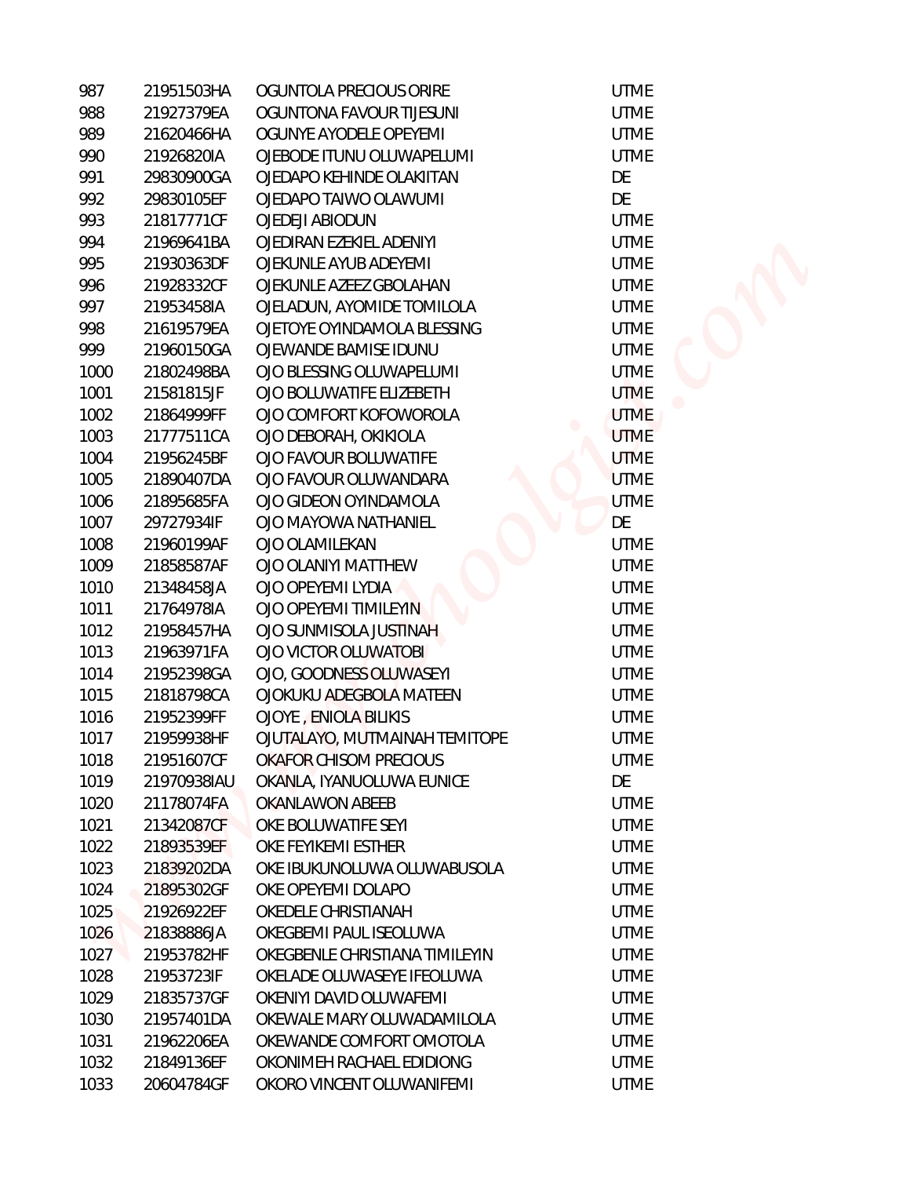| | | | |
|---|---|---|---|
| 987 | 21951503HA | OGUNTOLA PRECIOUS ORIRE | UTME |
| 988 | 21927379EA | OGUNTONA FAVOUR TIJESUNI | UTME |
| 989 | 21620466HA | OGUNYE AYODELE OPEYEMI | UTME |
| 990 | 21926820IA | OJEBODE ITUNU OLUWAPELUMI | UTME |
| 991 | 29830900GA | OJEDAPO KEHINDE OLAKITAN | DE |
| 992 | 29830105EF | OJEDAPO TAIWO OLAWUMI | DE |
| 993 | 21817771CF | OJEDEJI ABIODUN | UTME |
| 994 | 21969641BA | OJEDIRAN EZEKIEL ADENIYI | UTME |
| 995 | 21930363DF | OJEKUNLE AYUB ADEYEMI | UTME |
| 996 | 21928332CF | OJEKUNLE AZEEZ GBOLAHAN | UTME |
| 997 | 21953458IA | OJELADUN, AYOMIDE TOMILOLA | UTME |
| 998 | 21619579EA | OJETOYE OYINDAMOLA BLESSING | UTME |
| 999 | 21960150GA | OJEWANDE BAMISE IDUNU | UTME |
| 1000 | 21802498BA | OJO BLESSING OLUWAPELUMI | UTME |
| 1001 | 21581815JF | OJO BOLUWATIFE ELIZEBETH | UTME |
| 1002 | 21864999FF | OJO COMFORT KOFOWOROLA | UTME |
| 1003 | 21777511CA | OJO DEBORAH, OKIKIOLA | UTME |
| 1004 | 21956245BF | OJO FAVOUR BOLUWATIFE | UTME |
| 1005 | 21890407DA | OJO FAVOUR OLUWANDARA | UTME |
| 1006 | 21895685FA | OJO GIDEON OYINDAMOLA | UTME |
| 1007 | 29727934IF | OJO MAYOWA NATHANIEL | DE |
| 1008 | 21960199AF | OJO OLAMILEKAN | UTME |
| 1009 | 21858587AF | OJO OLANIYI MATTHEW | UTME |
| 1010 | 21348458JA | OJO OPEYEMI LYDIA | UTME |
| 1011 | 21764978IA | OJO OPEYEMI TIMILEYIN | UTME |
| 1012 | 21958457HA | OJO SUNMISOLA JUSTINAH | UTME |
| 1013 | 21963971FA | OJO VICTOR OLUWATOBI | UTME |
| 1014 | 21952398GA | OJO, GOODNESS OLUWASEYI | UTME |
| 1015 | 21818798CA | OJOKUKU ADEGBOLA MATEEN | UTME |
| 1016 | 21952399FF | OJOYE , ENIOLA BILIKIS | UTME |
| 1017 | 21959938HF | OJUTALAYO, MUTMAINAH TEMITOPE | UTME |
| 1018 | 21951607CF | OKAFOR CHISOM PRECIOUS | UTME |
| 1019 | 21970938IAU | OKANLA, IYANUOLUWA EUNICE | DE |
| 1020 | 21178074FA | OKANLAWON ABEEB | UTME |
| 1021 | 21342087CF | OKE BOLUWATIFE SEYI | UTME |
| 1022 | 21893539EF | OKE FEYIKEMI ESTHER | UTME |
| 1023 | 21839202DA | OKE IBUKUNOLUWA OLUWABUSOLA | UTME |
| 1024 | 21895302GF | OKE OPEYEMI DOLAPO | UTME |
| 1025 | 21926922EF | OKEDELE CHRISTIANAH | UTME |
| 1026 | 21838886JA | OKEGBEMI PAUL ISEOLUWA | UTME |
| 1027 | 21953782HF | OKEGBENLE CHRISTIANA TIMILEYIN | UTME |
| 1028 | 21953723IF | OKELADE OLUWASEYE IFEOLUWA | UTME |
| 1029 | 21835737GF | OKENIYI DAVID OLUWAFEMI | UTME |
| 1030 | 21957401DA | OKEWALE MARY OLUWADAMILOLA | UTME |
| 1031 | 21962206EA | OKEWANDE COMFORT OMOTOLA | UTME |
| 1032 | 21849136EF | OKONIMEH RACHAEL EDIDIONG | UTME |
| 1033 | 20604784GF | OKORO VINCENT OLUWANIFEMI | UTME |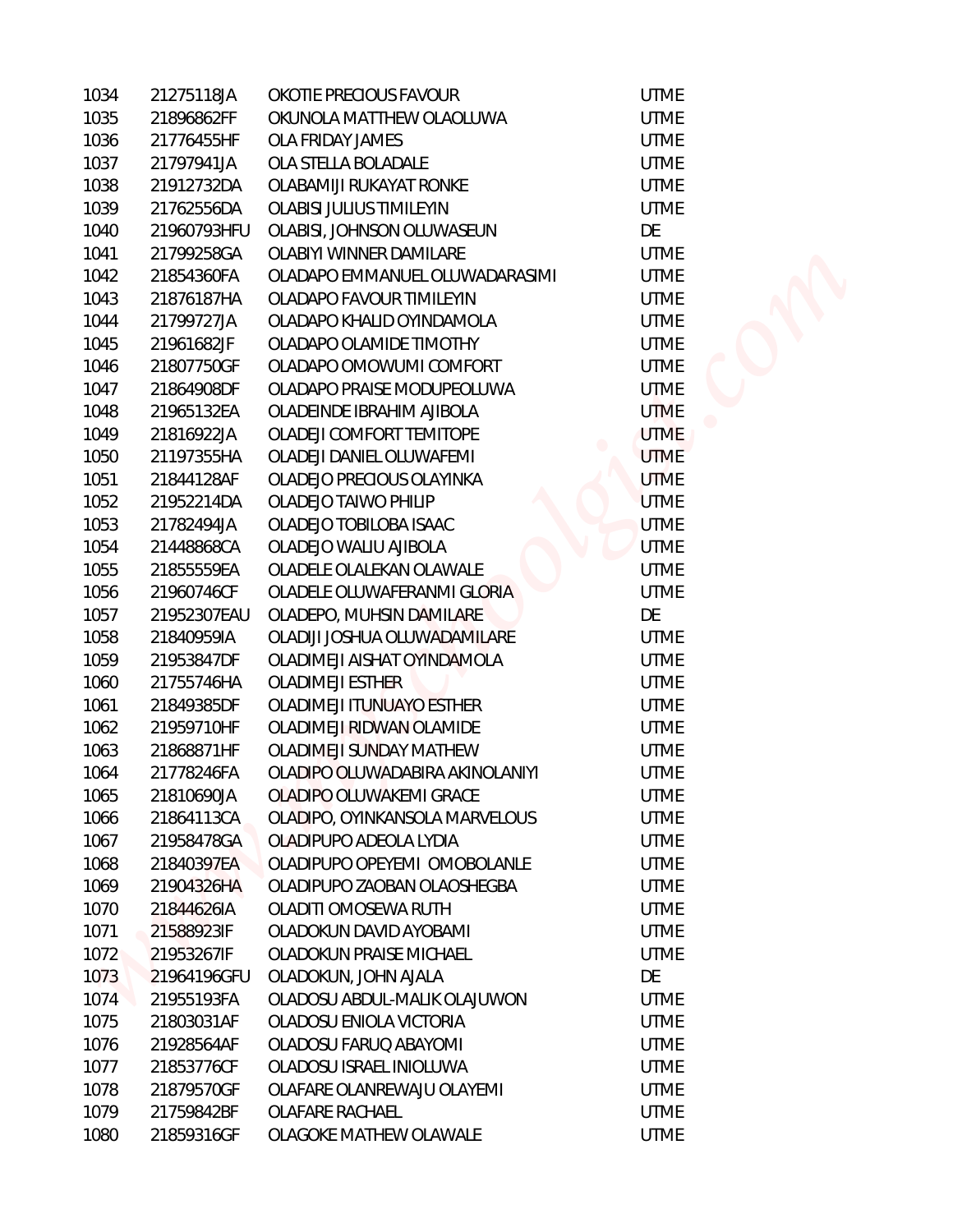| | | | |
|---|---|---|---|
| 1034 | 21275118JA | OKOTIE PRECIOUS FAVOUR | UTME |
| 1035 | 21896862FF | OKUNOLA MATTHEW OLAOLUWA | UTME |
| 1036 | 21776455HF | OLA FRIDAY JAMES | UTME |
| 1037 | 21797941JA | OLA STELLA BOLADALE | UTME |
| 1038 | 21912732DA | OLABAMIJI RUKAYAT RONKE | UTME |
| 1039 | 21762556DA | OLABISI JULIUS TIMILEYIN | UTME |
| 1040 | 21960793HFU | OLABISI, JOHNSON OLUWASEUN | DE |
| 1041 | 21799258GA | OLABIYI WINNER DAMILARE | UTME |
| 1042 | 21854360FA | OLADAPO EMMANUEL OLUWADARASIMI | UTME |
| 1043 | 21876187HA | OLADAPO FAVOUR TIMILEYIN | UTME |
| 1044 | 21799727JA | OLADAPO KHALID OYINDAMOLA | UTME |
| 1045 | 21961682JF | OLADAPO OLAMIDE TIMOTHY | UTME |
| 1046 | 21807750GF | OLADAPO OMOWUMI COMFORT | UTME |
| 1047 | 21864908DF | OLADAPO PRAISE MODUPEOLUWA | UTME |
| 1048 | 21965132EA | OLADEINDE IBRAHIM AJIBOLA | UTME |
| 1049 | 21816922JA | OLADEJI COMFORT TEMITOPE | UTME |
| 1050 | 21197355HA | OLADEJI DANIEL OLUWAFEMI | UTME |
| 1051 | 21844128AF | OLADEJO PRECIOUS OLAYINKA | UTME |
| 1052 | 21952214DA | OLADEJO TAIWO PHILIP | UTME |
| 1053 | 21782494JA | OLADEJO TOBILOBA ISAAC | UTME |
| 1054 | 21448868CA | OLADEJO WALIU AJIBOLA | UTME |
| 1055 | 21855559EA | OLADELE OLALEKAN OLAWALE | UTME |
| 1056 | 21960746CF | OLADELE OLUWAFERANMI GLORIA | UTME |
| 1057 | 21952307EAU | OLADEPO, MUHSIN DAMILARE | DE |
| 1058 | 21840959IA | OLADIJI JOSHUA OLUWADAMILARE | UTME |
| 1059 | 21953847DF | OLADIMEJI AISHAT OYINDAMOLA | UTME |
| 1060 | 21755746HA | OLADIMEJI ESTHER | UTME |
| 1061 | 21849385DF | OLADIMEJI ITUNUAYO ESTHER | UTME |
| 1062 | 21959710HF | OLADIMEJI RIDWAN OLAMIDE | UTME |
| 1063 | 21868871HF | OLADIMEJI SUNDAY MATHEW | UTME |
| 1064 | 21778246FA | OLADIPO OLUWADABIRA AKINOLANIYI | UTME |
| 1065 | 21810690JA | OLADIPO OLUWAKEMI GRACE | UTME |
| 1066 | 21864113CA | OLADIPO, OYINKANSOLA MARVELOUS | UTME |
| 1067 | 21958478GA | OLADIPUPO ADEOLA LYDIA | UTME |
| 1068 | 21840397EA | OLADIPUPO OPEYEMI OMOBOLANLE | UTME |
| 1069 | 21904326HA | OLADIPUPO ZAOBAN OLAOSHEGBA | UTME |
| 1070 | 21844626IA | OLADITI OMOSEWA RUTH | UTME |
| 1071 | 21588923IF | OLADOKUN DAVID AYOBAMI | UTME |
| 1072 | 21953267IF | OLADOKUN PRAISE MICHAEL | UTME |
| 1073 | 21964196GFU | OLADOKUN, JOHN AJALA | DE |
| 1074 | 21955193FA | OLADOSU ABDUL-MALIK OLAJUWON | UTME |
| 1075 | 21803031AF | OLADOSU ENIOLA VICTORIA | UTME |
| 1076 | 21928564AF | OLADOSU FARUQ ABAYOMI | UTME |
| 1077 | 21853776CF | OLADOSU ISRAEL INIOLUWA | UTME |
| 1078 | 21879570GF | OLAFARE OLANREWAJU OLAYEMI | UTME |
| 1079 | 21759842BF | OLAFARE RACHAEL | UTME |
| 1080 | 21859316GF | OLAGOKE MATHEW OLAWALE | UTME |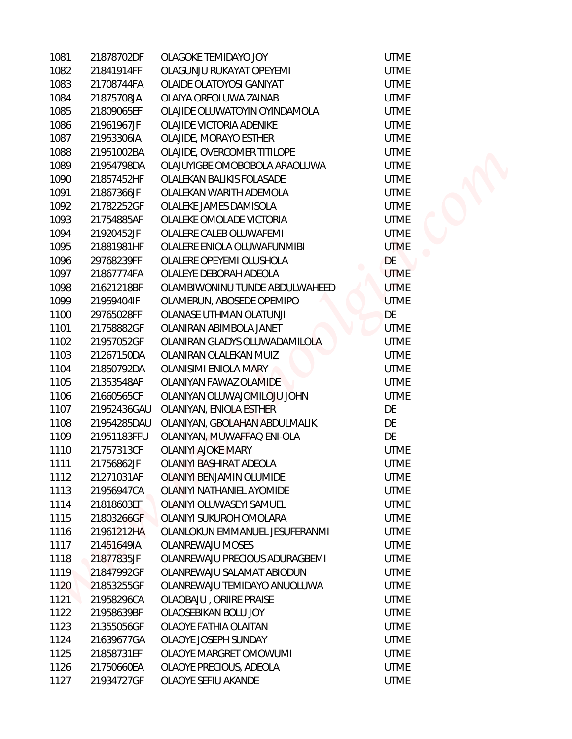| | | | |
|---|---|---|---|
| 1081 | 21878702DF | OLAGOKE TEMIDAYO JOY | UTME |
| 1082 | 21841914FF | OLAGUNJU RUKAYAT OPEYEMI | UTME |
| 1083 | 21708744FA | OLAIDE OLATOYOSI GANIYAT | UTME |
| 1084 | 21875708JA | OLAIYA OREOLUWA ZAINAB | UTME |
| 1085 | 21809065EF | OLAJIDE OLUWATOYIN OYINDAMOLA | UTME |
| 1086 | 21961967JF | OLAJIDE VICTORIA ADENIKE | UTME |
| 1087 | 21953306IA | OLAJIDE, MORAYO ESTHER | UTME |
| 1088 | 21951002BA | OLAJIDE, OVERCOMER TITILOPE | UTME |
| 1089 | 21954798DA | OLAJUYIGBE OMOBOBOLA ARAOLUWA | UTME |
| 1090 | 21857452HF | OLALEKAN BALIKIS FOLASADE | UTME |
| 1091 | 21867366JF | OLALEKAN WARITH ADEMOLA | UTME |
| 1092 | 21782252GF | OLALEKE JAMES DAMISOLA | UTME |
| 1093 | 21754885AF | OLALEKE OMOLADE VICTORIA | UTME |
| 1094 | 21920452JF | OLALERE CALEB OLUWAFEMI | UTME |
| 1095 | 21881981HF | OLALERE ENIOLA OLUWAFUNMIBI | UTME |
| 1096 | 29768239FF | OLALERE OPEYEMI OLUSHOLA | DE |
| 1097 | 21867774FA | OLALEYE DEBORAH ADEOLA | UTME |
| 1098 | 21621218BF | OLAMBIWONINU TUNDE ABDULWAHEED | UTME |
| 1099 | 21959404IF | OLAMERUN, ABOSEDE OPEMIPO | UTME |
| 1100 | 29765028FF | OLANASE UTHMAN OLATUNJI | DE |
| 1101 | 21758882GF | OLANIRAN ABIMBOLA JANET | UTME |
| 1102 | 21957052GF | OLANIRAN GLADYS OLUWADAMILOLA | UTME |
| 1103 | 21267150DA | OLANIRAN OLALEKAN MUIZ | UTME |
| 1104 | 21850792DA | OLANISIMI ENIOLA MARY | UTME |
| 1105 | 21353548AF | OLANIYAN FAWAZ OLAMIDE | UTME |
| 1106 | 21660565CF | OLANIYAN OLUWAJOMILOJU JOHN | UTME |
| 1107 | 21952436GAU | OLANIYAN, ENIOLA ESTHER | DE |
| 1108 | 21954285DAU | OLANIYAN, GBOLAHAN ABDULMALIK | DE |
| 1109 | 21951183FFU | OLANIYAN, MUWAFFAQ ENI-OLA | DE |
| 1110 | 21757313CF | OLANIYI AJOKE MARY | UTME |
| 1111 | 21756862JF | OLANIYI BASHIRAT ADEOLA | UTME |
| 1112 | 21271031AF | OLANIYI BENJAMIN OLUMIDE | UTME |
| 1113 | 21956947CA | OLANIYI NATHANIEL AYOMIDE | UTME |
| 1114 | 21818603EF | OLANIYI OLUWASEYI SAMUEL | UTME |
| 1115 | 21803266GF | OLANIYI SUKUROH OMOLARA | UTME |
| 1116 | 21961212HA | OLANLOKUN EMMANUEL JESUFERANMI | UTME |
| 1117 | 21451649IA | OLANREWAJU MOSES | UTME |
| 1118 | 21877835JF | OLANREWAJU PRECIOUS ADURAGBEMI | UTME |
| 1119 | 21847992GF | OLANREWAJU SALAMAT ABIODUN | UTME |
| 1120 | 21853255GF | OLANREWAJU TEMIDAYO ANUOLUWA | UTME |
| 1121 | 21958296CA | OLAOBAJU , ORIIRE PRAISE | UTME |
| 1122 | 21958639BF | OLAOSEBIKAN BOLU JOY | UTME |
| 1123 | 21355056GF | OLAOYE FATHIA OLAITAN | UTME |
| 1124 | 21639677GA | OLAOYE JOSEPH SUNDAY | UTME |
| 1125 | 21858731EF | OLAOYE MARGRET OMOWUMI | UTME |
| 1126 | 21750660EA | OLAOYE PRECIOUS, ADEOLA | UTME |
| 1127 | 21934727GF | OLAOYE SEFIU AKANDE | UTME |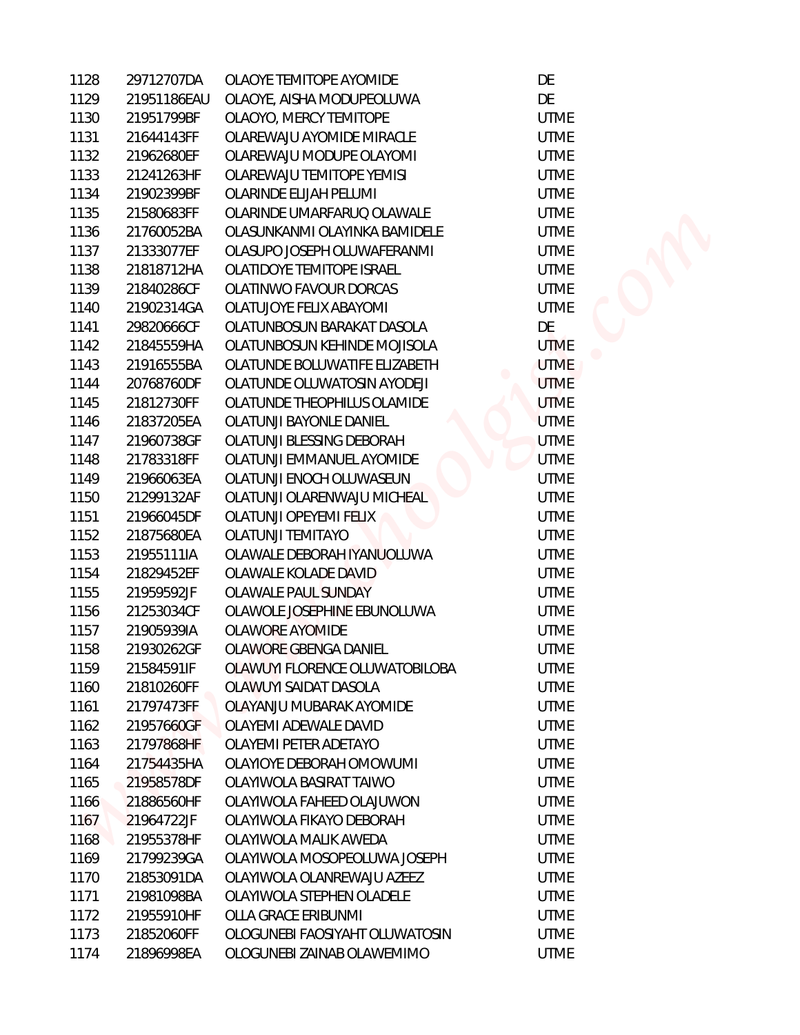| | | | |
|---|---|---|---|
| 1128 | 29712707DA | OLAOYE TEMITOPE AYOMIDE | DE |
| 1129 | 21951186EAU | OLAOYE, AISHA MODUPEOLUWA | DE |
| 1130 | 21951799BF | OLAOYO, MERCY TEMITOPE | UTME |
| 1131 | 21644143FF | OLAREWAJU AYOMIDE MIRACLE | UTME |
| 1132 | 21962680EF | OLAREWAJU MODUPE OLAYOMI | UTME |
| 1133 | 21241263HF | OLAREWAJU TEMITOPE YEMISI | UTME |
| 1134 | 21902399BF | OLARINDE ELIJAH PELUMI | UTME |
| 1135 | 21580683FF | OLARINDE UMARFARUQ OLAWALE | UTME |
| 1136 | 21760052BA | OLASUNKANMI OLAYINKA BAMIDELE | UTME |
| 1137 | 21333077EF | OLASUPO JOSEPH OLUWAFERANMI | UTME |
| 1138 | 21818712HA | OLATIDOYE TEMITOPE ISRAEL | UTME |
| 1139 | 21840286CF | OLATINWO FAVOUR DORCAS | UTME |
| 1140 | 21902314GA | OLATUJOYE FELIX ABAYOMI | UTME |
| 1141 | 29820666CF | OLATUNBOSUN BARAKAT DASOLA | DE |
| 1142 | 21845559HA | OLATUNBOSUN KEHINDE MOJISOLA | UTME |
| 1143 | 21916555BA | OLATUNDE BOLUWATIFE ELIZABETH | UTME |
| 1144 | 20768760DF | OLATUNDE OLUWATOSIN AYODEJI | UTME |
| 1145 | 21812730FF | OLATUNDE THEOPHILUS OLAMIDE | UTME |
| 1146 | 21837205EA | OLATUNJI BAYONLE DANIEL | UTME |
| 1147 | 21960738GF | OLATUNJI BLESSING DEBORAH | UTME |
| 1148 | 21783318FF | OLATUNJI EMMANUEL AYOMIDE | UTME |
| 1149 | 21966063EA | OLATUNJI ENOCH OLUWASEUN | UTME |
| 1150 | 21299132AF | OLATUNJI OLARENWAJU MICHEAL | UTME |
| 1151 | 21966045DF | OLATUNJI OPEYEMI FELIX | UTME |
| 1152 | 21875680EA | OLATUNJI TEMITAYO | UTME |
| 1153 | 21955111IA | OLAWALE DEBORAH IYANUOLUWA | UTME |
| 1154 | 21829452EF | OLAWALE KOLADE DAVID | UTME |
| 1155 | 21959592JF | OLAWALE PAUL SUNDAY | UTME |
| 1156 | 21253034CF | OLAWOLE JOSEPHINE EBUNOLUWA | UTME |
| 1157 | 21905939IA | OLAWORE AYOMIDE | UTME |
| 1158 | 21930262GF | OLAWORE GBENGA DANIEL | UTME |
| 1159 | 21584591IF | OLAWUYI FLORENCE OLUWATOBILOBA | UTME |
| 1160 | 21810260FF | OLAWUYI SAIDAT DASOLA | UTME |
| 1161 | 21797473FF | OLAYANJU MUBARAK AYOMIDE | UTME |
| 1162 | 21957660GF | OLAYEMI ADEWALE DAVID | UTME |
| 1163 | 21797868HF | OLAYEMI PETER ADETAYO | UTME |
| 1164 | 21754435HA | OLAYIOYE DEBORAH OMOWUMI | UTME |
| 1165 | 21958578DF | OLAYIWOLA BASIRAT TAIWO | UTME |
| 1166 | 21886560HF | OLAYIWOLA FAHEED OLAJUWON | UTME |
| 1167 | 21964722JF | OLAYIWOLA FIKAYO DEBORAH | UTME |
| 1168 | 21955378HF | OLAYIWOLA MALIK AWEDA | UTME |
| 1169 | 21799239GA | OLAYIWOLA MOSOPEOLUWA JOSEPH | UTME |
| 1170 | 21853091DA | OLAYIWOLA OLANREWAJU AZEEZ | UTME |
| 1171 | 21981098BA | OLAYIWOLA STEPHEN OLADELE | UTME |
| 1172 | 21955910HF | OLLA GRACE ERIBUNMI | UTME |
| 1173 | 21852060FF | OLOGUNEBI FAOSIYAHT OLUWATOSIN | UTME |
| 1174 | 21896998EA | OLOGUNEBI ZAINAB OLAWEMIMO | UTME |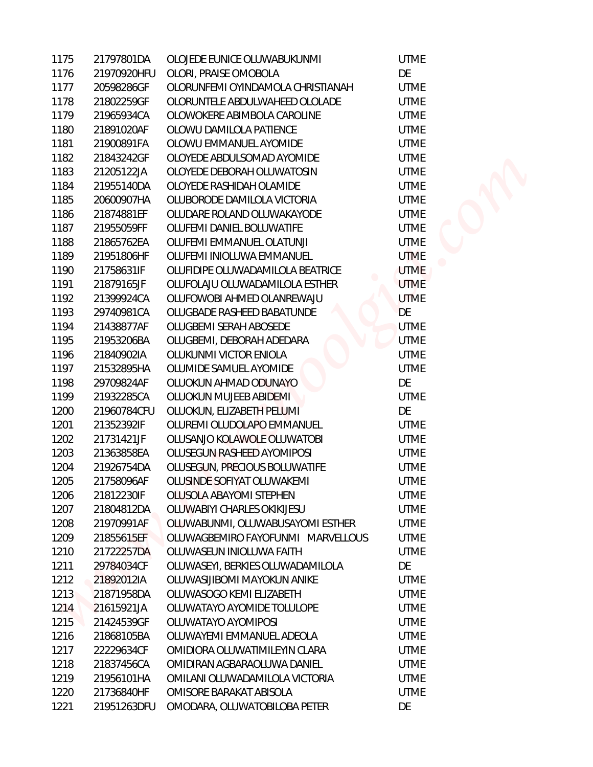| | | | |
|---|---|---|---|
| 1175 | 21797801DA | OLOJEDE EUNICE OLUWABUKUNMI | UTME |
| 1176 | 21970920HFU | OLORI, PRAISE OMOBOLA | DE |
| 1177 | 20598286GF | OLORUNFEMI OYINDAMOLA CHRISTIANAH | UTME |
| 1178 | 21802259GF | OLORUNTELE ABDULWAHEED OLOLADE | UTME |
| 1179 | 21965934CA | OLOWOKERE ABIMBOLA CAROLINE | UTME |
| 1180 | 21891020AF | OLOWU DAMILOLA PATIENCE | UTME |
| 1181 | 21900891FA | OLOWU EMMANUEL AYOMIDE | UTME |
| 1182 | 21843242GF | OLOYEDE ABDULSOMAD AYOMIDE | UTME |
| 1183 | 21205122JA | OLOYEDE DEBORAH OLUWATOSIN | UTME |
| 1184 | 21955140DA | OLOYEDE RASHIDAH OLAMIDE | UTME |
| 1185 | 20600907HA | OLUBORODE DAMILOLA VICTORIA | UTME |
| 1186 | 21874881EF | OLUDARE ROLAND OLUWAKAYODE | UTME |
| 1187 | 21955059FF | OLUFEMI DANIEL BOLUWATIFE | UTME |
| 1188 | 21865762EA | OLUFEMI EMMANUEL OLATUNJI | UTME |
| 1189 | 21951806HF | OLUFEMI INIOLUWA EMMANUEL | UTME |
| 1190 | 21758631IF | OLUFIDIPE OLUWADAMILOLA BEATRICE | UTME |
| 1191 | 21879165JF | OLUFOLAJU OLUWADAMILOLA ESTHER | UTME |
| 1192 | 21399924CA | OLUFOWOBI AHMED OLANREWAJU | UTME |
| 1193 | 29740981CA | OLUGBADE RASHEED BABATUNDE | DE |
| 1194 | 21438877AF | OLUGBEMI SERAH ABOSEDE | UTME |
| 1195 | 21953206BA | OLUGBEMI, DEBORAH ADEDARA | UTME |
| 1196 | 21840902IA | OLUKUNMI VICTOR ENIOLA | UTME |
| 1197 | 21532895HA | OLUMIDE SAMUEL AYOMIDE | UTME |
| 1198 | 29709824AF | OLUOKUN AHMAD ODUNAYO | DE |
| 1199 | 21932285CA | OLUOKUN MUJEEB ABIDEMI | UTME |
| 1200 | 21960784CFU | OLUOKUN, ELIZABETH PELUMI | DE |
| 1201 | 21352392IF | OLUREMI OLUDOLAPO EMMANUEL | UTME |
| 1202 | 21731421JF | OLUSANJO KOLAWOLE OLUWATOBI | UTME |
| 1203 | 21363858EA | OLUSEGUN RASHEED AYOMIPOSI | UTME |
| 1204 | 21926754DA | OLUSEGUN, PRECIOUS BOLUWATIFE | UTME |
| 1205 | 21758096AF | OLUSINDE SOFIYAT OLUWAKEMI | UTME |
| 1206 | 21812230IF | OLUSOLA ABAYOMI STEPHEN | UTME |
| 1207 | 21804812DA | OLUWABIYI CHARLES OKIKIJESU | UTME |
| 1208 | 21970991AF | OLUWABUNMI, OLUWABUSAYOMI ESTHER | UTME |
| 1209 | 21855615EF | OLUWAGBEMIRO FAYOFUNMI MARVELLOUS | UTME |
| 1210 | 21722257DA | OLUWASEUN INIOLUWA FAITH | UTME |
| 1211 | 29784034CF | OLUWASEYI, BERKIES OLUWADAMILOLA | DE |
| 1212 | 21892012IA | OLUWASIJIBOMI MAYOKUN ANIKE | UTME |
| 1213 | 21871958DA | OLUWASOGO KEMI ELIZABETH | UTME |
| 1214 | 21615921JA | OLUWATAYO AYOMIDE TOLULOPE | UTME |
| 1215 | 21424539GF | OLUWATAYO AYOMIPOSI | UTME |
| 1216 | 21868105BA | OLUWAYEMI EMMANUEL ADEOLA | UTME |
| 1217 | 22229634CF | OMIDIORA OLUWATIMILEYIN CLARA | UTME |
| 1218 | 21837456CA | OMIDIRAN AGBARAOLUWA DANIEL | UTME |
| 1219 | 21956101HA | OMILANI OLUWADAMILOLA VICTORIA | UTME |
| 1220 | 21736840HF | OMISORE BARAKAT ABISOLA | UTME |
| 1221 | 21951263DFU | OMODARA, OLUWATOBILOBA PETER | DE |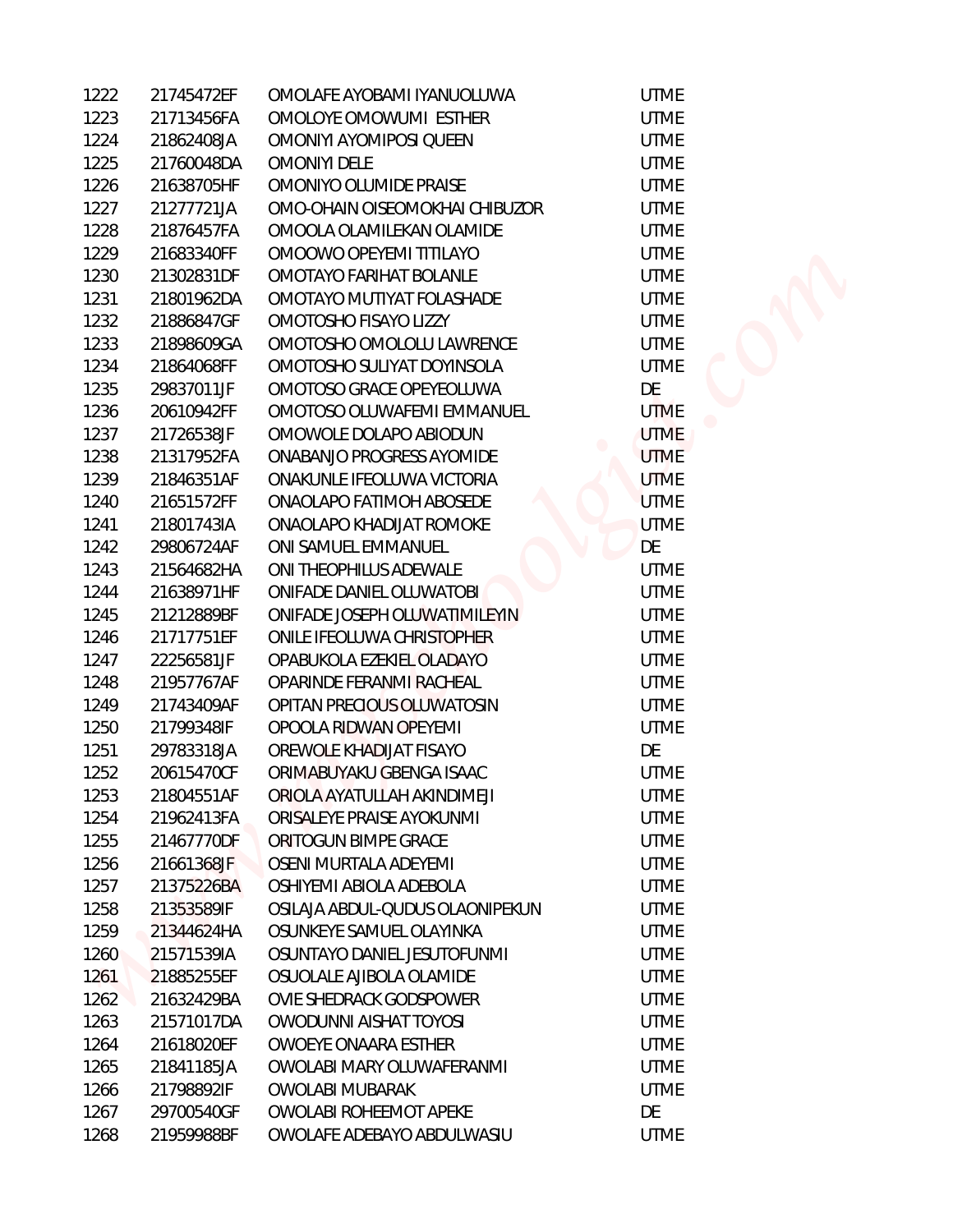| | | | |
|---|---|---|---|
| 1222 | 21745472EF | OMOLAFE AYOBAMI IYANUOLUWA | UTME |
| 1223 | 21713456FA | OMOLOYE OMOWUMI ESTHER | UTME |
| 1224 | 21862408JA | OMONIYI AYOMIPOSI QUEEN | UTME |
| 1225 | 21760048DA | OMONIYI DELE | UTME |
| 1226 | 21638705HF | OMONIYO OLUMIDE PRAISE | UTME |
| 1227 | 21277721JA | OMO-OHAIN OISEOMOKHAI CHIBUZOR | UTME |
| 1228 | 21876457FA | OMOOLA OLAMILEKAN OLAMIDE | UTME |
| 1229 | 21683340FF | OMOOWO OPEYEMI TITILAYO | UTME |
| 1230 | 21302831DF | OMOTAYO FARIHAT BOLANLE | UTME |
| 1231 | 21801962DA | OMOTAYO MUTIYAT FOLASHADE | UTME |
| 1232 | 21886847GF | OMOTOSHO FISAYO LIZZY | UTME |
| 1233 | 21898609GA | OMOTOSHO OMOLOLU LAWRENCE | UTME |
| 1234 | 21864068FF | OMOTOSHO SULIYAT DOYINSOLA | UTME |
| 1235 | 29837011JF | OMOTOSO GRACE OPEYEOLUWA | DE |
| 1236 | 20610942FF | OMOTOSO OLUWAFEMI EMMANUEL | UTME |
| 1237 | 21726538JF | OMOWOLE DOLAPO ABIODUN | UTME |
| 1238 | 21317952FA | ONABANJO PROGRESS AYOMIDE | UTME |
| 1239 | 21846351AF | ONAKUNLE IFEOLUWA VICTORIA | UTME |
| 1240 | 21651572FF | ONAOLAPO FATIMOH ABOSEDE | UTME |
| 1241 | 21801743IA | ONAOLAPO KHADIJAT ROMOKE | UTME |
| 1242 | 29806724AF | ONI SAMUEL EMMANUEL | DE |
| 1243 | 21564682HA | ONI THEOPHILUS ADEWALE | UTME |
| 1244 | 21638971HF | ONIFADE DANIEL OLUWATOBI | UTME |
| 1245 | 21212889BF | ONIFADE JOSEPH OLUWATIMILEYIN | UTME |
| 1246 | 21717751EF | ONILE IFEOLUWA CHRISTOPHER | UTME |
| 1247 | 22256581JF | OPABUKOLA EZEKIEL OLADAYO | UTME |
| 1248 | 21957767AF | OPARINDE FERANMI RACHEAL | UTME |
| 1249 | 21743409AF | OPITAN PRECIOUS OLUWATOSIN | UTME |
| 1250 | 21799348IF | OPOOLA RIDWAN OPEYEMI | UTME |
| 1251 | 29783318JA | OREWOLE KHADIJAT FISAYO | DE |
| 1252 | 20615470CF | ORIMABUYAKU GBENGA ISAAC | UTME |
| 1253 | 21804551AF | ORIOLA AYATULLAH AKINDIMEJI | UTME |
| 1254 | 21962413FA | ORISALEYE PRAISE AYOKUNMI | UTME |
| 1255 | 21467770DF | ORITOGUN BIMPE GRACE | UTME |
| 1256 | 21661368JF | OSENI MURTALA ADEYEMI | UTME |
| 1257 | 21375226BA | OSHIYEMI ABIOLA ADEBOLA | UTME |
| 1258 | 21353589IF | OSILAJA ABDUL-QUDUS OLAONIPEKUN | UTME |
| 1259 | 21344624HA | OSUNKEYE SAMUEL OLAYINKA | UTME |
| 1260 | 21571539IA | OSUNTAYO DANIEL JESUTOFUNMI | UTME |
| 1261 | 21885255EF | OSUOLALE AJIBOLA OLAMIDE | UTME |
| 1262 | 21632429BA | OVIE SHEDRACK GODSPOWER | UTME |
| 1263 | 21571017DA | OWODUNNI AISHAT TOYOSI | UTME |
| 1264 | 21618020EF | OWOEYE ONAARA ESTHER | UTME |
| 1265 | 21841185JA | OWOLABI MARY OLUWAFERANMI | UTME |
| 1266 | 21798892IF | OWOLABI MUBARAK | UTME |
| 1267 | 29700540GF | OWOLABI ROHEEMOT APEKE | DE |
| 1268 | 21959988BF | OWOLAFE ADEBAYO ABDULWASIU | UTME |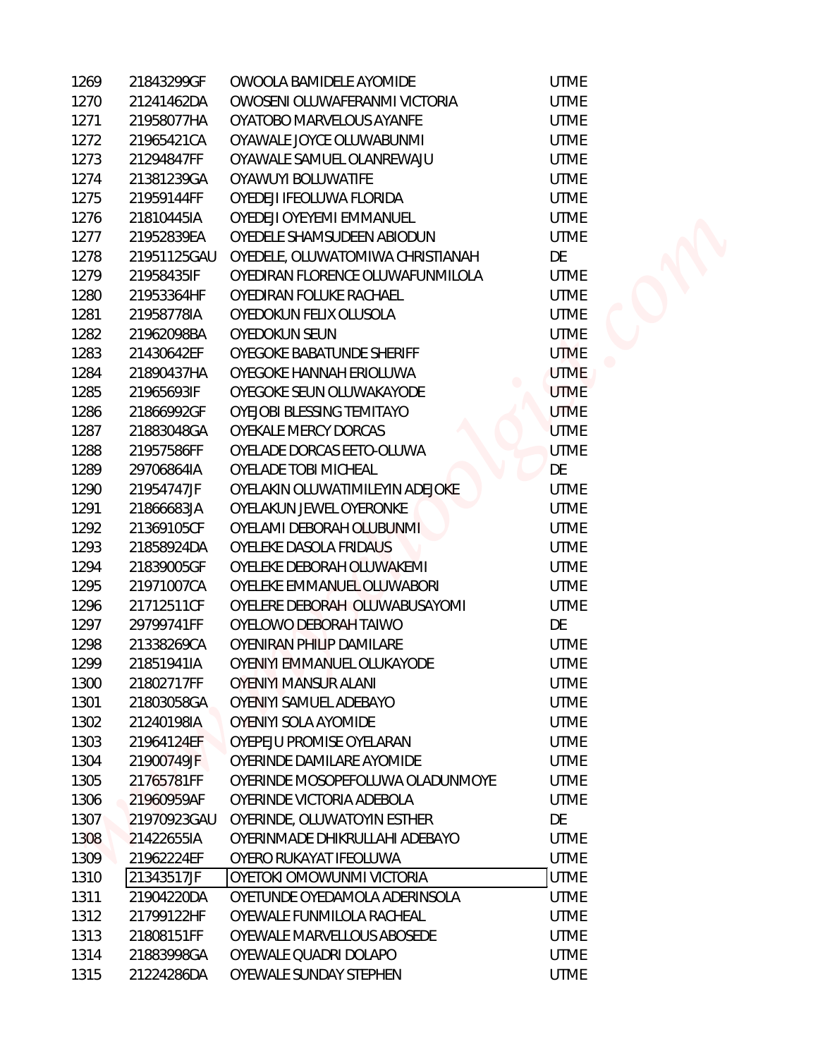| | | | |
|---|---|---|---|
| 1269 | 21843299GF | OWOOLA BAMIDELE AYOMIDE | UTME |
| 1270 | 21241462DA | OWOSENI OLUWAFERANMI VICTORIA | UTME |
| 1271 | 21958077HA | OYATOBO MARVELOUS AYANFE | UTME |
| 1272 | 21965421CA | OYAWALE JOYCE OLUWABUNMI | UTME |
| 1273 | 21294847FF | OYAWALE SAMUEL OLANREWAJU | UTME |
| 1274 | 21381239GA | OYAWUYI BOLUWATIFE | UTME |
| 1275 | 21959144FF | OYEDEJI IFEOLUWA FLORIDA | UTME |
| 1276 | 21810445IA | OYEDEJI OYEYEMI EMMANUEL | UTME |
| 1277 | 21952839EA | OYEDELE SHAMSUDEEN ABIODUN | UTME |
| 1278 | 21951125GAU | OYEDELE, OLUWATOMIWA CHRISTIANAH | DE |
| 1279 | 21958435IF | OYEDIRAN FLORENCE OLUWAFUNMILOLA | UTME |
| 1280 | 21953364HF | OYEDIRAN FOLUKE RACHAEL | UTME |
| 1281 | 21958778IA | OYEDOKUN FELIX OLUSOLA | UTME |
| 1282 | 21962098BA | OYEDOKUN SEUN | UTME |
| 1283 | 21430642EF | OYEGOKE BABATUNDE SHERIFF | UTME |
| 1284 | 21890437HA | OYEGOKE HANNAH ERIOLUWA | UTME |
| 1285 | 21965693IF | OYEGOKE SEUN OLUWAKAYODE | UTME |
| 1286 | 21866992GF | OYEJOBI BLESSING TEMITAYO | UTME |
| 1287 | 21883048GA | OYEKALE MERCY DORCAS | UTME |
| 1288 | 21957586FF | OYELADE DORCAS EETO-OLUWA | UTME |
| 1289 | 29706864IA | OYELADE TOBI MICHEAL | DE |
| 1290 | 21954747JF | OYELAKIN OLUWATIMILEYIN ADEJOKE | UTME |
| 1291 | 21866683JA | OYELAKUN JEWEL OYERONKE | UTME |
| 1292 | 21369105CF | OYELAMI DEBORAH OLUBUNMI | UTME |
| 1293 | 21858924DA | OYELEKE DASOLA FRIDAUS | UTME |
| 1294 | 21839005GF | OYELEKE DEBORAH OLUWAKEMI | UTME |
| 1295 | 21971007CA | OYELEKE EMMANUEL OLUWABORI | UTME |
| 1296 | 21712511CF | OYELERE DEBORAH OLUWABUSAYOMI | UTME |
| 1297 | 29799741FF | OYELOWO DEBORAH TAIWO | DE |
| 1298 | 21338269CA | OYENIRAN PHILIP DAMILARE | UTME |
| 1299 | 21851941IA | OYENIYI EMMANUEL OLUKAYODE | UTME |
| 1300 | 21802717FF | OYENIYI MANSUR ALANI | UTME |
| 1301 | 21803058GA | OYENIYI SAMUEL ADEBAYO | UTME |
| 1302 | 21240198IA | OYENIYI SOLA AYOMIDE | UTME |
| 1303 | 21964124EF | OYEPEJU PROMISE OYELARAN | UTME |
| 1304 | 21900749JF | OYERINDE DAMILARE AYOMIDE | UTME |
| 1305 | 21765781FF | OYERINDE MOSOPEFOLUWA OLADUNMOYE | UTME |
| 1306 | 21960959AF | OYERINDE VICTORIA ADEBOLA | UTME |
| 1307 | 21970923GAU | OYERINDE, OLUWATOYIN ESTHER | DE |
| 1308 | 21422655IA | OYERINMADE DHIKRULLAHI ADEBAYO | UTME |
| 1309 | 21962224EF | OYERO RUKAYAT IFEOLUWA | UTME |
| 1310 | 21343517JF | OYETOKI OMOWUNMI VICTORIA | UTME |
| 1311 | 21904220DA | OYETUNDE OYEDAMOLA ADERINSOLA | UTME |
| 1312 | 21799122HF | OYEWALE FUNMILOLA RACHEAL | UTME |
| 1313 | 21808151FF | OYEWALE MARVELLOUS ABOSEDE | UTME |
| 1314 | 21883998GA | OYEWALE QUADRI DOLAPO | UTME |
| 1315 | 21224286DA | OYEWALE SUNDAY STEPHEN | UTME |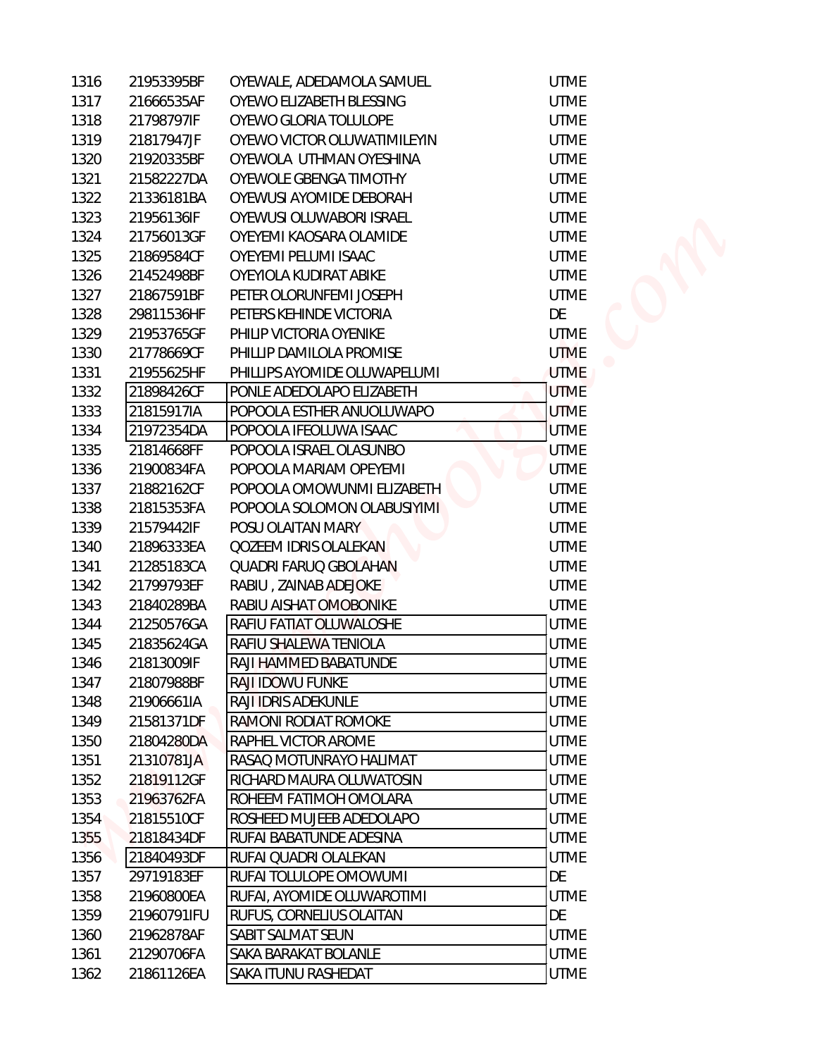| | | | |
|---|---|---|---|
| 1316 | 21953395BF | OYEWALE, ADEDAMOLA SAMUEL | UTME |
| 1317 | 21666535AF | OYEWO ELIZABETH BLESSING | UTME |
| 1318 | 21798797IF | OYEWO GLORIA TOLULOPE | UTME |
| 1319 | 21817947JF | OYEWO VICTOR OLUWATIMILEYIN | UTME |
| 1320 | 21920335BF | OYEWOLA UTHMAN OYESHINA | UTME |
| 1321 | 21582227DA | OYEWOLE GBENGA TIMOTHY | UTME |
| 1322 | 21336181BA | OYEWUSI AYOMIDE DEBORAH | UTME |
| 1323 | 21956136IF | OYEWUSI OLUWABORI ISRAEL | UTME |
| 1324 | 21756013GF | OYEYEMI KAOSARA OLAMIDE | UTME |
| 1325 | 21869584CF | OYEYEMI PELUMI ISAAC | UTME |
| 1326 | 21452498BF | OYEYIOLA KUDIRAT ABIKE | UTME |
| 1327 | 21867591BF | PETER OLORUNFEMI JOSEPH | UTME |
| 1328 | 29811536HF | PETERS KEHINDE VICTORIA | DE |
| 1329 | 21953765GF | PHILIP VICTORIA OYENIKE | UTME |
| 1330 | 21778669CF | PHILLIP DAMILOLA PROMISE | UTME |
| 1331 | 21955625HF | PHILLIPS AYOMIDE OLUWAPELUMI | UTME |
| 1332 | 21898426CF | PONLE ADEDOLAPO ELIZABETH | UTME |
| 1333 | 21815917IA | POPOOLA ESTHER ANUOLUWAPO | UTME |
| 1334 | 21972354DA | POPOOLA IFEOLUWA ISAAC | UTME |
| 1335 | 21814668FF | POPOOLA ISRAEL OLASUNBO | UTME |
| 1336 | 21900834FA | POPOOLA MARIAM OPEYEMI | UTME |
| 1337 | 21882162CF | POPOOLA OMOWUNMI ELIZABETH | UTME |
| 1338 | 21815353FA | POPOOLA SOLOMON OLABUSIYIMI | UTME |
| 1339 | 21579442IF | POSU OLAITAN MARY | UTME |
| 1340 | 21896333EA | QOZEEM IDRIS OLALEKAN | UTME |
| 1341 | 21285183CA | QUADRI FARUQ GBOLAHAN | UTME |
| 1342 | 21799793EF | RABIU , ZAINAB ADEJOKE | UTME |
| 1343 | 21840289BA | RABIU AISHAT OMOBONIKE | UTME |
| 1344 | 21250576GA | RAFIU FATIAT OLUWALOSHE | UTME |
| 1345 | 21835624GA | RAFIU SHALEWA TENIOLA | UTME |
| 1346 | 21813009IF | RAJI HAMMED BABATUNDE | UTME |
| 1347 | 21807988BF | RAJI IDOWU FUNKE | UTME |
| 1348 | 21906661IA | RAJI IDRIS ADEKUNLE | UTME |
| 1349 | 21581371DF | RAMONI RODIAT ROMOKE | UTME |
| 1350 | 21804280DA | RAPHEL VICTOR AROME | UTME |
| 1351 | 21310781JA | RASAQ MOTUNRAYO HALIMAT | UTME |
| 1352 | 21819112GF | RICHARD MAURA OLUWATOSIN | UTME |
| 1353 | 21963762FA | ROHEEM FATIMOH OMOLARA | UTME |
| 1354 | 21815510CF | ROSHEED MUJEEB ADEDOLAPO | UTME |
| 1355 | 21818434DF | RUFAI BABATUNDE ADESINA | UTME |
| 1356 | 21840493DF | RUFAI QUADRI OLALEKAN | UTME |
| 1357 | 29719183EF | RUFAI TOLULOPE OMOWUMI | DE |
| 1358 | 21960800EA | RUFAI, AYOMIDE OLUWAROTIMI | UTME |
| 1359 | 21960791IFU | RUFUS, CORNELIUS OLAITAN | DE |
| 1360 | 21962878AF | SABIT SALMAT SEUN | UTME |
| 1361 | 21290706FA | SAKA BARAKAT BOLANLE | UTME |
| 1362 | 21861126EA | SAKA ITUNU RASHEDAT | UTME |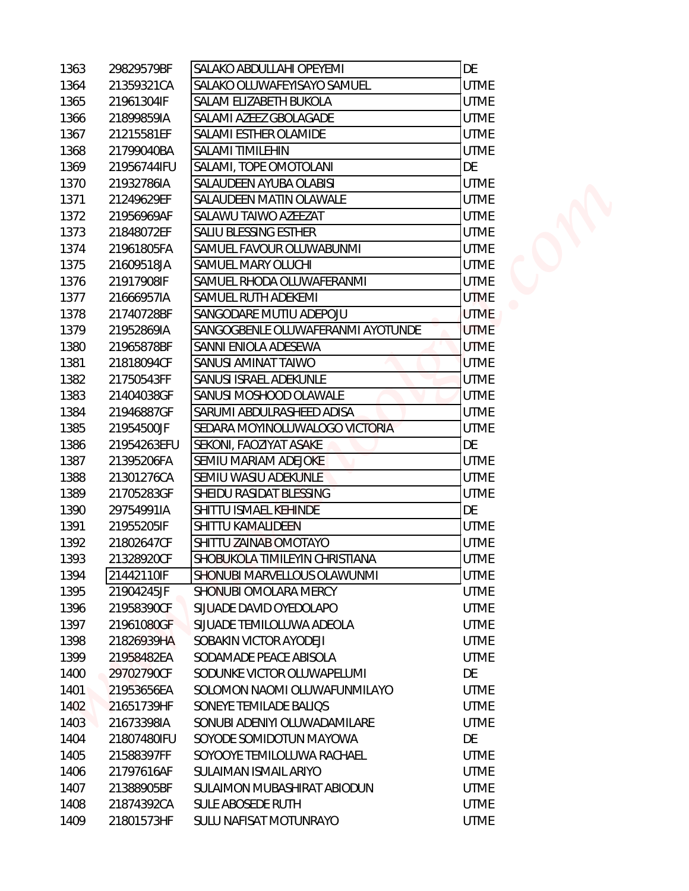| | | | |
|---|---|---|---|
| 1363 | 29829579BF | SALAKO ABDULLAHI OPEYEMI | DE |
| 1364 | 21359321CA | SALAKO OLUWAFEYISAYO SAMUEL | UTME |
| 1365 | 21961304IF | SALAM ELIZABETH BUKOLA | UTME |
| 1366 | 21899859IA | SALAMI AZEEZ GBOLAGADE | UTME |
| 1367 | 21215581EF | SALAMI ESTHER OLAMIDE | UTME |
| 1368 | 21799040BA | SALAMI TIMILEHIN | UTME |
| 1369 | 21956744IFU | SALAMI, TOPE OMOTOLANI | DE |
| 1370 | 21932786IA | SALAUDEEN AYUBA OLABISI | UTME |
| 1371 | 21249629EF | SALAUDEEN MATIN OLAWALE | UTME |
| 1372 | 21956969AF | SALAWU TAIWO AZEEZAT | UTME |
| 1373 | 21848072EF | SALIU BLESSING ESTHER | UTME |
| 1374 | 21961805FA | SAMUEL FAVOUR OLUWABUNMI | UTME |
| 1375 | 21609518JA | SAMUEL MARY OLUCHI | UTME |
| 1376 | 21917908IF | SAMUEL RHODA OLUWAFERANMI | UTME |
| 1377 | 21666957IA | SAMUEL RUTH ADEKEMI | UTME |
| 1378 | 21740728BF | SANGODARE MUTIU ADEPOJU | UTME |
| 1379 | 21952869IA | SANGOGBENLE OLUWAFERANMI AYOTUNDE | UTME |
| 1380 | 21965878BF | SANNI ENIOLA ADESEWA | UTME |
| 1381 | 21818094CF | SANUSI AMINAT TAIWO | UTME |
| 1382 | 21750543FF | SANUSI ISRAEL ADEKUNLE | UTME |
| 1383 | 21404038GF | SANUSI MOSHOOD OLAWALE | UTME |
| 1384 | 21946887GF | SARUMI ABDULRASHEED ADISA | UTME |
| 1385 | 21954500JF | SEDARA MOYINOLUWALOGO VICTORIA | UTME |
| 1386 | 21954263EFU | SEKONI, FAOZIYAT ASAKE | DE |
| 1387 | 21395206FA | SEMIU MARIAM ADEJOKE | UTME |
| 1388 | 21301276CA | SEMIU WASIU ADEKUNLE | UTME |
| 1389 | 21705283GF | SHEIDU RASIDAT BLESSING | UTME |
| 1390 | 29754991IA | SHITTU ISMAEL KEHINDE | DE |
| 1391 | 21955205IF | SHITTU KAMALIDEEN | UTME |
| 1392 | 21802647CF | SHITTU ZAINAB OMOTAYO | UTME |
| 1393 | 21328920CF | SHOBUKOLA TIMILEYIN CHRISTIANA | UTME |
| 1394 | 21442110IF | SHONUBI MARVELLOUS OLAWUNMI | UTME |
| 1395 | 21904245JF | SHONUBI OMOLARA MERCY | UTME |
| 1396 | 21958390CF | SIJUADE DAVID OYEDOLAPO | UTME |
| 1397 | 21961080GF | SIJUADE TEMILOLUWA ADEOLA | UTME |
| 1398 | 21826939HA | SOBAKIN VICTOR AYODEJI | UTME |
| 1399 | 21958482EA | SODAMADE PEACE ABISOLA | UTME |
| 1400 | 29702790CF | SODUNKE VICTOR OLUWAPELUMI | DE |
| 1401 | 21953656EA | SOLOMON NAOMI OLUWAFUNMILAYO | UTME |
| 1402 | 21651739HF | SONEYE TEMILADE BALIQS | UTME |
| 1403 | 21673398IA | SONUBI ADENIYI OLUWADAMILARE | UTME |
| 1404 | 21807480IFU | SOYODE SOMIDOTUN MAYOWA | DE |
| 1405 | 21588397FF | SOYOOYE TEMILOLUWA RACHAEL | UTME |
| 1406 | 21797616AF | SULAIMAN ISMAIL ARIYO | UTME |
| 1407 | 21388905BF | SULAIMON MUBASHIRAT ABIODUN | UTME |
| 1408 | 21874392CA | SULE ABOSEDE RUTH | UTME |
| 1409 | 21801573HF | SULU NAFISAT MOTUNRAYO | UTME |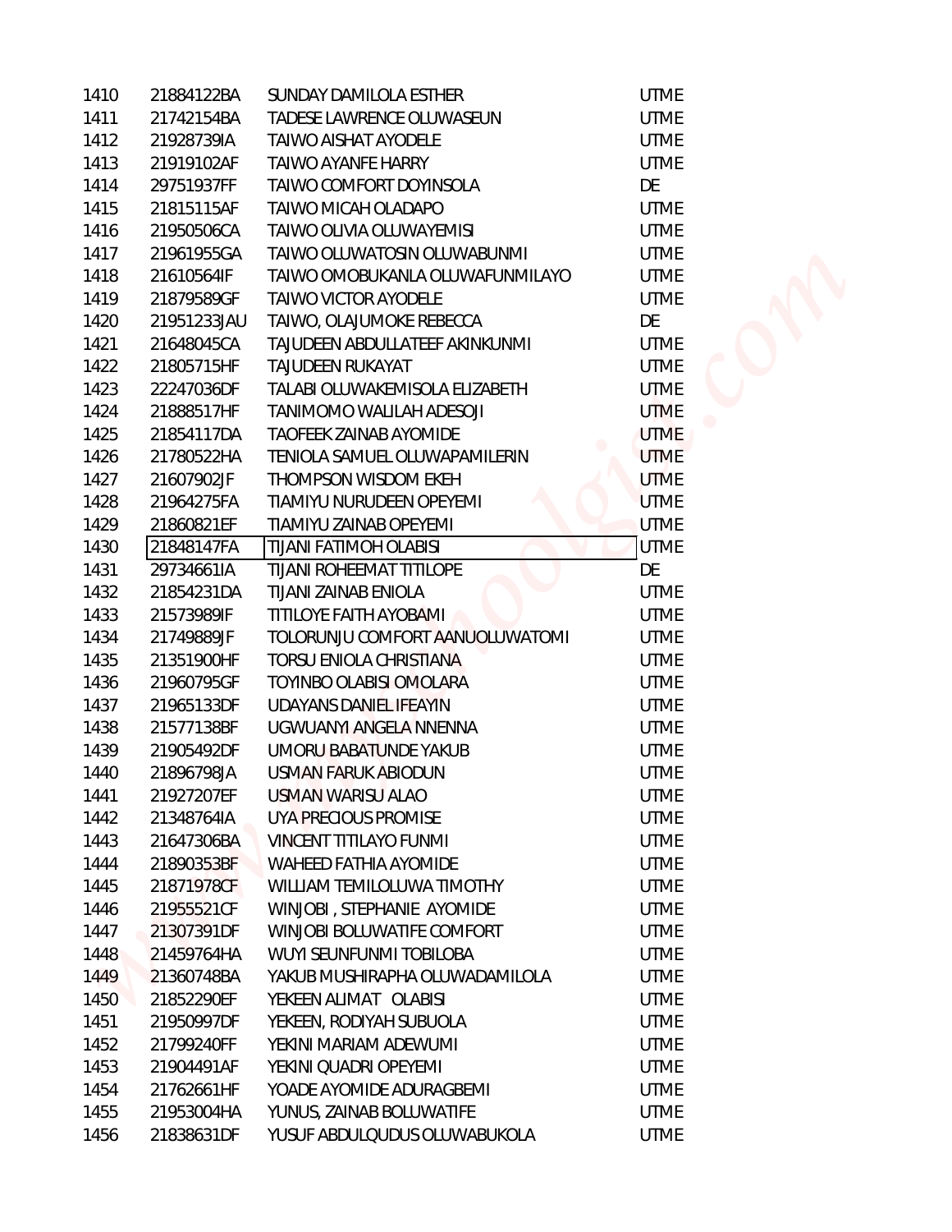| | | | |
|---|---|---|---|
| 1410 | 21884122BA | SUNDAY DAMILOLA ESTHER | UTME |
| 1411 | 21742154BA | TADESE LAWRENCE OLUWASEUN | UTME |
| 1412 | 21928739IA | TAIWO AISHAT AYODELE | UTME |
| 1413 | 21919102AF | TAIWO AYANFE HARRY | UTME |
| 1414 | 29751937FF | TAIWO COMFORT DOYINSOLA | DE |
| 1415 | 21815115AF | TAIWO MICAH OLADAPO | UTME |
| 1416 | 21950506CA | TAIWO OLIVIA OLUWAYEMISI | UTME |
| 1417 | 21961955GA | TAIWO OLUWATOSIN OLUWABUNMI | UTME |
| 1418 | 21610564IF | TAIWO OMOBUKANLA OLUWAFUNMILAYO | UTME |
| 1419 | 21879589GF | TAIWO VICTOR AYODELE | UTME |
| 1420 | 21951233JAU | TAIWO, OLAJUMOKE REBECCA | DE |
| 1421 | 21648045CA | TAJUDEEN ABDULLATEEF AKINKUNMI | UTME |
| 1422 | 21805715HF | TAJUDEEN RUKAYAT | UTME |
| 1423 | 22247036DF | TALABI OLUWAKEMISOLA ELIZABETH | UTME |
| 1424 | 21888517HF | TANIMOMO WALILAH ADESOJI | UTME |
| 1425 | 21854117DA | TAOFEEK ZAINAB AYOMIDE | UTME |
| 1426 | 21780522HA | TENIOLA SAMUEL OLUWAPAMILERIN | UTME |
| 1427 | 21607902JF | THOMPSON WISDOM EKEH | UTME |
| 1428 | 21964275FA | TIAMIYU NURUDEEN OPEYEMI | UTME |
| 1429 | 21860821EF | TIAMIYU ZAINAB OPEYEMI | UTME |
| 1430 | 21848147FA | TIJANI FATIMOH OLABISI | UTME |
| 1431 | 29734661IA | TIJANI ROHEEMAT TITILOPE | DE |
| 1432 | 21854231DA | TIJANI ZAINAB ENIOLA | UTME |
| 1433 | 21573989IF | TITILOYE FAITH AYOBAMI | UTME |
| 1434 | 21749889JF | TOLORUNJU COMFORT AANUOLUWATOMI | UTME |
| 1435 | 21351900HF | TORSU ENIOLA CHRISTIANA | UTME |
| 1436 | 21960795GF | TOYINBO OLABISI OMOLARA | UTME |
| 1437 | 21965133DF | UDAYANS DANIEL IFEAYIN | UTME |
| 1438 | 21577138BF | UGWUANYI ANGELA NNENNA | UTME |
| 1439 | 21905492DF | UMORU BABATUNDE YAKUB | UTME |
| 1440 | 21896798JA | USMAN FARUK ABIODUN | UTME |
| 1441 | 21927207EF | USMAN WARISU ALAO | UTME |
| 1442 | 21348764IA | UYA PRECIOUS PROMISE | UTME |
| 1443 | 21647306BA | VINCENT TITILAYO FUNMI | UTME |
| 1444 | 21890353BF | WAHEED FATHIA AYOMIDE | UTME |
| 1445 | 21871978CF | WILLIAM TEMILOLUWA TIMOTHY | UTME |
| 1446 | 21955521CF | WINJOBI , STEPHANIE AYOMIDE | UTME |
| 1447 | 21307391DF | WINJOBI BOLUWATIFE COMFORT | UTME |
| 1448 | 21459764HA | WUYI SEUNFUNMI TOBILOBA | UTME |
| 1449 | 21360748BA | YAKUB MUSHIRAPHA OLUWADAMILOLA | UTME |
| 1450 | 21852290EF | YEKEEN ALIMAT OLABISI | UTME |
| 1451 | 21950997DF | YEKEEN, RODIYAH SUBUOLA | UTME |
| 1452 | 21799240FF | YEKINI MARIAM ADEWUMI | UTME |
| 1453 | 21904491AF | YEKINI QUADRI OPEYEMI | UTME |
| 1454 | 21762661HF | YOADE AYOMIDE ADURAGBEMI | UTME |
| 1455 | 21953004HA | YUNUS, ZAINAB BOLUWATIFE | UTME |
| 1456 | 21838631DF | YUSUF ABDULQUDUS OLUWABUKOLA | UTME |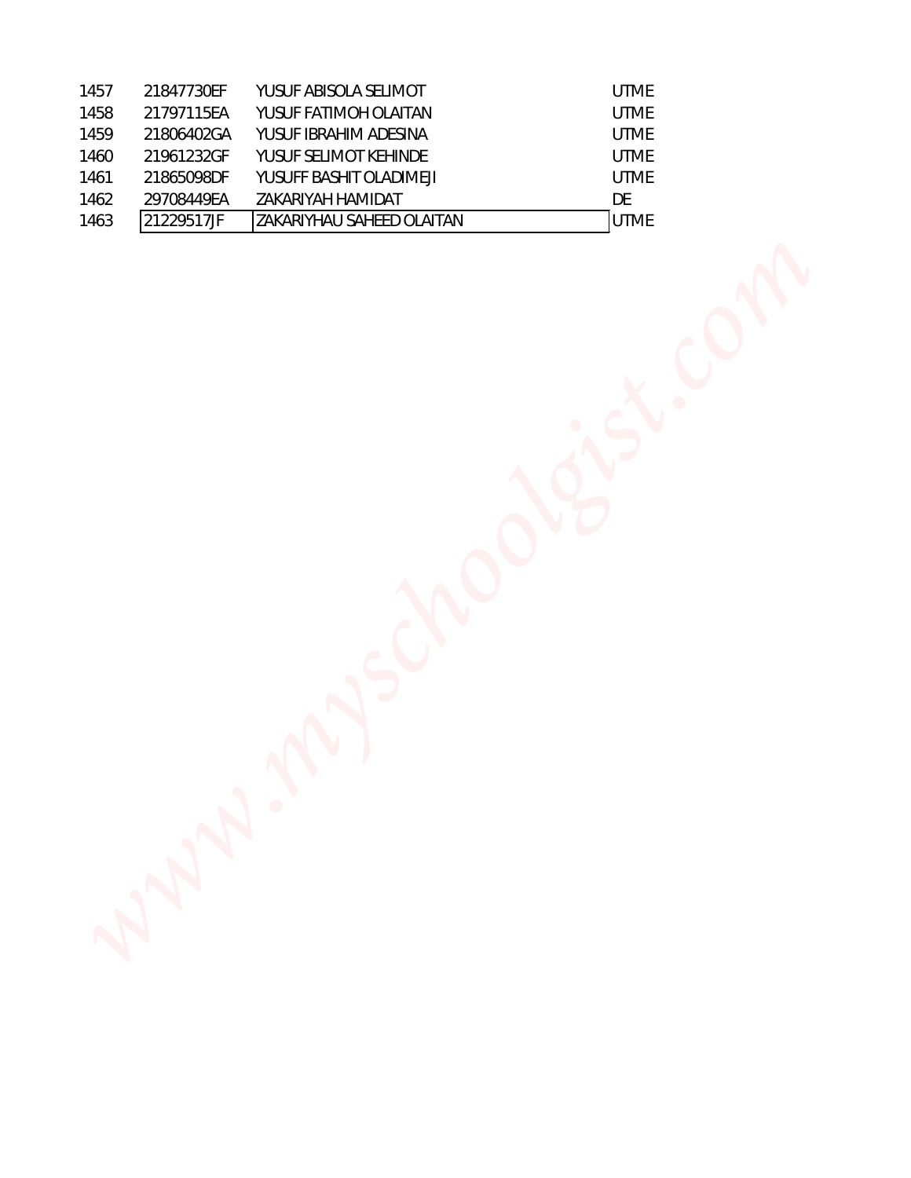| | | | |
|---|---|---|---|
| 1457 | 21847730EF | YUSUF ABISOLA SELIMOT | UTME |
| 1458 | 21797115EA | YUSUF FATIMOH OLAITAN | UTME |
| 1459 | 21806402GA | YUSUF IBRAHIM ADESINA | UTME |
| 1460 | 21961232GF | YUSUF SELIMOT KEHINDE | UTME |
| 1461 | 21865098DF | YUSUFF BASHIT OLADIMEJI | UTME |
| 1462 | 29708449EA | ZAKARIYAH HAMIDAT | DE |
| 1463 | 21229517JF | ZAKARIYHAU SAHEED OLAITAN | UTME |